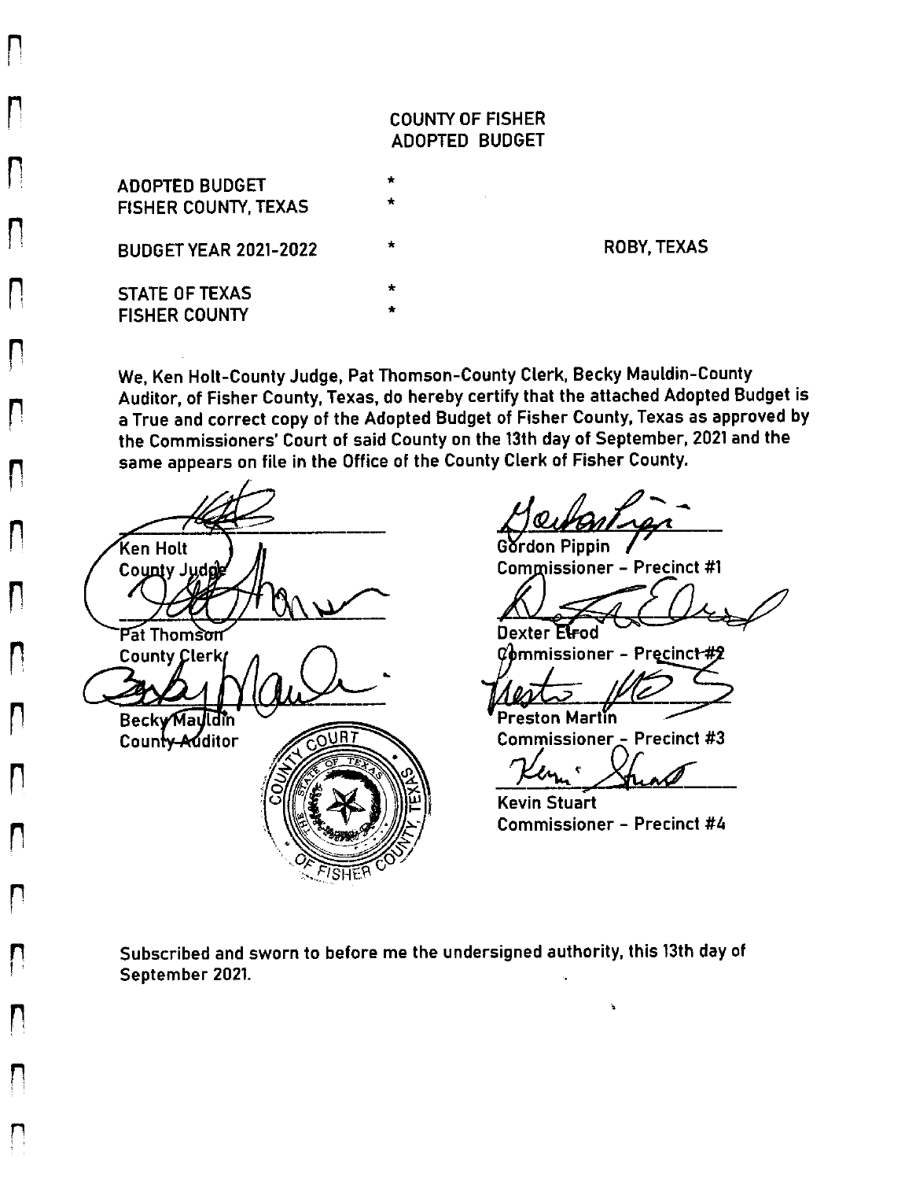COUNTY OF FISHER
ADOPTED BUDGET

| | | |
|---|---|---|
| ADOPTED BUDGET | * | |
| FISHER COUNTY, TEXAS | * | |
| BUDGET YEAR 2021-2022 | * | ROBY, TEXAS |
| STATE OF TEXAS | * | |
| FISHER COUNTY | * | |

We, Ken Holt-County Judge, Pat Thomson-County Clerk, Becky Mauldin-County Auditor, of Fisher County, Texas, do hereby certify that the attached Adopted Budget is a True and correct copy of the Adopted Budget of Fisher County, Texas as approved by the Commissioners' Court of said County on the 13th day of September, 2021 and the same appears on file in the Office of the County Clerk of Fisher County.

Ken Holt
County Judge

Pat Thomson
County Clerk

Becky Mauldin
County Auditor

Gordon Pippin
Commissioner - Precinct #1

Dexter Elrod
Commissioner - Precinct #2

Preston Martin
Commissioner - Precinct #3

Kevin Stuart
Commissioner - Precinct #4

COMMISSIONERS COURT
THE STATE OF TEXAS
FISHER COUNTY, TEXAS

Subscribed and sworn to before me the undersigned authority, this 13th day of September 2021.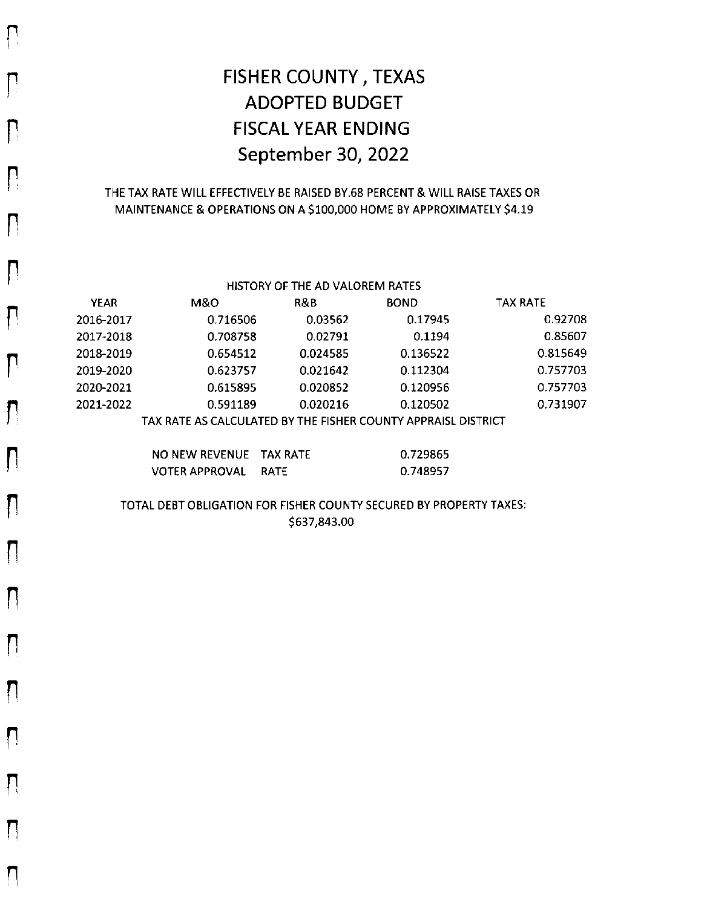# FISHER COUNTY , TEXAS
# ADOPTED BUDGET
# FISCAL YEAR ENDING
# September 30, 2022

THE TAX RATE WILL EFFECTIVELY BE RAISED BY.68 PERCENT & WILL RAISE TAXES OR MAINTENANCE & OPERATIONS ON A $100,000 HOME BY APPROXIMATELY $4.19

HISTORY OF THE AD VALOREM RATES

| YEAR | M&O | R&B | BOND | TAX RATE |
|---|---|---|---|---|
| 2016-2017 | 0.716506 | 0.03562 | 0.17945 | 0.92708 |
| 2017-2018 | 0.708758 | 0.02791 | 0.1194 | 0.85607 |
| 2018-2019 | 0.654512 | 0.024585 | 0.136522 | 0.815649 |
| 2019-2020 | 0.623757 | 0.021642 | 0.112304 | 0.757703 |
| 2020-2021 | 0.615895 | 0.020852 | 0.120956 | 0.757703 |
| 2021-2022 | 0.591189 | 0.020216 | 0.120502 | 0.731907 |

TAX RATE AS CALCULATED BY THE FISHER COUNTY APPRAISL DISTRICT

| | | |
|---|---|---|
| NO NEW REVENUE | TAX RATE | 0.729865 |
| VOTER APPROVAL | RATE | 0.748957 |

TOTAL DEBT OBLIGATION FOR FISHER COUNTY SECURED BY PROPERTY TAXES:
$637,843.00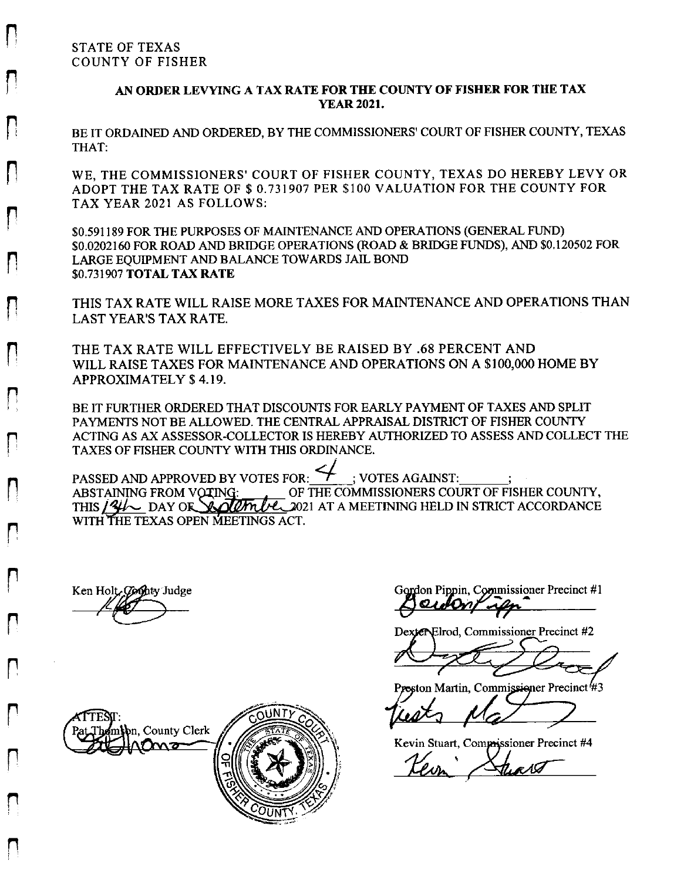STATE OF TEXAS
COUNTY OF FISHER

**AN ORDER LEVYING A TAX RATE FOR THE COUNTY OF FISHER FOR THE TAX YEAR 2021.**

BE IT ORDAINED AND ORDERED, BY THE COMMISSIONERS' COURT OF FISHER COUNTY, TEXAS THAT:

WE, THE COMMISSIONERS' COURT OF FISHER COUNTY, TEXAS DO HEREBY LEVY OR ADOPT THE TAX RATE OF $ 0.731907 PER $100 VALUATION FOR THE COUNTY FOR TAX YEAR 2021 AS FOLLOWS:

$0.591189 FOR THE PURPOSES OF MAINTENANCE AND OPERATIONS (GENERAL FUND)
$0.0202160 FOR ROAD AND BRIDGE OPERATIONS (ROAD & BRIDGE FUNDS), AND $0.120502 FOR LARGE EQUIPMENT AND BALANCE TOWARDS JAIL BOND
$0.731907 **TOTAL TAX RATE**

THIS TAX RATE WILL RAISE MORE TAXES FOR MAINTENANCE AND OPERATIONS THAN LAST YEAR'S TAX RATE.

THE TAX RATE WILL EFFECTIVELY BE RAISED BY .68 PERCENT AND WILL RAISE TAXES FOR MAINTENANCE AND OPERATIONS ON A $100,000 HOME BY APPROXIMATELY $ 4.19.

BE IT FURTHER ORDERED THAT DISCOUNTS FOR EARLY PAYMENT OF TAXES AND SPLIT PAYMENTS NOT BE ALLOWED. THE CENTRAL APPRAISAL DISTRICT OF FISHER COUNTY ACTING AS AX ASSESSOR-COLLECTOR IS HEREBY AUTHORIZED TO ASSESS AND COLLECT THE TAXES OF FISHER COUNTY WITH THIS ORDINANCE.

PASSED AND APPROVED BY VOTES FOR: 4 ; VOTES AGAINST: \_\_\_\_\_\_\_ ; ABSTAINING FROM VOTING: \_\_\_\_\_\_\_ OF THE COMMISSIONERS COURT OF FISHER COUNTY, THIS 13th DAY OF September 2021 AT A MEETINING HELD IN STRICT ACCORDANCE WITH THE TEXAS OPEN MEETINGS ACT.

Ken Holt, County Judge

Gordon Pippin, Commissioner Precinct #1

Dexter Elrod, Commissioner Precinct #2

Preston Martin, Commissioner Precinct #3

Kevin Stuart, Commissioner Precinct #4

ATTEST:
Pat Thomson, County Clerk

COUNTY COURT OF FISHER COUNTY, TEXAS — THE STATE OF TEXAS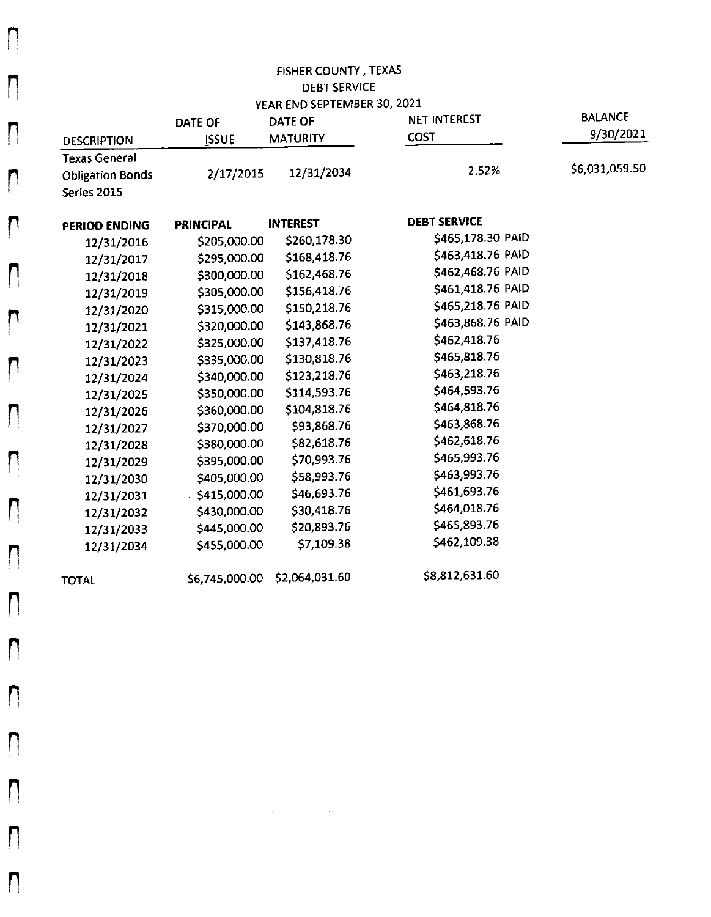# FISHER COUNTY , TEXAS
## DEBT SERVICE
## YEAR END SEPTEMBER 30, 2021

| DESCRIPTION | DATE OF ISSUE | DATE OF MATURITY | NET INTEREST COST | BALANCE 9/30/2021 |
|---|---|---|---|---|
| Texas General Obligation Bonds Series 2015 | 2/17/2015 | 12/31/2034 | 2.52% | $6,031,059.50 |

| PERIOD ENDING | PRINCIPAL | INTEREST | DEBT SERVICE |
|---|---|---|---|
| 12/31/2016 | $205,000.00 | $260,178.30 | $465,178.30 PAID |
| 12/31/2017 | $295,000.00 | $168,418.76 | $463,418.76 PAID |
| 12/31/2018 | $300,000.00 | $162,468.76 | $462,468.76 PAID |
| 12/31/2019 | $305,000.00 | $156,418.76 | $461,418.76 PAID |
| 12/31/2020 | $315,000.00 | $150,218.76 | $465,218.76 PAID |
| 12/31/2021 | $320,000.00 | $143,868.76 | $463,868.76 PAID |
| 12/31/2022 | $325,000.00 | $137,418.76 | $462,418.76 |
| 12/31/2023 | $335,000.00 | $130,818.76 | $465,818.76 |
| 12/31/2024 | $340,000.00 | $123,218.76 | $463,218.76 |
| 12/31/2025 | $350,000.00 | $114,593.76 | $464,593.76 |
| 12/31/2026 | $360,000.00 | $104,818.76 | $464,818.76 |
| 12/31/2027 | $370,000.00 | $93,868.76 | $463,868.76 |
| 12/31/2028 | $380,000.00 | $82,618.76 | $462,618.76 |
| 12/31/2029 | $395,000.00 | $70,993.76 | $465,993.76 |
| 12/31/2030 | $405,000.00 | $58,993.76 | $463,993.76 |
| 12/31/2031 | $415,000.00 | $46,693.76 | $461,693.76 |
| 12/31/2032 | $430,000.00 | $30,418.76 | $464,018.76 |
| 12/31/2033 | $445,000.00 | $20,893.76 | $465,893.76 |
| 12/31/2034 | $455,000.00 | $7,109.38 | $462,109.38 |
| TOTAL | $6,745,000.00 | $2,064,031.60 | $8,812,631.60 |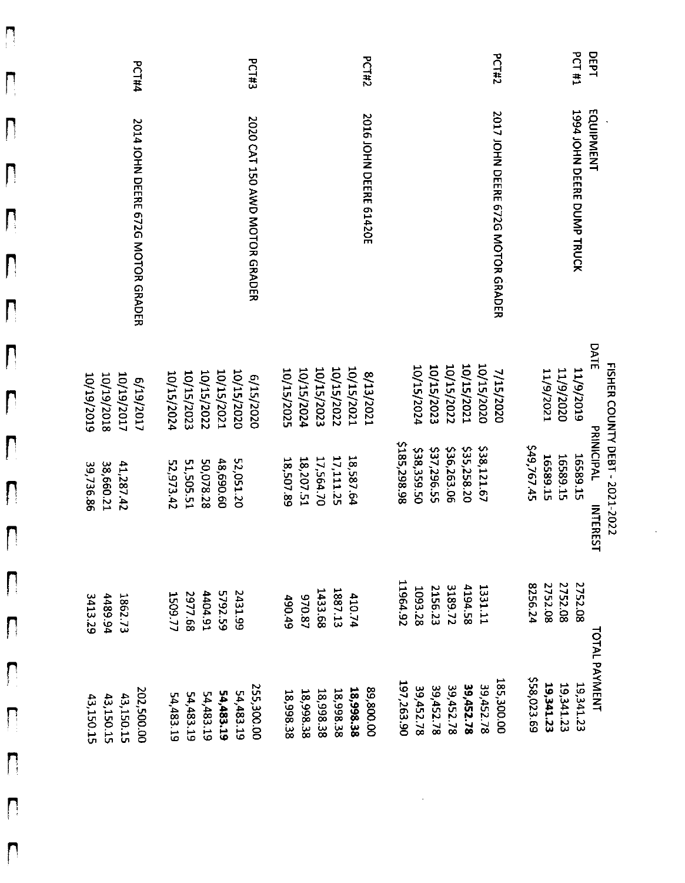# FISHER COUNTY DEBT - 2021-2022

| DEPT | EQUIPMENT | DATE | PRINICIPAL | INTEREST | TOTAL PAYMENT |
|---|---|---|---|---|---|
| PCT #1 | 1994 JOHN DEERE DUMP TRUCK | 11/9/2019 | 16589.15 | 2752.08 | 19,341.23 |
| | | 11/9/2020 | 16589.15 | 2752.08 | 19,341.23 |
| | | 11/9/2021 | 16589.15 | 2752.08 | **19,341.23** |
| | | | $49,767.45 | 8256.24 | $58,023.69 |
| PCT#2 | 2017 JOHN DEERE 672G MOTOR GRADER | 7/15/2020 | | | 185,300.00 |
| | | 10/15/2020 | $38,121.67 | 1331.11 | 39,452.78 |
| | | 10/15/2021 | $35,258.20 | 4194.58 | **39,452.78** |
| | | 10/15/2022 | $36,263.06 | 3189.72 | 39,452.78 |
| | | 10/15/2023 | $37,296.55 | 2156.23 | 39,452.78 |
| | | 10/15/2024 | $38,359.50 | 1093.28 | 39,452.78 |
| | | | $185,298.98 | 11964.92 | 197,263.90 |
| PCT#2 | 2016 JOHN DEERE 6142OE | 8/13/2021 | | | 89,800.00 |
| | | 10/15/2021 | 18,587.64 | 410.74 | **18,998.38** |
| | | 10/15/2022 | 17,111.25 | 1887.13 | 18,998.38 |
| | | 10/15/2023 | 17,564.70 | 1433.68 | 18,998.38 |
| | | 10/15/2024 | 18,207.51 | 970.87 | 18,998.38 |
| | | 10/15/2025 | 18,507.89 | 490.49 | 18,998.38 |
| PCT#3 | 2020 CAT 150 AWD MOTOR GRADER | 6/15/2020 | | | 255,300.00 |
| | | 10/15/2020 | 52,051.20 | 2431.99 | 54,483.19 |
| | | 10/15/2021 | 48,690.60 | 5792.59 | **54,483.19** |
| | | 10/15/2022 | 50,078.28 | 4404.91 | 54,483.19 |
| | | 10/15/2023 | 51,505.51 | 2977.68 | 54,483.19 |
| | | 10/15/2024 | 52,973.42 | 1509.77 | 54,483.19 |
| PCT#4 | 2014 JOHN DEERE 672G MOTOR GRADER | 6/19/2017 | | | 202,500.00 |
| | | 10/19/2017 | 41,287.42 | 1862.73 | 43,150.15 |
| | | 10/19/2018 | 38,660.21 | 4489.94 | 43,150.15 |
| | | 10/19/2019 | 39,736.86 | 3413.29 | 43,150.15 |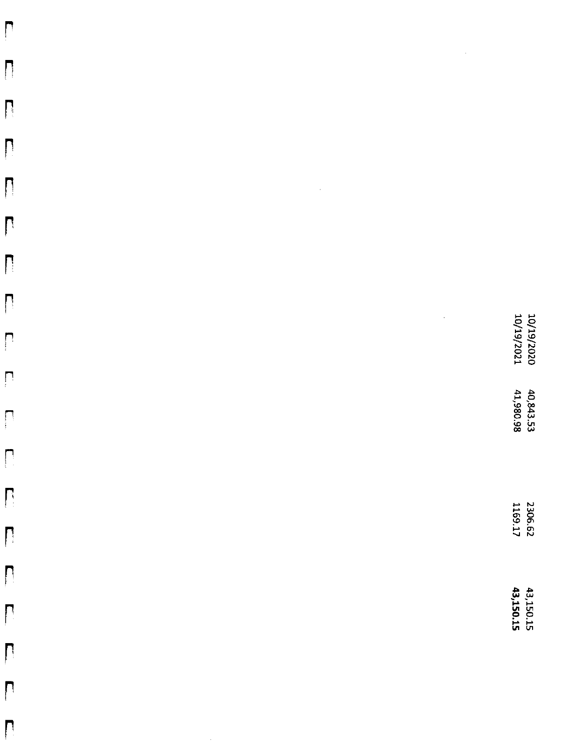| | | | |
|---|---|---|---|
| 10/19/2020 | 40,843.53 | 2306.62 | 43,150.15 |
| 10/19/2021 | 41,980.98 | 1169.17 | **43,150.15** |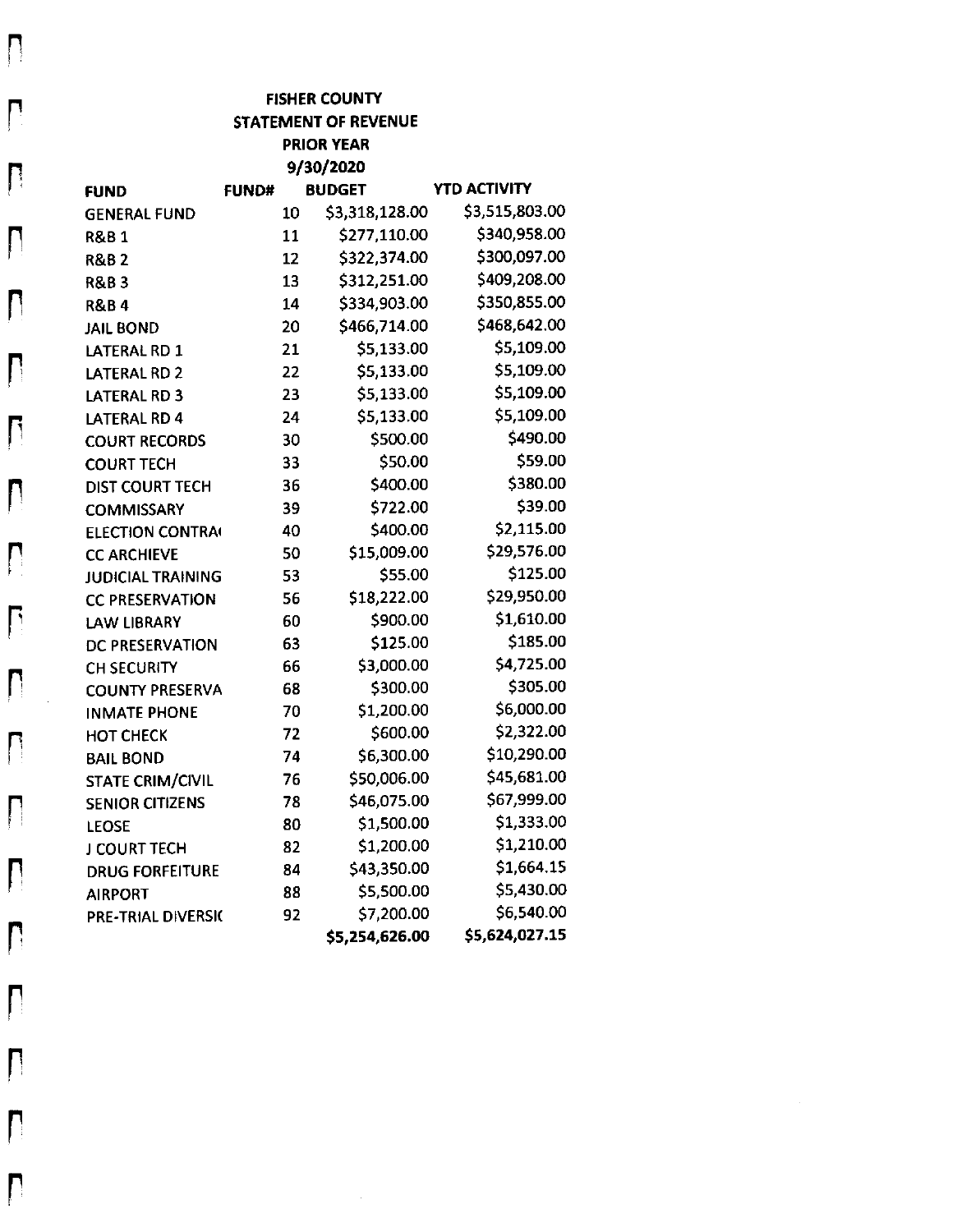# FISHER COUNTY
## STATEMENT OF REVENUE
### PRIOR YEAR
### 9/30/2020

| FUND | FUND# | BUDGET | YTD ACTIVITY |
|---|---|---|---|
| GENERAL FUND | 10 | $3,318,128.00 | $3,515,803.00 |
| R&B 1 | 11 | $277,110.00 | $340,958.00 |
| R&B 2 | 12 | $322,374.00 | $300,097.00 |
| R&B 3 | 13 | $312,251.00 | $409,208.00 |
| R&B 4 | 14 | $334,903.00 | $350,855.00 |
| JAIL BOND | 20 | $466,714.00 | $468,642.00 |
| LATERAL RD 1 | 21 | $5,133.00 | $5,109.00 |
| LATERAL RD 2 | 22 | $5,133.00 | $5,109.00 |
| LATERAL RD 3 | 23 | $5,133.00 | $5,109.00 |
| LATERAL RD 4 | 24 | $5,133.00 | $5,109.00 |
| COURT RECORDS | 30 | $500.00 | $490.00 |
| COURT TECH | 33 | $50.00 | $59.00 |
| DIST COURT TECH | 36 | $400.00 | $380.00 |
| COMMISSARY | 39 | $722.00 | $39.00 |
| ELECTION CONTRA( | 40 | $400.00 | $2,115.00 |
| CC ARCHIEVE | 50 | $15,009.00 | $29,576.00 |
| JUDICIAL TRAINING | 53 | $55.00 | $125.00 |
| CC PRESERVATION | 56 | $18,222.00 | $29,950.00 |
| LAW LIBRARY | 60 | $900.00 | $1,610.00 |
| DC PRESERVATION | 63 | $125.00 | $185.00 |
| CH SECURITY | 66 | $3,000.00 | $4,725.00 |
| COUNTY PRESERVA | 68 | $300.00 | $305.00 |
| INMATE PHONE | 70 | $1,200.00 | $6,000.00 |
| HOT CHECK | 72 | $600.00 | $2,322.00 |
| BAIL BOND | 74 | $6,300.00 | $10,290.00 |
| STATE CRIM/CIVIL | 76 | $50,006.00 | $45,681.00 |
| SENIOR CITIZENS | 78 | $46,075.00 | $67,999.00 |
| LEOSE | 80 | $1,500.00 | $1,333.00 |
| J COURT TECH | 82 | $1,200.00 | $1,210.00 |
| DRUG FORFEITURE | 84 | $43,350.00 | $1,664.15 |
| AIRPORT | 88 | $5,500.00 | $5,430.00 |
| PRE-TRIAL DIVERSI( | 92 | $7,200.00 | $6,540.00 |
| | | $5,254,626.00 | $5,624,027.15 |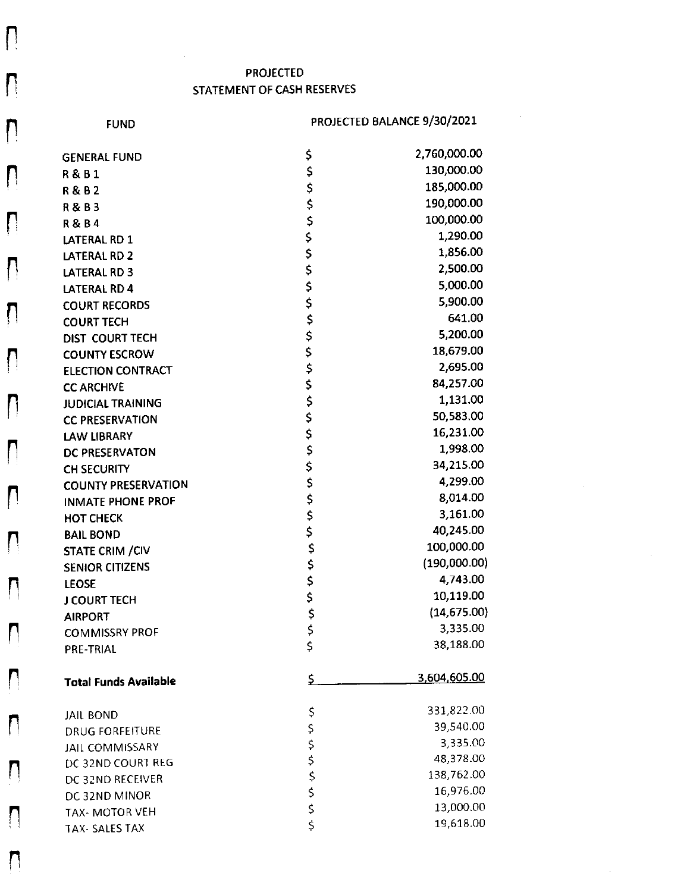# PROJECTED
# STATEMENT OF CASH RESERVES

| FUND | | PROJECTED BALANCE 9/30/2021 |
|---|---|---|
| GENERAL FUND | $ | 2,760,000.00 |
| R & B 1 | $ | 130,000.00 |
| R & B 2 | $ | 185,000.00 |
| R & B 3 | $ | 190,000.00 |
| R & B 4 | $ | 100,000.00 |
| LATERAL RD 1 | $ | 1,290.00 |
| LATERAL RD 2 | $ | 1,856.00 |
| LATERAL RD 3 | $ | 2,500.00 |
| LATERAL RD 4 | $ | 5,000.00 |
| COURT RECORDS | $ | 5,900.00 |
| COURT TECH | $ | 641.00 |
| DIST COURT TECH | $ | 5,200.00 |
| COUNTY ESCROW | $ | 18,679.00 |
| ELECTION CONTRACT | $ | 2,695.00 |
| CC ARCHIVE | $ | 84,257.00 |
| JUDICIAL TRAINING | $ | 1,131.00 |
| CC PRESERVATION | $ | 50,583.00 |
| LAW LIBRARY | $ | 16,231.00 |
| DC PRESERVATON | $ | 1,998.00 |
| CH SECURITY | $ | 34,215.00 |
| COUNTY PRESERVATION | $ | 4,299.00 |
| INMATE PHONE PROF | $ | 8,014.00 |
| HOT CHECK | $ | 3,161.00 |
| BAIL BOND | $ | 40,245.00 |
| STATE CRIM /CIV | $ | 100,000.00 |
| SENIOR CITIZENS | $ | (190,000.00) |
| LEOSE | $ | 4,743.00 |
| J COURT TECH | $ | 10,119.00 |
| AIRPORT | $ | (14,675.00) |
| COMMISSRY PROF | $ | 3,335.00 |
| PRE-TRIAL | $ | 38,188.00 |
| **Total Funds Available** | $ | 3,604,605.00 |
| JAIL BOND | $ | 331,822.00 |
| DRUG FORFEITURE | $ | 39,540.00 |
| JAIL COMMISSARY | $ | 3,335.00 |
| DC 32ND COURT REG | $ | 48,378.00 |
| DC 32ND RECEIVER | $ | 138,762.00 |
| DC 32ND MINOR | $ | 16,976.00 |
| TAX- MOTOR VEH | $ | 13,000.00 |
| TAX- SALES TAX | $ | 19,618.00 |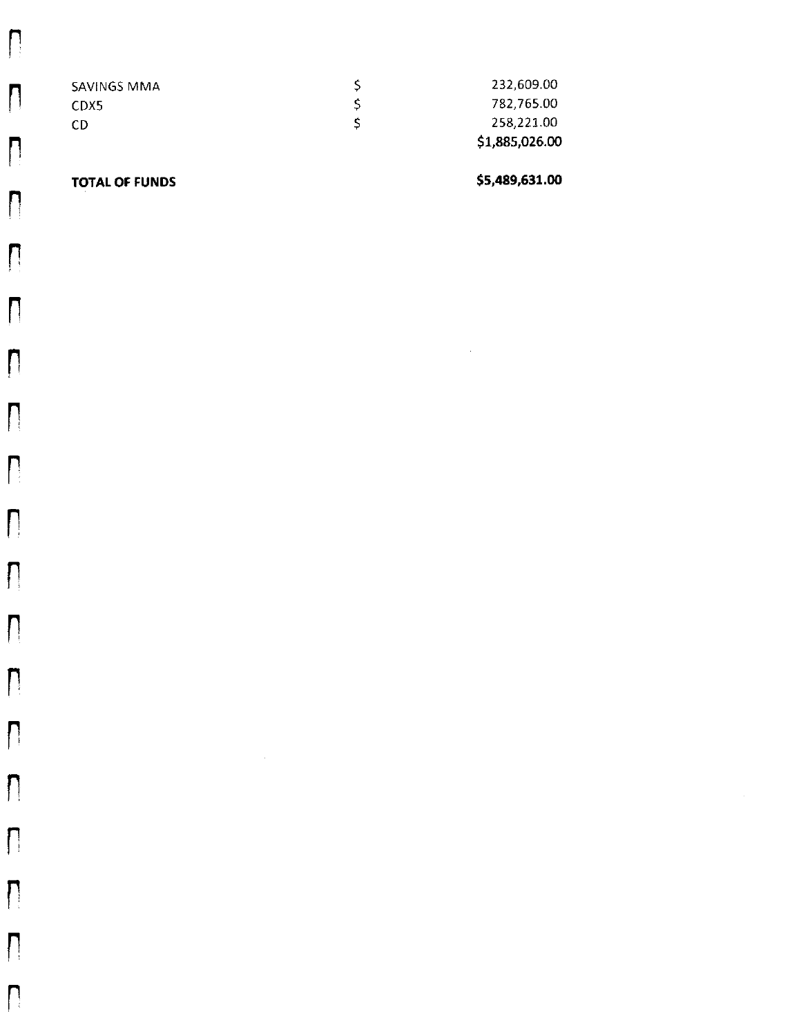| | | |
|---|---|---|
| SAVINGS MMA | $ | 232,609.00 |
| CDX5 | $ | 782,765.00 |
| CD | $ | 258,221.00 |
| | | **$1,885,026.00** |
| | | |
| **TOTAL OF FUNDS** | | **$5,489,631.00** |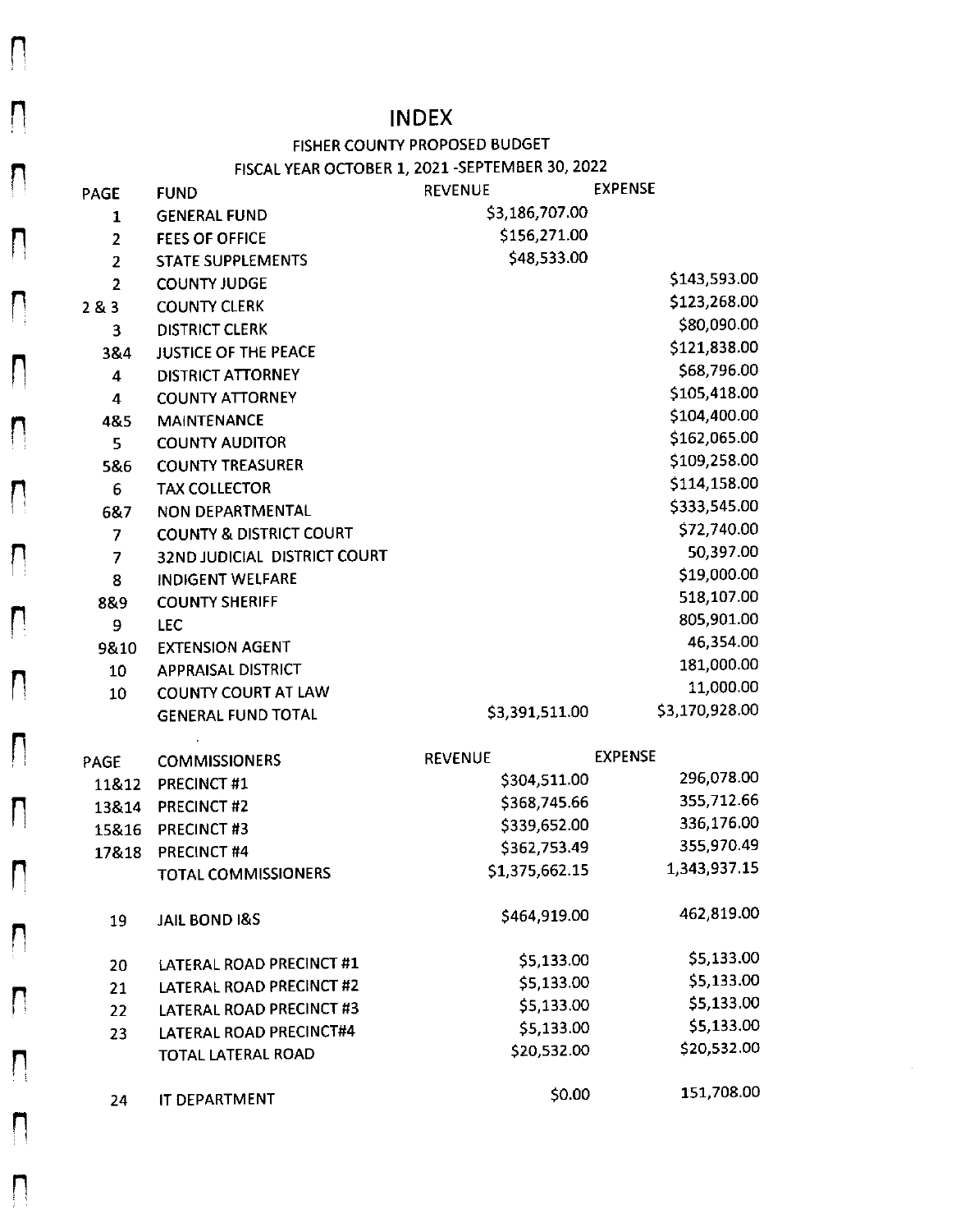# INDEX

## FISHER COUNTY PROPOSED BUDGET

### FISCAL YEAR OCTOBER 1, 2021 -SEPTEMBER 30, 2022

| PAGE | FUND | REVENUE | EXPENSE |
|---|---|---|---|
| 1 | GENERAL FUND | $3,186,707.00 | |
| 2 | FEES OF OFFICE | $156,271.00 | |
| 2 | STATE SUPPLEMENTS | $48,533.00 | |
| 2 | COUNTY JUDGE | | $143,593.00 |
| 2 & 3 | COUNTY CLERK | | $123,268.00 |
| 3 | DISTRICT CLERK | | $80,090.00 |
| 3&4 | JUSTICE OF THE PEACE | | $121,838.00 |
| 4 | DISTRICT ATTORNEY | | $68,796.00 |
| 4 | COUNTY ATTORNEY | | $105,418.00 |
| 4&5 | MAINTENANCE | | $104,400.00 |
| 5 | COUNTY AUDITOR | | $162,065.00 |
| 5&6 | COUNTY TREASURER | | $109,258.00 |
| 6 | TAX COLLECTOR | | $114,158.00 |
| 6&7 | NON DEPARTMENTAL | | $333,545.00 |
| 7 | COUNTY & DISTRICT COURT | | $72,740.00 |
| 7 | 32ND JUDICIAL DISTRICT COURT | | 50,397.00 |
| 8 | INDIGENT WELFARE | | $19,000.00 |
| 8&9 | COUNTY SHERIFF | | 518,107.00 |
| 9 | LEC | | 805,901.00 |
| 9&10 | EXTENSION AGENT | | 46,354.00 |
| 10 | APPRAISAL DISTRICT | | 181,000.00 |
| 10 | COUNTY COURT AT LAW | | 11,000.00 |
| | GENERAL FUND TOTAL | $3,391,511.00 | $3,170,928.00 |

| PAGE | COMMISSIONERS | REVENUE | EXPENSE |
|---|---|---|---|
| 11&12 | PRECINCT #1 | $304,511.00 | 296,078.00 |
| 13&14 | PRECINCT #2 | $368,745.66 | 355,712.66 |
| 15&16 | PRECINCT #3 | $339,652.00 | 336,176.00 |
| 17&18 | PRECINCT #4 | $362,753.49 | 355,970.49 |
| | TOTAL COMMISSIONERS | $1,375,662.15 | 1,343,937.15 |
| 19 | JAIL BOND I&S | $464,919.00 | 462,819.00 |
| 20 | LATERAL ROAD PRECINCT #1 | $5,133.00 | $5,133.00 |
| 21 | LATERAL ROAD PRECINCT #2 | $5,133.00 | $5,133.00 |
| 22 | LATERAL ROAD PRECINCT #3 | $5,133.00 | $5,133.00 |
| 23 | LATERAL ROAD PRECINCT#4 | $5,133.00 | $5,133.00 |
| | TOTAL LATERAL ROAD | $20,532.00 | $20,532.00 |
| 24 | IT DEPARTMENT | $0.00 | 151,708.00 |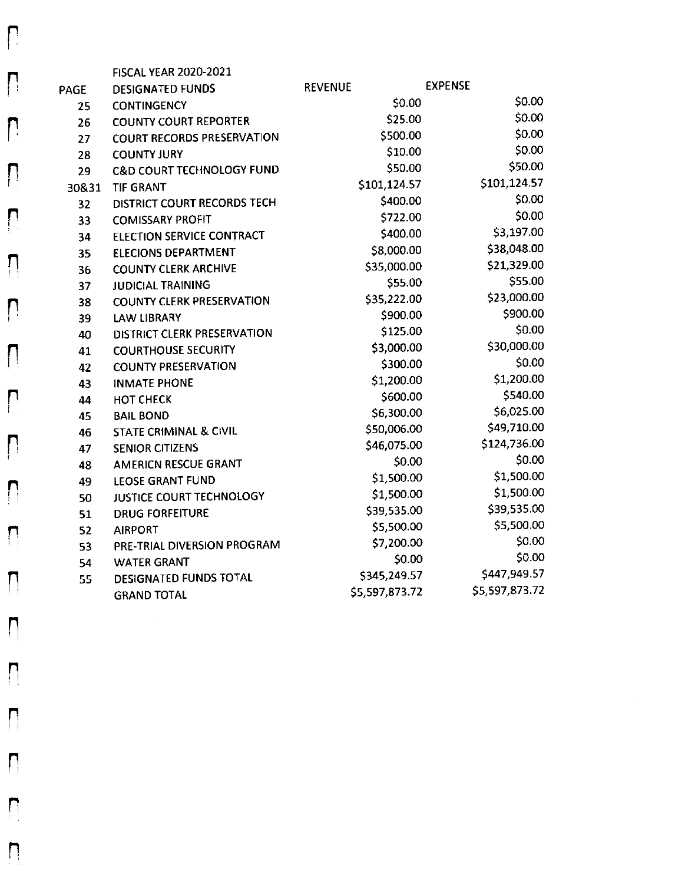| PAGE | FISCAL YEAR 2020-2021 DESIGNATED FUNDS | REVENUE | EXPENSE |
|---|---|---|---|
| 25 | CONTINGENCY | $0.00 | $0.00 |
| 26 | COUNTY COURT REPORTER | $25.00 | $0.00 |
| 27 | COURT RECORDS PRESERVATION | $500.00 | $0.00 |
| 28 | COUNTY JURY | $10.00 | $0.00 |
| 29 | C&D COURT TECHNOLOGY FUND | $50.00 | $50.00 |
| 30&31 | TIF GRANT | $101,124.57 | $101,124.57 |
| 32 | DISTRICT COURT RECORDS TECH | $400.00 | $0.00 |
| 33 | COMISSARY PROFIT | $722.00 | $0.00 |
| 34 | ELECTION SERVICE CONTRACT | $400.00 | $3,197.00 |
| 35 | ELECIONS DEPARTMENT | $8,000.00 | $38,048.00 |
| 36 | COUNTY CLERK ARCHIVE | $35,000.00 | $21,329.00 |
| 37 | JUDICIAL TRAINING | $55.00 | $55.00 |
| 38 | COUNTY CLERK PRESERVATION | $35,222.00 | $23,000.00 |
| 39 | LAW LIBRARY | $900.00 | $900.00 |
| 40 | DISTRICT CLERK PRESERVATION | $125.00 | $0.00 |
| 41 | COURTHOUSE SECURITY | $3,000.00 | $30,000.00 |
| 42 | COUNTY PRESERVATION | $300.00 | $0.00 |
| 43 | INMATE PHONE | $1,200.00 | $1,200.00 |
| 44 | HOT CHECK | $600.00 | $540.00 |
| 45 | BAIL BOND | $6,300.00 | $6,025.00 |
| 46 | STATE CRIMINAL & CIVIL | $50,006.00 | $49,710.00 |
| 47 | SENIOR CITIZENS | $46,075.00 | $124,736.00 |
| 48 | AMERICN RESCUE GRANT | $0.00 | $0.00 |
| 49 | LEOSE GRANT FUND | $1,500.00 | $1,500.00 |
| 50 | JUSTICE COURT TECHNOLOGY | $1,500.00 | $1,500.00 |
| 51 | DRUG FORFEITURE | $39,535.00 | $39,535.00 |
| 52 | AIRPORT | $5,500.00 | $5,500.00 |
| 53 | PRE-TRIAL DIVERSION PROGRAM | $7,200.00 | $0.00 |
| 54 | WATER GRANT | $0.00 | $0.00 |
| 55 | DESIGNATED FUNDS TOTAL | $345,249.57 | $447,949.57 |
| | GRAND TOTAL | $5,597,873.72 | $5,597,873.72 |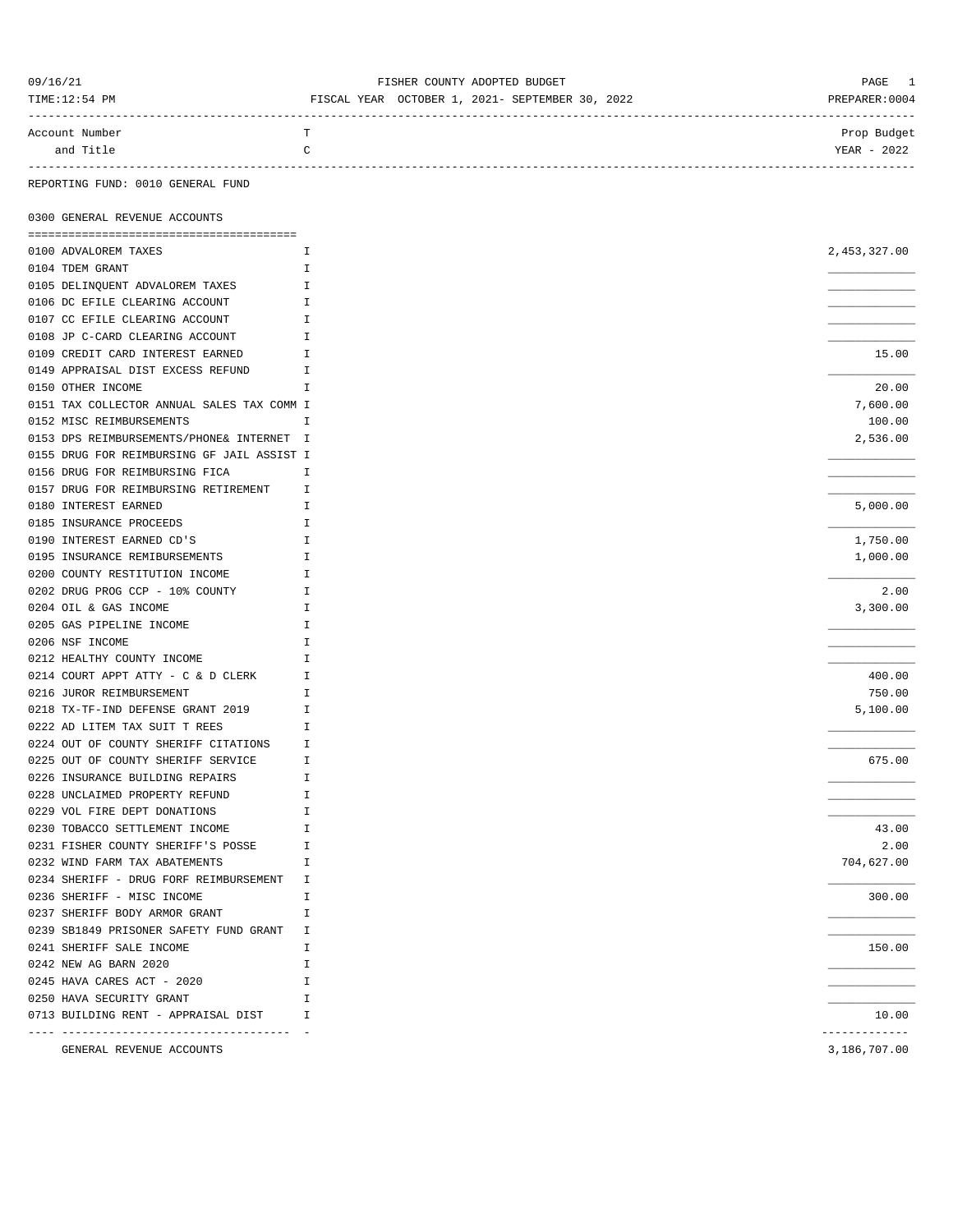FISHER COUNTY ADOPTED BUDGET

FISCAL YEAR OCTOBER 1, 2021- SEPTEMBER 30, 2022

09/16/21
TIME:12:54 PM
PREPARER:0004

REPORTING FUND: 0010 GENERAL FUND

## 0300 GENERAL REVENUE ACCOUNTS

| Account Number and Title | TC | Prop Budget YEAR - 2022 |
|---|---|---|
| 0100 ADVALOREM TAXES | I | 2,453,327.00 |
| 0104 TDEM GRANT | I | |
| 0105 DELINQUENT ADVALOREM TAXES | I | |
| 0106 DC EFILE CLEARING ACCOUNT | I | |
| 0107 CC EFILE CLEARING ACCOUNT | I | |
| 0108 JP C-CARD CLEARING ACCOUNT | I | |
| 0109 CREDIT CARD INTEREST EARNED | I | 15.00 |
| 0149 APPRAISAL DIST EXCESS REFUND | I | |
| 0150 OTHER INCOME | I | 20.00 |
| 0151 TAX COLLECTOR ANNUAL SALES TAX COMM | I | 7,600.00 |
| 0152 MISC REIMBURSEMENTS | I | 100.00 |
| 0153 DPS REIMBURSEMENTS/PHONE& INTERNET | I | 2,536.00 |
| 0155 DRUG FOR REIMBURSING GF JAIL ASSIST | I | |
| 0156 DRUG FOR REIMBURSING FICA | I | |
| 0157 DRUG FOR REIMBURSING RETIREMENT | I | |
| 0180 INTEREST EARNED | I | 5,000.00 |
| 0185 INSURANCE PROCEEDS | I | |
| 0190 INTEREST EARNED CD'S | I | 1,750.00 |
| 0195 INSURANCE REMIBURSEMENTS | I | 1,000.00 |
| 0200 COUNTY RESTITUTION INCOME | I | |
| 0202 DRUG PROG CCP - 10% COUNTY | I | 2.00 |
| 0204 OIL & GAS INCOME | I | 3,300.00 |
| 0205 GAS PIPELINE INCOME | I | |
| 0206 NSF INCOME | I | |
| 0212 HEALTHY COUNTY INCOME | I | |
| 0214 COURT APPT ATTY - C & D CLERK | I | 400.00 |
| 0216 JUROR REIMBURSEMENT | I | 750.00 |
| 0218 TX-TF-IND DEFENSE GRANT 2019 | I | 5,100.00 |
| 0222 AD LITEM TAX SUIT T REES | I | |
| 0224 OUT OF COUNTY SHERIFF CITATIONS | I | |
| 0225 OUT OF COUNTY SHERIFF SERVICE | I | 675.00 |
| 0226 INSURANCE BUILDING REPAIRS | I | |
| 0228 UNCLAIMED PROPERTY REFUND | I | |
| 0229 VOL FIRE DEPT DONATIONS | I | |
| 0230 TOBACCO SETTLEMENT INCOME | I | 43.00 |
| 0231 FISHER COUNTY SHERIFF'S POSSE | I | 2.00 |
| 0232 WIND FARM TAX ABATEMENTS | I | 704,627.00 |
| 0234 SHERIFF - DRUG FORF REIMBURSEMENT | I | |
| 0236 SHERIFF - MISC INCOME | I | 300.00 |
| 0237 SHERIFF BODY ARMOR GRANT | I | |
| 0239 SB1849 PRISONER SAFETY FUND GRANT | I | |
| 0241 SHERIFF SALE INCOME | I | 150.00 |
| 0242 NEW AG BARN 2020 | I | |
| 0245 HAVA CARES ACT - 2020 | I | |
| 0250 HAVA SECURITY GRANT | I | |
| 0713 BUILDING RENT - APPRAISAL DIST | I | 10.00 |
| GENERAL REVENUE ACCOUNTS | | 3,186,707.00 |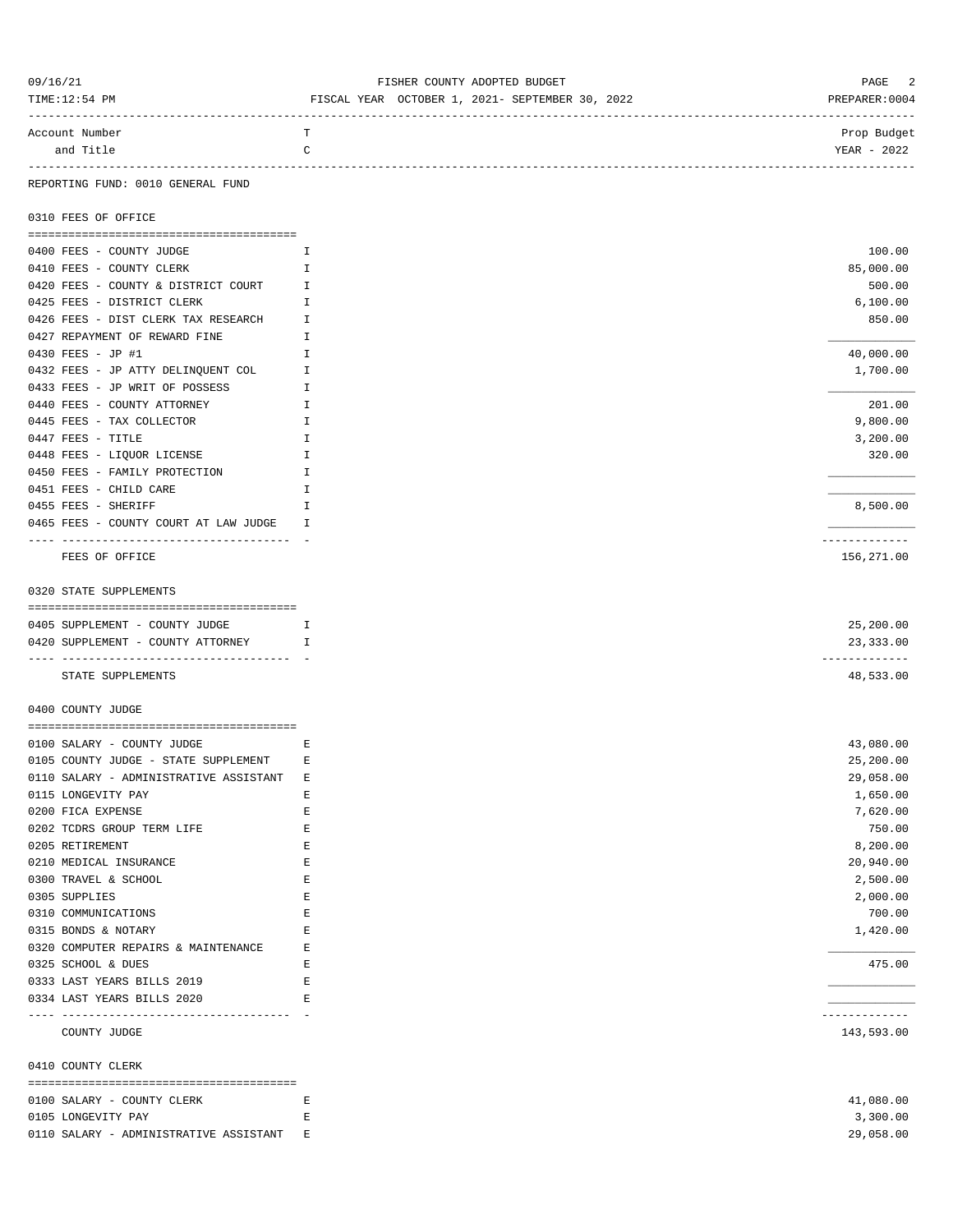FISHER COUNTY ADOPTED BUDGET

FISCAL YEAR OCTOBER 1, 2021- SEPTEMBER 30, 2022

09/16/21 TIME:12:54 PM — PREPARER:0004

REPORTING FUND: 0010 GENERAL FUND

## 0310 FEES OF OFFICE

| Account Number and Title | T C | Prop Budget YEAR - 2022 |
|---|---|---|
| 0400 FEES - COUNTY JUDGE | I | 100.00 |
| 0410 FEES - COUNTY CLERK | I | 85,000.00 |
| 0420 FEES - COUNTY & DISTRICT COURT | I | 500.00 |
| 0425 FEES - DISTRICT CLERK | I | 6,100.00 |
| 0426 FEES - DIST CLERK TAX RESEARCH | I | 850.00 |
| 0427 REPAYMENT OF REWARD FINE | I | |
| 0430 FEES - JP #1 | I | 40,000.00 |
| 0432 FEES - JP ATTY DELINQUENT COL | I | 1,700.00 |
| 0433 FEES - JP WRIT OF POSSESS | I | |
| 0440 FEES - COUNTY ATTORNEY | I | 201.00 |
| 0445 FEES - TAX COLLECTOR | I | 9,800.00 |
| 0447 FEES - TITLE | I | 3,200.00 |
| 0448 FEES - LIQUOR LICENSE | I | 320.00 |
| 0450 FEES - FAMILY PROTECTION | I | |
| 0451 FEES - CHILD CARE | I | |
| 0455 FEES - SHERIFF | I | 8,500.00 |
| 0465 FEES - COUNTY COURT AT LAW JUDGE | I | |
| FEES OF OFFICE | | 156,271.00 |

## 0320 STATE SUPPLEMENTS

| Account Number and Title | T C | Prop Budget YEAR - 2022 |
|---|---|---|
| 0405 SUPPLEMENT - COUNTY JUDGE | I | 25,200.00 |
| 0420 SUPPLEMENT - COUNTY ATTORNEY | I | 23,333.00 |
| STATE SUPPLEMENTS | | 48,533.00 |

## 0400 COUNTY JUDGE

| Account Number and Title | T C | Prop Budget YEAR - 2022 |
|---|---|---|
| 0100 SALARY - COUNTY JUDGE | E | 43,080.00 |
| 0105 COUNTY JUDGE - STATE SUPPLEMENT | E | 25,200.00 |
| 0110 SALARY - ADMINISTRATIVE ASSISTANT | E | 29,058.00 |
| 0115 LONGEVITY PAY | E | 1,650.00 |
| 0200 FICA EXPENSE | E | 7,620.00 |
| 0202 TCDRS GROUP TERM LIFE | E | 750.00 |
| 0205 RETIREMENT | E | 8,200.00 |
| 0210 MEDICAL INSURANCE | E | 20,940.00 |
| 0300 TRAVEL & SCHOOL | E | 2,500.00 |
| 0305 SUPPLIES | E | 2,000.00 |
| 0310 COMMUNICATIONS | E | 700.00 |
| 0315 BONDS & NOTARY | E | 1,420.00 |
| 0320 COMPUTER REPAIRS & MAINTENANCE | E | |
| 0325 SCHOOL & DUES | E | 475.00 |
| 0333 LAST YEARS BILLS 2019 | E | |
| 0334 LAST YEARS BILLS 2020 | E | |
| COUNTY JUDGE | | 143,593.00 |

## 0410 COUNTY CLERK

| Account Number and Title | T C | Prop Budget YEAR - 2022 |
|---|---|---|
| 0100 SALARY - COUNTY CLERK | E | 41,080.00 |
| 0105 LONGEVITY PAY | E | 3,300.00 |
| 0110 SALARY - ADMINISTRATIVE ASSISTANT | E | 29,058.00 |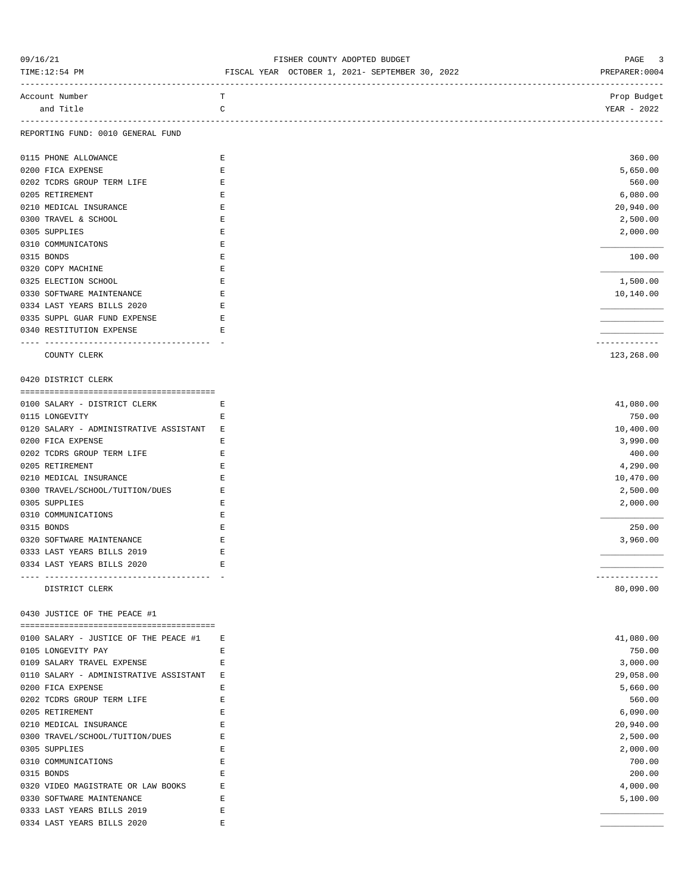REPORTING FUND: 0010 GENERAL FUND

| Account Number and Title | TC | Prop Budget YEAR - 2022 |
|---|---|---|
| 0115 PHONE ALLOWANCE | E | 360.00 |
| 0200 FICA EXPENSE | E | 5,650.00 |
| 0202 TCDRS GROUP TERM LIFE | E | 560.00 |
| 0205 RETIREMENT | E | 6,080.00 |
| 0210 MEDICAL INSURANCE | E | 20,940.00 |
| 0300 TRAVEL & SCHOOL | E | 2,500.00 |
| 0305 SUPPLIES | E | 2,000.00 |
| 0310 COMMUNICATONS | E | |
| 0315 BONDS | E | 100.00 |
| 0320 COPY MACHINE | E | |
| 0325 ELECTION SCHOOL | E | 1,500.00 |
| 0330 SOFTWARE MAINTENANCE | E | 10,140.00 |
| 0334 LAST YEARS BILLS 2020 | E | |
| 0335 SUPPL GUAR FUND EXPENSE | E | |
| 0340 RESTITUTION EXPENSE | E | |
| COUNTY CLERK | | 123,268.00 |

0420 DISTRICT CLERK

| Account Number and Title | TC | Prop Budget YEAR - 2022 |
|---|---|---|
| 0100 SALARY - DISTRICT CLERK | E | 41,080.00 |
| 0115 LONGEVITY | E | 750.00 |
| 0120 SALARY - ADMINISTRATIVE ASSISTANT | E | 10,400.00 |
| 0200 FICA EXPENSE | E | 3,990.00 |
| 0202 TCDRS GROUP TERM LIFE | E | 400.00 |
| 0205 RETIREMENT | E | 4,290.00 |
| 0210 MEDICAL INSURANCE | E | 10,470.00 |
| 0300 TRAVEL/SCHOOL/TUITION/DUES | E | 2,500.00 |
| 0305 SUPPLIES | E | 2,000.00 |
| 0310 COMMUNICATIONS | E | |
| 0315 BONDS | E | 250.00 |
| 0320 SOFTWARE MAINTENANCE | E | 3,960.00 |
| 0333 LAST YEARS BILLS 2019 | E | |
| 0334 LAST YEARS BILLS 2020 | E | |
| DISTRICT CLERK | | 80,090.00 |

0430 JUSTICE OF THE PEACE #1

| Account Number and Title | TC | Prop Budget YEAR - 2022 |
|---|---|---|
| 0100 SALARY - JUSTICE OF THE PEACE #1 | E | 41,080.00 |
| 0105 LONGEVITY PAY | E | 750.00 |
| 0109 SALARY TRAVEL EXPENSE | E | 3,000.00 |
| 0110 SALARY - ADMINISTRATIVE ASSISTANT | E | 29,058.00 |
| 0200 FICA EXPENSE | E | 5,660.00 |
| 0202 TCDRS GROUP TERM LIFE | E | 560.00 |
| 0205 RETIREMENT | E | 6,090.00 |
| 0210 MEDICAL INSURANCE | E | 20,940.00 |
| 0300 TRAVEL/SCHOOL/TUITION/DUES | E | 2,500.00 |
| 0305 SUPPLIES | E | 2,000.00 |
| 0310 COMMUNICATIONS | E | 700.00 |
| 0315 BONDS | E | 200.00 |
| 0320 VIDEO MAGISTRATE OR LAW BOOKS | E | 4,000.00 |
| 0330 SOFTWARE MAINTENANCE | E | 5,100.00 |
| 0333 LAST YEARS BILLS 2019 | E | |
| 0334 LAST YEARS BILLS 2020 | E | |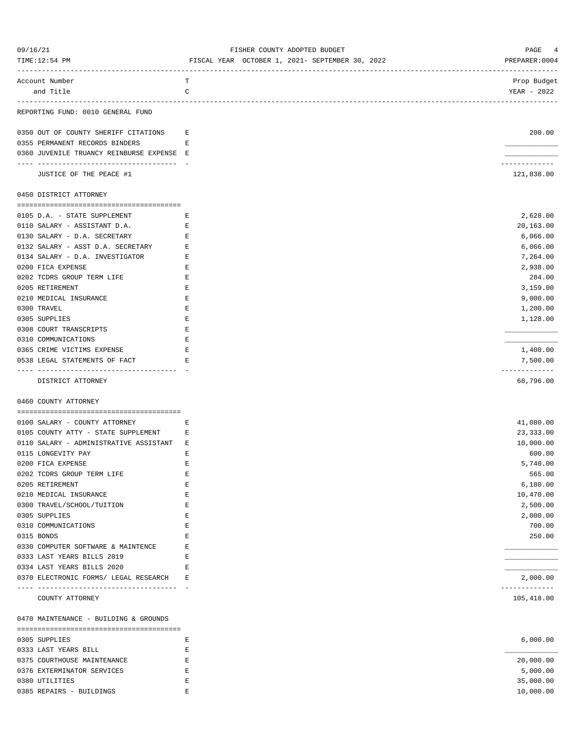REPORTING FUND: 0010 GENERAL FUND

| Account Number and Title | TC | Prop Budget YEAR - 2022 |
|---|---|---|
| 0350 OUT OF COUNTY SHERIFF CITATIONS | E | 200.00 |
| 0355 PERMANENT RECORDS BINDERS | E | |
| 0360 JUVENILE TRUANCY REINBURSE EXPENSE | E | |
| JUSTICE OF THE PEACE #1 | | 121,838.00 |

## 0450 DISTRICT ATTORNEY

| Account Number and Title | TC | Prop Budget YEAR - 2022 |
|---|---|---|
| 0105 D.A. - STATE SUPPLEMENT | E | 2,628.00 |
| 0110 SALARY - ASSISTANT D.A. | E | 20,163.00 |
| 0130 SALARY - D.A. SECRETARY | E | 6,066.00 |
| 0132 SALARY - ASST D.A. SECRETARY | E | 6,066.00 |
| 0134 SALARY - D.A. INVESTIGATOR | E | 7,264.00 |
| 0200 FICA EXPENSE | E | 2,938.00 |
| 0202 TCDRS GROUP TERM LIFE | E | 284.00 |
| 0205 RETIREMENT | E | 3,159.00 |
| 0210 MEDICAL INSURANCE | E | 9,000.00 |
| 0300 TRAVEL | E | 1,200.00 |
| 0305 SUPPLIES | E | 1,128.00 |
| 0308 COURT TRANSCRIPTS | E | |
| 0310 COMMUNICATIONS | E | |
| 0365 CRIME VICTIMS EXPENSE | E | 1,400.00 |
| 0538 LEGAL STATEMENTS OF FACT | E | 7,500.00 |
| DISTRICT ATTORNEY | | 68,796.00 |

## 0460 COUNTY ATTORNEY

| Account Number and Title | TC | Prop Budget YEAR - 2022 |
|---|---|---|
| 0100 SALARY - COUNTY ATTORNEY | E | 41,080.00 |
| 0105 COUNTY ATTY - STATE SUPPLEMENT | E | 23,333.00 |
| 0110 SALARY - ADMINISTRATIVE ASSISTANT | E | 10,000.00 |
| 0115 LONGEVITY PAY | E | 600.00 |
| 0200 FICA EXPENSE | E | 5,740.00 |
| 0202 TCDRS GROUP TERM LIFE | E | 565.00 |
| 0205 RETIREMENT | E | 6,180.00 |
| 0210 MEDICAL INSURANCE | E | 10,470.00 |
| 0300 TRAVEL/SCHOOL/TUITION | E | 2,500.00 |
| 0305 SUPPLIES | E | 2,000.00 |
| 0310 COMMUNICATIONS | E | 700.00 |
| 0315 BONDS | E | 250.00 |
| 0330 COMPUTER SOFTWARE & MAINTENCE | E | |
| 0333 LAST YEARS BILLS 2019 | E | |
| 0334 LAST YEARS BILLS 2020 | E | |
| 0370 ELECTRONIC FORMS/ LEGAL RESEARCH | E | 2,000.00 |
| COUNTY ATTORNEY | | 105,418.00 |

## 0470 MAINTENANCE - BUILDING & GROUNDS

| Account Number and Title | TC | Prop Budget YEAR - 2022 |
|---|---|---|
| 0305 SUPPLIES | E | 6,000.00 |
| 0333 LAST YEARS BILL | E | |
| 0375 COURTHOUSE MAINTENANCE | E | 20,000.00 |
| 0376 EXTERMINATOR SERVICES | E | 5,000.00 |
| 0380 UTILITIES | E | 35,000.00 |
| 0385 REPAIRS - BUILDINGS | E | 10,000.00 |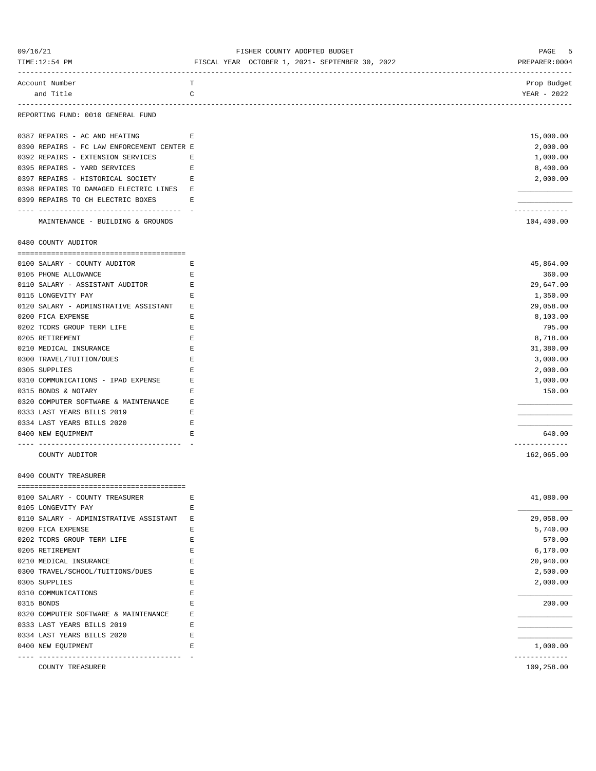REPORTING FUND: 0010 GENERAL FUND

| Account Number and Title | TC | Prop Budget YEAR - 2022 |
|---|---|---|
| 0387 REPAIRS - AC AND HEATING | E | 15,000.00 |
| 0390 REPAIRS - FC LAW ENFORCEMENT CENTER | E | 2,000.00 |
| 0392 REPAIRS - EXTENSION SERVICES | E | 1,000.00 |
| 0395 REPAIRS - YARD SERVICES | E | 8,400.00 |
| 0397 REPAIRS - HISTORICAL SOCIETY | E | 2,000.00 |
| 0398 REPAIRS TO DAMAGED ELECTRIC LINES | E | |
| 0399 REPAIRS TO CH ELECTRIC BOXES | E | |
| MAINTENANCE - BUILDING & GROUNDS | | 104,400.00 |

## 0480 COUNTY AUDITOR

| Account Number and Title | TC | Prop Budget YEAR - 2022 |
|---|---|---|
| 0100 SALARY - COUNTY AUDITOR | E | 45,864.00 |
| 0105 PHONE ALLOWANCE | E | 360.00 |
| 0110 SALARY - ASSISTANT AUDITOR | E | 29,647.00 |
| 0115 LONGEVITY PAY | E | 1,350.00 |
| 0120 SALARY - ADMINSTRATIVE ASSISTANT | E | 29,058.00 |
| 0200 FICA EXPENSE | E | 8,103.00 |
| 0202 TCDRS GROUP TERM LIFE | E | 795.00 |
| 0205 RETIREMENT | E | 8,718.00 |
| 0210 MEDICAL INSURANCE | E | 31,380.00 |
| 0300 TRAVEL/TUITION/DUES | E | 3,000.00 |
| 0305 SUPPLIES | E | 2,000.00 |
| 0310 COMMUNICATIONS - IPAD EXPENSE | E | 1,000.00 |
| 0315 BONDS & NOTARY | E | 150.00 |
| 0320 COMPUTER SOFTWARE & MAINTENANCE | E | |
| 0333 LAST YEARS BILLS 2019 | E | |
| 0334 LAST YEARS BILLS 2020 | E | |
| 0400 NEW EQUIPMENT | E | 640.00 |
| COUNTY AUDITOR | | 162,065.00 |

## 0490 COUNTY TREASURER

| Account Number and Title | TC | Prop Budget YEAR - 2022 |
|---|---|---|
| 0100 SALARY - COUNTY TREASURER | E | 41,080.00 |
| 0105 LONGEVITY PAY | E | |
| 0110 SALARY - ADMINISTRATIVE ASSISTANT | E | 29,058.00 |
| 0200 FICA EXPENSE | E | 5,740.00 |
| 0202 TCDRS GROUP TERM LIFE | E | 570.00 |
| 0205 RETIREMENT | E | 6,170.00 |
| 0210 MEDICAL INSURANCE | E | 20,940.00 |
| 0300 TRAVEL/SCHOOL/TUITIONS/DUES | E | 2,500.00 |
| 0305 SUPPLIES | E | 2,000.00 |
| 0310 COMMUNICATIONS | E | |
| 0315 BONDS | E | 200.00 |
| 0320 COMPUTER SOFTWARE & MAINTENANCE | E | |
| 0333 LAST YEARS BILLS 2019 | E | |
| 0334 LAST YEARS BILLS 2020 | E | |
| 0400 NEW EQUIPMENT | E | 1,000.00 |
| COUNTY TREASURER | | 109,258.00 |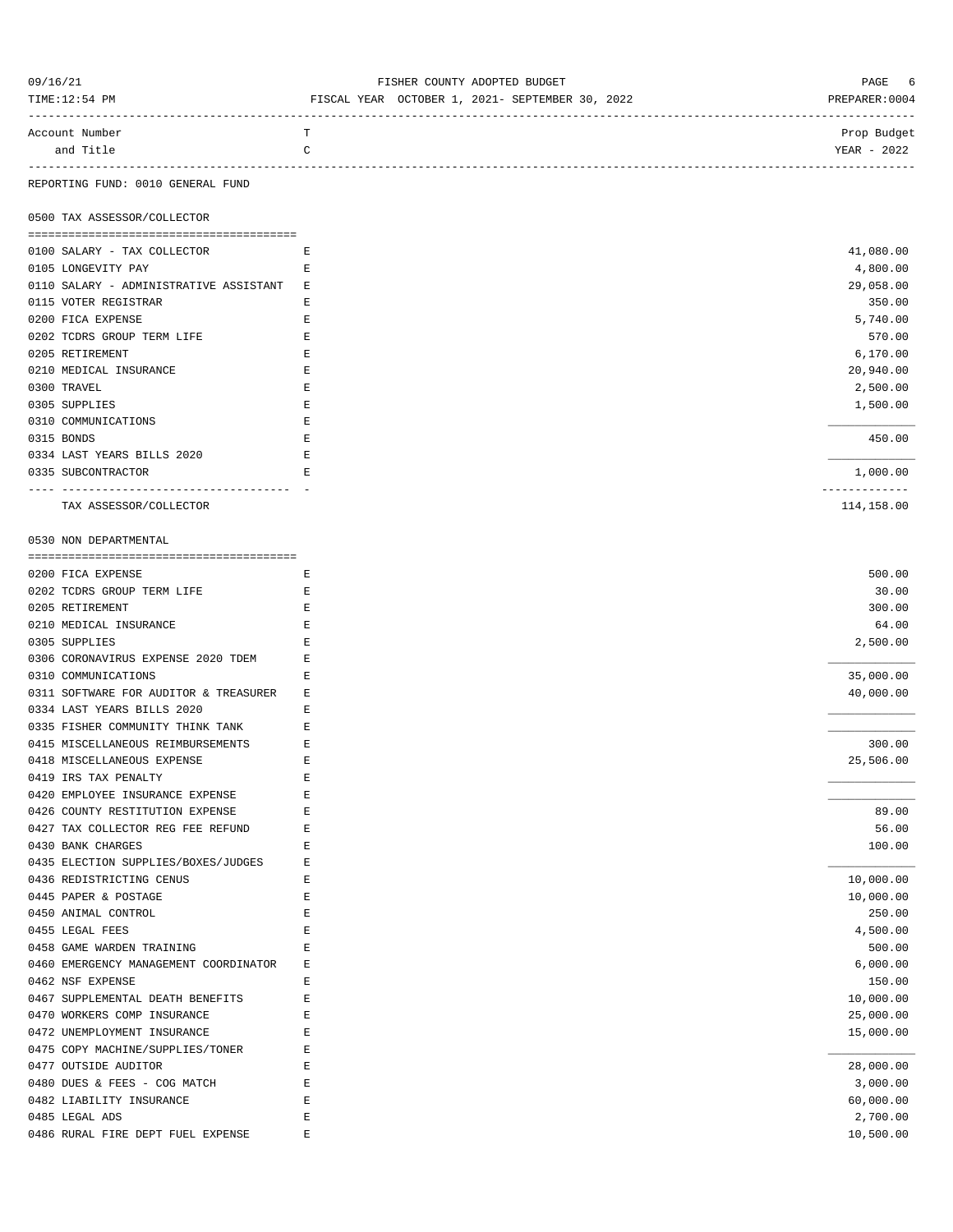REPORTING FUND: 0010 GENERAL FUND

## 0500 TAX ASSESSOR/COLLECTOR

| Account Number and Title | TC | Prop Budget YEAR - 2022 |
|---|---|---|
| 0100 SALARY - TAX COLLECTOR | E | 41,080.00 |
| 0105 LONGEVITY PAY | E | 4,800.00 |
| 0110 SALARY - ADMINISTRATIVE ASSISTANT | E | 29,058.00 |
| 0115 VOTER REGISTRAR | E | 350.00 |
| 0200 FICA EXPENSE | E | 5,740.00 |
| 0202 TCDRS GROUP TERM LIFE | E | 570.00 |
| 0205 RETIREMENT | E | 6,170.00 |
| 0210 MEDICAL INSURANCE | E | 20,940.00 |
| 0300 TRAVEL | E | 2,500.00 |
| 0305 SUPPLIES | E | 1,500.00 |
| 0310 COMMUNICATIONS | E | |
| 0315 BONDS | E | 450.00 |
| 0334 LAST YEARS BILLS 2020 | E | |
| 0335 SUBCONTRACTOR | E | 1,000.00 |
| TAX ASSESSOR/COLLECTOR | | 114,158.00 |

## 0530 NON DEPARTMENTAL

| Account Number and Title | TC | Prop Budget YEAR - 2022 |
|---|---|---|
| 0200 FICA EXPENSE | E | 500.00 |
| 0202 TCDRS GROUP TERM LIFE | E | 30.00 |
| 0205 RETIREMENT | E | 300.00 |
| 0210 MEDICAL INSURANCE | E | 64.00 |
| 0305 SUPPLIES | E | 2,500.00 |
| 0306 CORONAVIRUS EXPENSE 2020 TDEM | E | |
| 0310 COMMUNICATIONS | E | 35,000.00 |
| 0311 SOFTWARE FOR AUDITOR & TREASURER | E | 40,000.00 |
| 0334 LAST YEARS BILLS 2020 | E | |
| 0335 FISHER COMMUNITY THINK TANK | E | |
| 0415 MISCELLANEOUS REIMBURSEMENTS | E | 300.00 |
| 0418 MISCELLANEOUS EXPENSE | E | 25,506.00 |
| 0419 IRS TAX PENALTY | E | |
| 0420 EMPLOYEE INSURANCE EXPENSE | E | |
| 0426 COUNTY RESTITUTION EXPENSE | E | 89.00 |
| 0427 TAX COLLECTOR REG FEE REFUND | E | 56.00 |
| 0430 BANK CHARGES | E | 100.00 |
| 0435 ELECTION SUPPLIES/BOXES/JUDGES | E | |
| 0436 REDISTRICTING CENUS | E | 10,000.00 |
| 0445 PAPER & POSTAGE | E | 10,000.00 |
| 0450 ANIMAL CONTROL | E | 250.00 |
| 0455 LEGAL FEES | E | 4,500.00 |
| 0458 GAME WARDEN TRAINING | E | 500.00 |
| 0460 EMERGENCY MANAGEMENT COORDINATOR | E | 6,000.00 |
| 0462 NSF EXPENSE | E | 150.00 |
| 0467 SUPPLEMENTAL DEATH BENEFITS | E | 10,000.00 |
| 0470 WORKERS COMP INSURANCE | E | 25,000.00 |
| 0472 UNEMPLOYMENT INSURANCE | E | 15,000.00 |
| 0475 COPY MACHINE/SUPPLIES/TONER | E | |
| 0477 OUTSIDE AUDITOR | E | 28,000.00 |
| 0480 DUES & FEES - COG MATCH | E | 3,000.00 |
| 0482 LIABILITY INSURANCE | E | 60,000.00 |
| 0485 LEGAL ADS | E | 2,700.00 |
| 0486 RURAL FIRE DEPT FUEL EXPENSE | E | 10,500.00 |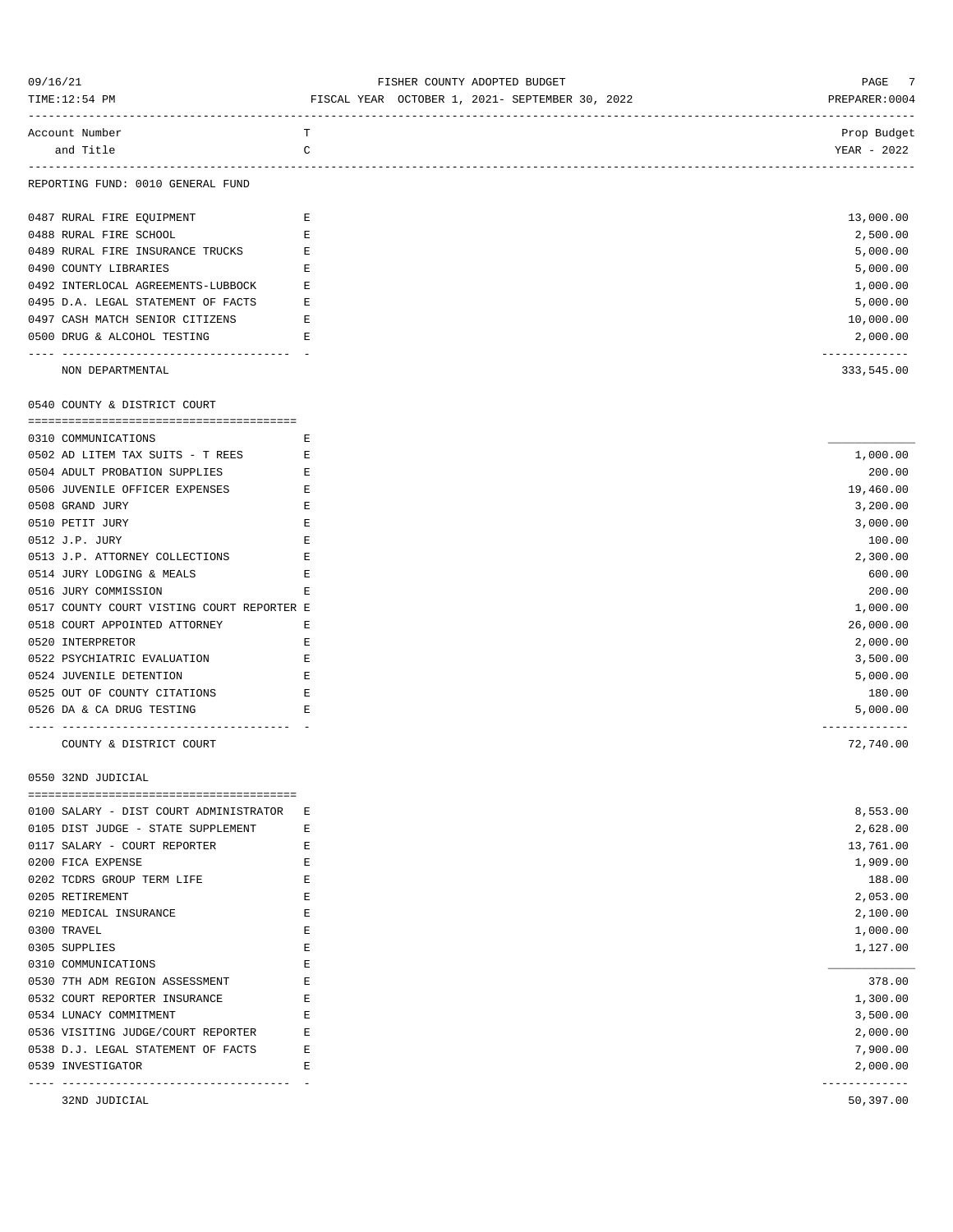FISHER COUNTY ADOPTED BUDGET

FISCAL YEAR OCTOBER 1, 2021- SEPTEMBER 30, 2022

| Account Number and Title | TC | Prop Budget YEAR - 2022 |
|---|---|---|
| **REPORTING FUND: 0010 GENERAL FUND** | | |
| 0487 RURAL FIRE EQUIPMENT | E | 13,000.00 |
| 0488 RURAL FIRE SCHOOL | E | 2,500.00 |
| 0489 RURAL FIRE INSURANCE TRUCKS | E | 5,000.00 |
| 0490 COUNTY LIBRARIES | E | 5,000.00 |
| 0492 INTERLOCAL AGREEMENTS-LUBBOCK | E | 1,000.00 |
| 0495 D.A. LEGAL STATEMENT OF FACTS | E | 5,000.00 |
| 0497 CASH MATCH SENIOR CITIZENS | E | 10,000.00 |
| 0500 DRUG & ALCOHOL TESTING | E | 2,000.00 |
| NON DEPARTMENTAL | | 333,545.00 |
| **0540 COUNTY & DISTRICT COURT** | | |
| 0310 COMMUNICATIONS | E | |
| 0502 AD LITEM TAX SUITS - T REES | E | 1,000.00 |
| 0504 ADULT PROBATION SUPPLIES | E | 200.00 |
| 0506 JUVENILE OFFICER EXPENSES | E | 19,460.00 |
| 0508 GRAND JURY | E | 3,200.00 |
| 0510 PETIT JURY | E | 3,000.00 |
| 0512 J.P. JURY | E | 100.00 |
| 0513 J.P. ATTORNEY COLLECTIONS | E | 2,300.00 |
| 0514 JURY LODGING & MEALS | E | 600.00 |
| 0516 JURY COMMISSION | E | 200.00 |
| 0517 COUNTY COURT VISTING COURT REPORTER | E | 1,000.00 |
| 0518 COURT APPOINTED ATTORNEY | E | 26,000.00 |
| 0520 INTERPRETOR | E | 2,000.00 |
| 0522 PSYCHIATRIC EVALUATION | E | 3,500.00 |
| 0524 JUVENILE DETENTION | E | 5,000.00 |
| 0525 OUT OF COUNTY CITATIONS | E | 180.00 |
| 0526 DA & CA DRUG TESTING | E | 5,000.00 |
| COUNTY & DISTRICT COURT | | 72,740.00 |
| **0550 32ND JUDICIAL** | | |
| 0100 SALARY - DIST COURT ADMINISTRATOR | E | 8,553.00 |
| 0105 DIST JUDGE - STATE SUPPLEMENT | E | 2,628.00 |
| 0117 SALARY - COURT REPORTER | E | 13,761.00 |
| 0200 FICA EXPENSE | E | 1,909.00 |
| 0202 TCDRS GROUP TERM LIFE | E | 188.00 |
| 0205 RETIREMENT | E | 2,053.00 |
| 0210 MEDICAL INSURANCE | E | 2,100.00 |
| 0300 TRAVEL | E | 1,000.00 |
| 0305 SUPPLIES | E | 1,127.00 |
| 0310 COMMUNICATIONS | E | |
| 0530 7TH ADM REGION ASSESSMENT | E | 378.00 |
| 0532 COURT REPORTER INSURANCE | E | 1,300.00 |
| 0534 LUNACY COMMITMENT | E | 3,500.00 |
| 0536 VISITING JUDGE/COURT REPORTER | E | 2,000.00 |
| 0538 D.J. LEGAL STATEMENT OF FACTS | E | 7,900.00 |
| 0539 INVESTIGATOR | E | 2,000.00 |
| 32ND JUDICIAL | | 50,397.00 |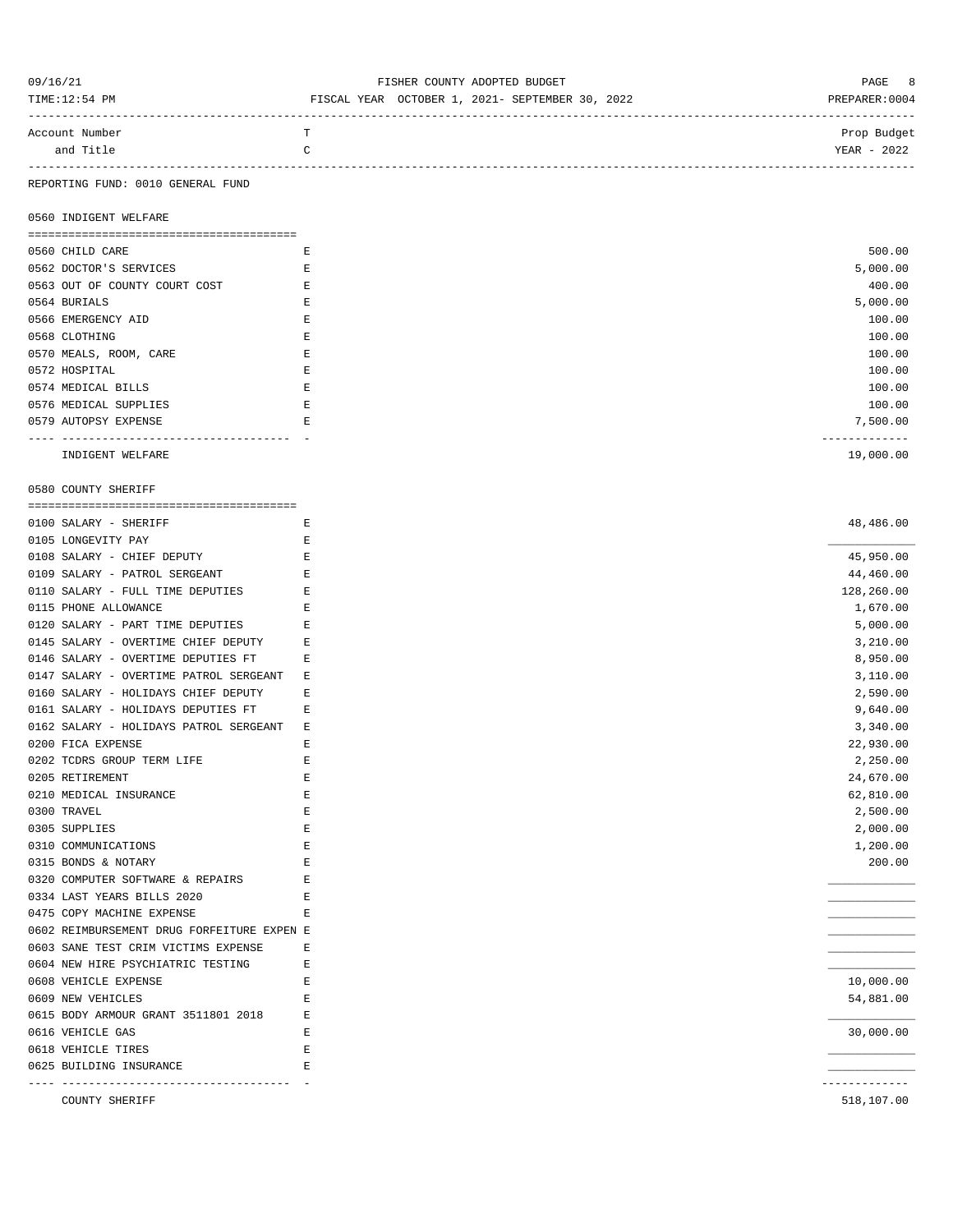FISHER COUNTY ADOPTED BUDGET

FISCAL YEAR OCTOBER 1, 2021- SEPTEMBER 30, 2022

| Account Number and Title | TC | Prop Budget YEAR - 2022 |
|---|---|---|

REPORTING FUND: 0010 GENERAL FUND

## 0560 INDIGENT WELFARE

| Account Number and Title | TC | Prop Budget YEAR - 2022 |
|---|---|---|
| 0560 CHILD CARE | E | 500.00 |
| 0562 DOCTOR'S SERVICES | E | 5,000.00 |
| 0563 OUT OF COUNTY COURT COST | E | 400.00 |
| 0564 BURIALS | E | 5,000.00 |
| 0566 EMERGENCY AID | E | 100.00 |
| 0568 CLOTHING | E | 100.00 |
| 0570 MEALS, ROOM, CARE | E | 100.00 |
| 0572 HOSPITAL | E | 100.00 |
| 0574 MEDICAL BILLS | E | 100.00 |
| 0576 MEDICAL SUPPLIES | E | 100.00 |
| 0579 AUTOPSY EXPENSE | E | 7,500.00 |
| INDIGENT WELFARE | | 19,000.00 |

## 0580 COUNTY SHERIFF

| Account Number and Title | TC | Prop Budget YEAR - 2022 |
|---|---|---|
| 0100 SALARY - SHERIFF | E | 48,486.00 |
| 0105 LONGEVITY PAY | E | |
| 0108 SALARY - CHIEF DEPUTY | E | 45,950.00 |
| 0109 SALARY - PATROL SERGEANT | E | 44,460.00 |
| 0110 SALARY - FULL TIME DEPUTIES | E | 128,260.00 |
| 0115 PHONE ALLOWANCE | E | 1,670.00 |
| 0120 SALARY - PART TIME DEPUTIES | E | 5,000.00 |
| 0145 SALARY - OVERTIME CHIEF DEPUTY | E | 3,210.00 |
| 0146 SALARY - OVERTIME DEPUTIES FT | E | 8,950.00 |
| 0147 SALARY - OVERTIME PATROL SERGEANT | E | 3,110.00 |
| 0160 SALARY - HOLIDAYS CHIEF DEPUTY | E | 2,590.00 |
| 0161 SALARY - HOLIDAYS DEPUTIES FT | E | 9,640.00 |
| 0162 SALARY - HOLIDAYS PATROL SERGEANT | E | 3,340.00 |
| 0200 FICA EXPENSE | E | 22,930.00 |
| 0202 TCDRS GROUP TERM LIFE | E | 2,250.00 |
| 0205 RETIREMENT | E | 24,670.00 |
| 0210 MEDICAL INSURANCE | E | 62,810.00 |
| 0300 TRAVEL | E | 2,500.00 |
| 0305 SUPPLIES | E | 2,000.00 |
| 0310 COMMUNICATIONS | E | 1,200.00 |
| 0315 BONDS & NOTARY | E | 200.00 |
| 0320 COMPUTER SOFTWARE & REPAIRS | E | |
| 0334 LAST YEARS BILLS 2020 | E | |
| 0475 COPY MACHINE EXPENSE | E | |
| 0602 REIMBURSEMENT DRUG FORFEITURE EXPEN | E | |
| 0603 SANE TEST CRIM VICTIMS EXPENSE | E | |
| 0604 NEW HIRE PSYCHIATRIC TESTING | E | |
| 0608 VEHICLE EXPENSE | E | 10,000.00 |
| 0609 NEW VEHICLES | E | 54,881.00 |
| 0615 BODY ARMOUR GRANT 3511801 2018 | E | |
| 0616 VEHICLE GAS | E | 30,000.00 |
| 0618 VEHICLE TIRES | E | |
| 0625 BUILDING INSURANCE | E | |
| COUNTY SHERIFF | | 518,107.00 |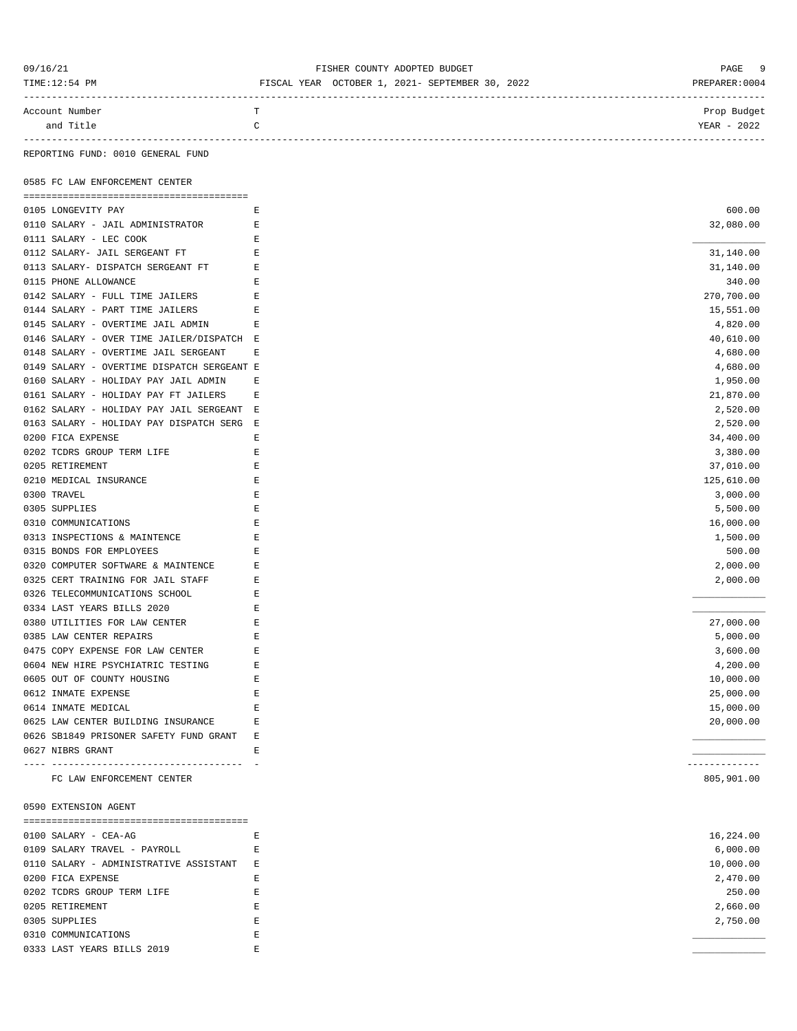REPORTING FUND: 0010 GENERAL FUND

## 0585 FC LAW ENFORCEMENT CENTER

| Account Number and Title | TC | Prop Budget YEAR - 2022 |
|---|---|---|
| 0105 LONGEVITY PAY | E | 600.00 |
| 0110 SALARY - JAIL ADMINISTRATOR | E | 32,080.00 |
| 0111 SALARY - LEC COOK | E | |
| 0112 SALARY- JAIL SERGEANT FT | E | 31,140.00 |
| 0113 SALARY- DISPATCH SERGEANT FT | E | 31,140.00 |
| 0115 PHONE ALLOWANCE | E | 340.00 |
| 0142 SALARY - FULL TIME JAILERS | E | 270,700.00 |
| 0144 SALARY - PART TIME JAILERS | E | 15,551.00 |
| 0145 SALARY - OVERTIME JAIL ADMIN | E | 4,820.00 |
| 0146 SALARY - OVER TIME JAILER/DISPATCH | E | 40,610.00 |
| 0148 SALARY - OVERTIME JAIL SERGEANT | E | 4,680.00 |
| 0149 SALARY - OVERTIME DISPATCH SERGEANT | E | 4,680.00 |
| 0160 SALARY - HOLIDAY PAY JAIL ADMIN | E | 1,950.00 |
| 0161 SALARY - HOLIDAY PAY FT JAILERS | E | 21,870.00 |
| 0162 SALARY - HOLIDAY PAY JAIL SERGEANT | E | 2,520.00 |
| 0163 SALARY - HOLIDAY PAY DISPATCH SERG | E | 2,520.00 |
| 0200 FICA EXPENSE | E | 34,400.00 |
| 0202 TCDRS GROUP TERM LIFE | E | 3,380.00 |
| 0205 RETIREMENT | E | 37,010.00 |
| 0210 MEDICAL INSURANCE | E | 125,610.00 |
| 0300 TRAVEL | E | 3,000.00 |
| 0305 SUPPLIES | E | 5,500.00 |
| 0310 COMMUNICATIONS | E | 16,000.00 |
| 0313 INSPECTIONS & MAINTENCE | E | 1,500.00 |
| 0315 BONDS FOR EMPLOYEES | E | 500.00 |
| 0320 COMPUTER SOFTWARE & MAINTENCE | E | 2,000.00 |
| 0325 CERT TRAINING FOR JAIL STAFF | E | 2,000.00 |
| 0326 TELECOMMUNICATIONS SCHOOL | E | |
| 0334 LAST YEARS BILLS 2020 | E | |
| 0380 UTILITIES FOR LAW CENTER | E | 27,000.00 |
| 0385 LAW CENTER REPAIRS | E | 5,000.00 |
| 0475 COPY EXPENSE FOR LAW CENTER | E | 3,600.00 |
| 0604 NEW HIRE PSYCHIATRIC TESTING | E | 4,200.00 |
| 0605 OUT OF COUNTY HOUSING | E | 10,000.00 |
| 0612 INMATE EXPENSE | E | 25,000.00 |
| 0614 INMATE MEDICAL | E | 15,000.00 |
| 0625 LAW CENTER BUILDING INSURANCE | E | 20,000.00 |
| 0626 SB1849 PRISONER SAFETY FUND GRANT | E | |
| 0627 NIBRS GRANT | E | |
| FC LAW ENFORCEMENT CENTER | | 805,901.00 |

## 0590 EXTENSION AGENT

| Account Number and Title | TC | Prop Budget YEAR - 2022 |
|---|---|---|
| 0100 SALARY - CEA-AG | E | 16,224.00 |
| 0109 SALARY TRAVEL - PAYROLL | E | 6,000.00 |
| 0110 SALARY - ADMINISTRATIVE ASSISTANT | E | 10,000.00 |
| 0200 FICA EXPENSE | E | 2,470.00 |
| 0202 TCDRS GROUP TERM LIFE | E | 250.00 |
| 0205 RETIREMENT | E | 2,660.00 |
| 0305 SUPPLIES | E | 2,750.00 |
| 0310 COMMUNICATIONS | E | |
| 0333 LAST YEARS BILLS 2019 | E | |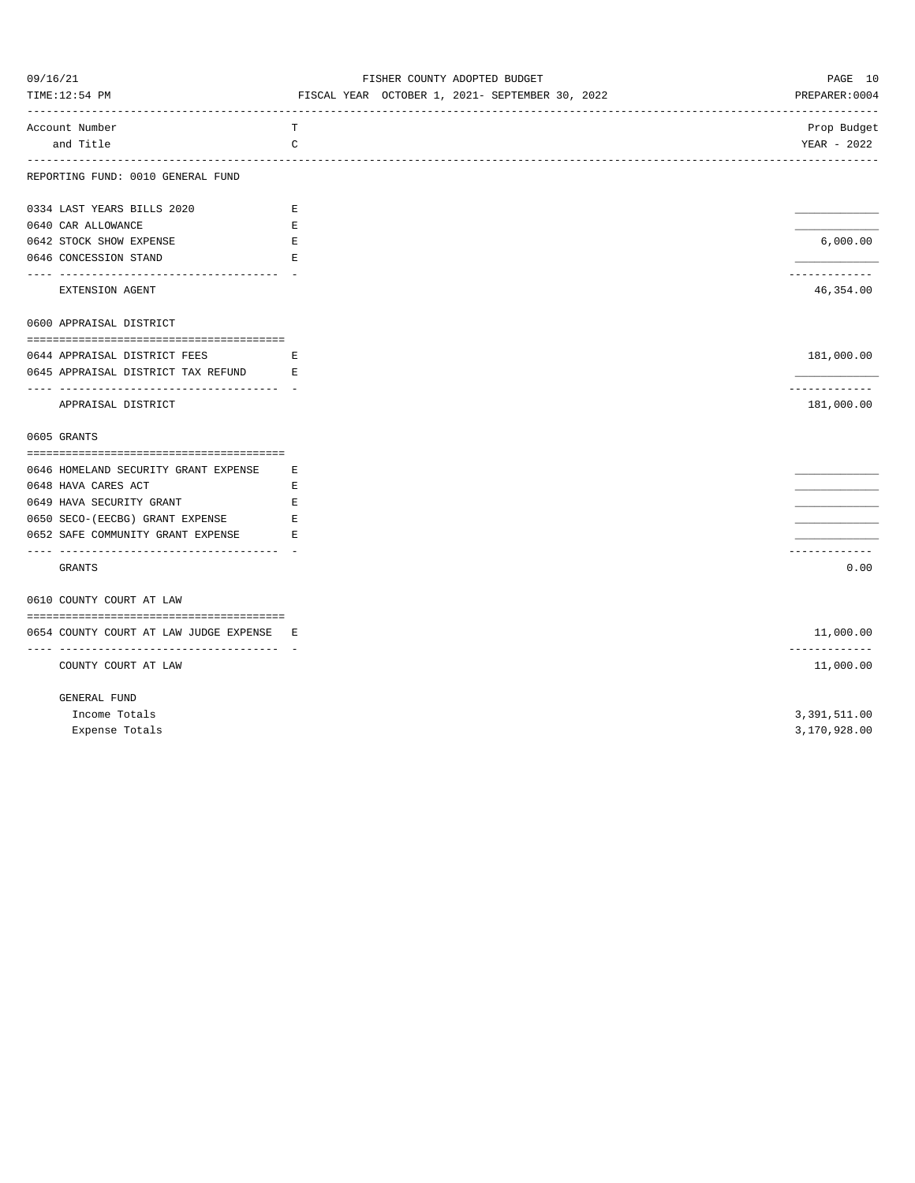REPORTING FUND: 0010 GENERAL FUND

| Account Number and Title | TC | Prop Budget YEAR - 2022 |
|---|---|---|
| 0334 LAST YEARS BILLS 2020 | E | |
| 0640 CAR ALLOWANCE | E | |
| 0642 STOCK SHOW EXPENSE | E | 6,000.00 |
| 0646 CONCESSION STAND | E | |
| EXTENSION AGENT | | 46,354.00 |

## 0600 APPRAISAL DISTRICT

| Account Number and Title | TC | Prop Budget YEAR - 2022 |
|---|---|---|
| 0644 APPRAISAL DISTRICT FEES | E | 181,000.00 |
| 0645 APPRAISAL DISTRICT TAX REFUND | E | |
| APPRAISAL DISTRICT | | 181,000.00 |

## 0605 GRANTS

| Account Number and Title | TC | Prop Budget YEAR - 2022 |
|---|---|---|
| 0646 HOMELAND SECURITY GRANT EXPENSE | E | |
| 0648 HAVA CARES ACT | E | |
| 0649 HAVA SECURITY GRANT | E | |
| 0650 SECO-(EECBG) GRANT EXPENSE | E | |
| 0652 SAFE COMMUNITY GRANT EXPENSE | E | |
| GRANTS | | 0.00 |

## 0610 COUNTY COURT AT LAW

| Account Number and Title | TC | Prop Budget YEAR - 2022 |
|---|---|---|
| 0654 COUNTY COURT AT LAW JUDGE EXPENSE | E | 11,000.00 |
| COUNTY COURT AT LAW | | 11,000.00 |

GENERAL FUND

| | |
|---|---|
| Income Totals | 3,391,511.00 |
| Expense Totals | 3,170,928.00 |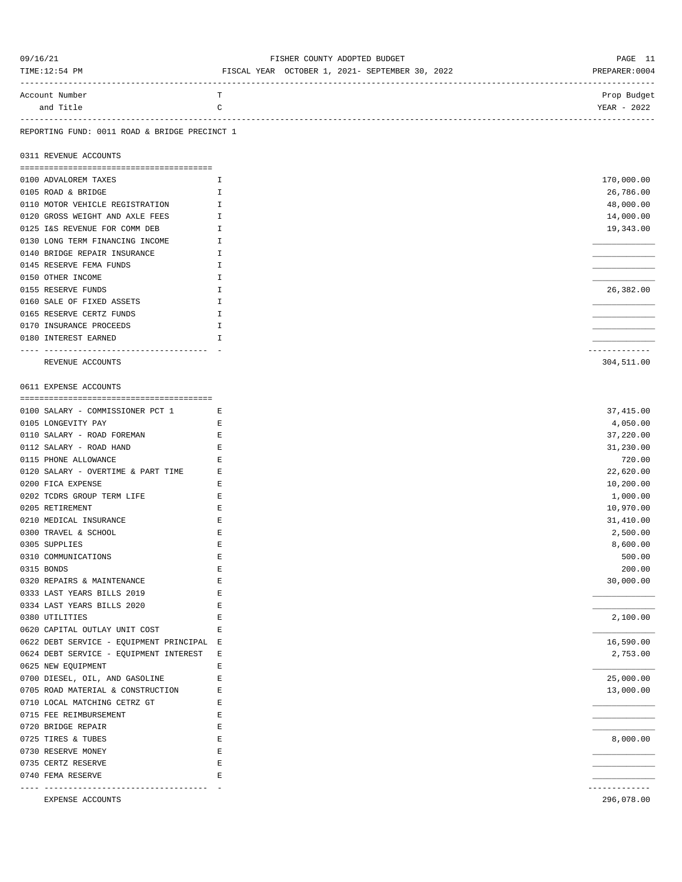FISHER COUNTY ADOPTED BUDGET

FISCAL YEAR OCTOBER 1, 2021- SEPTEMBER 30, 2022

REPORTING FUND: 0011 ROAD & BRIDGE PRECINCT 1

## 0311 REVENUE ACCOUNTS

| Account Number and Title | TC | Prop Budget YEAR - 2022 |
|---|---|---|
| 0100 ADVALOREM TAXES | I | 170,000.00 |
| 0105 ROAD & BRIDGE | I | 26,786.00 |
| 0110 MOTOR VEHICLE REGISTRATION | I | 48,000.00 |
| 0120 GROSS WEIGHT AND AXLE FEES | I | 14,000.00 |
| 0125 I&S REVENUE FOR COMM DEB | I | 19,343.00 |
| 0130 LONG TERM FINANCING INCOME | I | |
| 0140 BRIDGE REPAIR INSURANCE | I | |
| 0145 RESERVE FEMA FUNDS | I | |
| 0150 OTHER INCOME | I | |
| 0155 RESERVE FUNDS | I | 26,382.00 |
| 0160 SALE OF FIXED ASSETS | I | |
| 0165 RESERVE CERTZ FUNDS | I | |
| 0170 INSURANCE PROCEEDS | I | |
| 0180 INTEREST EARNED | I | |
| REVENUE ACCOUNTS | | 304,511.00 |

## 0611 EXPENSE ACCOUNTS

| Account Number and Title | TC | Prop Budget YEAR - 2022 |
|---|---|---|
| 0100 SALARY - COMMISSIONER PCT 1 | E | 37,415.00 |
| 0105 LONGEVITY PAY | E | 4,050.00 |
| 0110 SALARY - ROAD FOREMAN | E | 37,220.00 |
| 0112 SALARY - ROAD HAND | E | 31,230.00 |
| 0115 PHONE ALLOWANCE | E | 720.00 |
| 0120 SALARY - OVERTIME & PART TIME | E | 22,620.00 |
| 0200 FICA EXPENSE | E | 10,200.00 |
| 0202 TCDRS GROUP TERM LIFE | E | 1,000.00 |
| 0205 RETIREMENT | E | 10,970.00 |
| 0210 MEDICAL INSURANCE | E | 31,410.00 |
| 0300 TRAVEL & SCHOOL | E | 2,500.00 |
| 0305 SUPPLIES | E | 8,600.00 |
| 0310 COMMUNICATIONS | E | 500.00 |
| 0315 BONDS | E | 200.00 |
| 0320 REPAIRS & MAINTENANCE | E | 30,000.00 |
| 0333 LAST YEARS BILLS 2019 | E | |
| 0334 LAST YEARS BILLS 2020 | E | |
| 0380 UTILITIES | E | 2,100.00 |
| 0620 CAPITAL OUTLAY UNIT COST | E | |
| 0622 DEBT SERVICE - EQUIPMENT PRINCIPAL | E | 16,590.00 |
| 0624 DEBT SERVICE - EQUIPMENT INTEREST | E | 2,753.00 |
| 0625 NEW EQUIPMENT | E | |
| 0700 DIESEL, OIL, AND GASOLINE | E | 25,000.00 |
| 0705 ROAD MATERIAL & CONSTRUCTION | E | 13,000.00 |
| 0710 LOCAL MATCHING CETRZ GT | E | |
| 0715 FEE REIMBURSEMENT | E | |
| 0720 BRIDGE REPAIR | E | |
| 0725 TIRES & TUBES | E | 8,000.00 |
| 0730 RESERVE MONEY | E | |
| 0735 CERTZ RESERVE | E | |
| 0740 FEMA RESERVE | E | |
| EXPENSE ACCOUNTS | | 296,078.00 |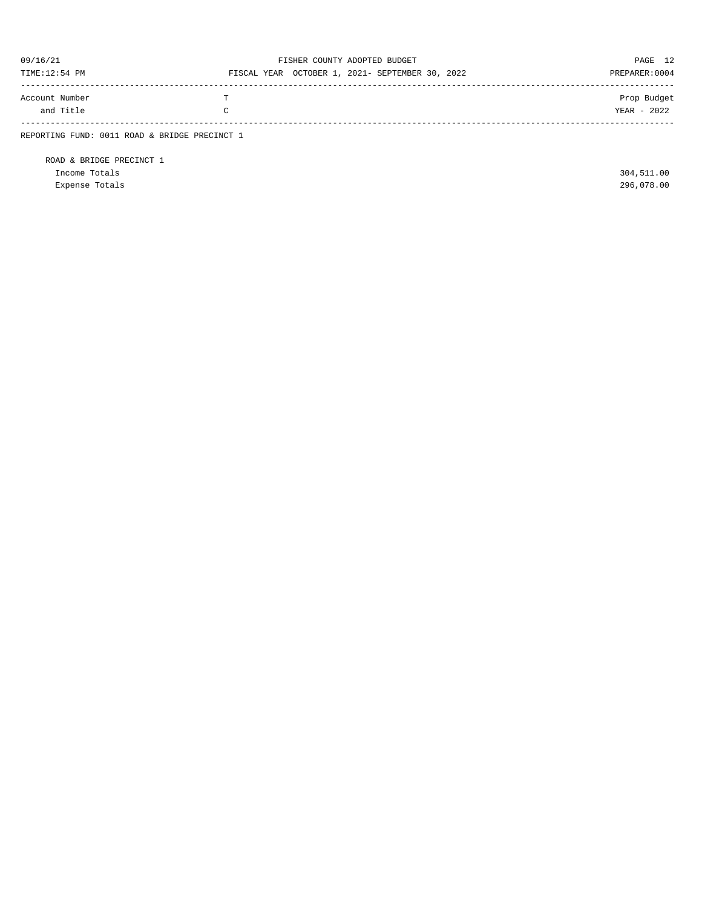| Account Number and Title | T C | Prop Budget YEAR - 2022 |
| --- | --- | --- |
| REPORTING FUND: 0011 ROAD & BRIDGE PRECINCT 1 | | |
| ROAD & BRIDGE PRECINCT 1 | | |
| Income Totals | | 304,511.00 |
| Expense Totals | | 296,078.00 |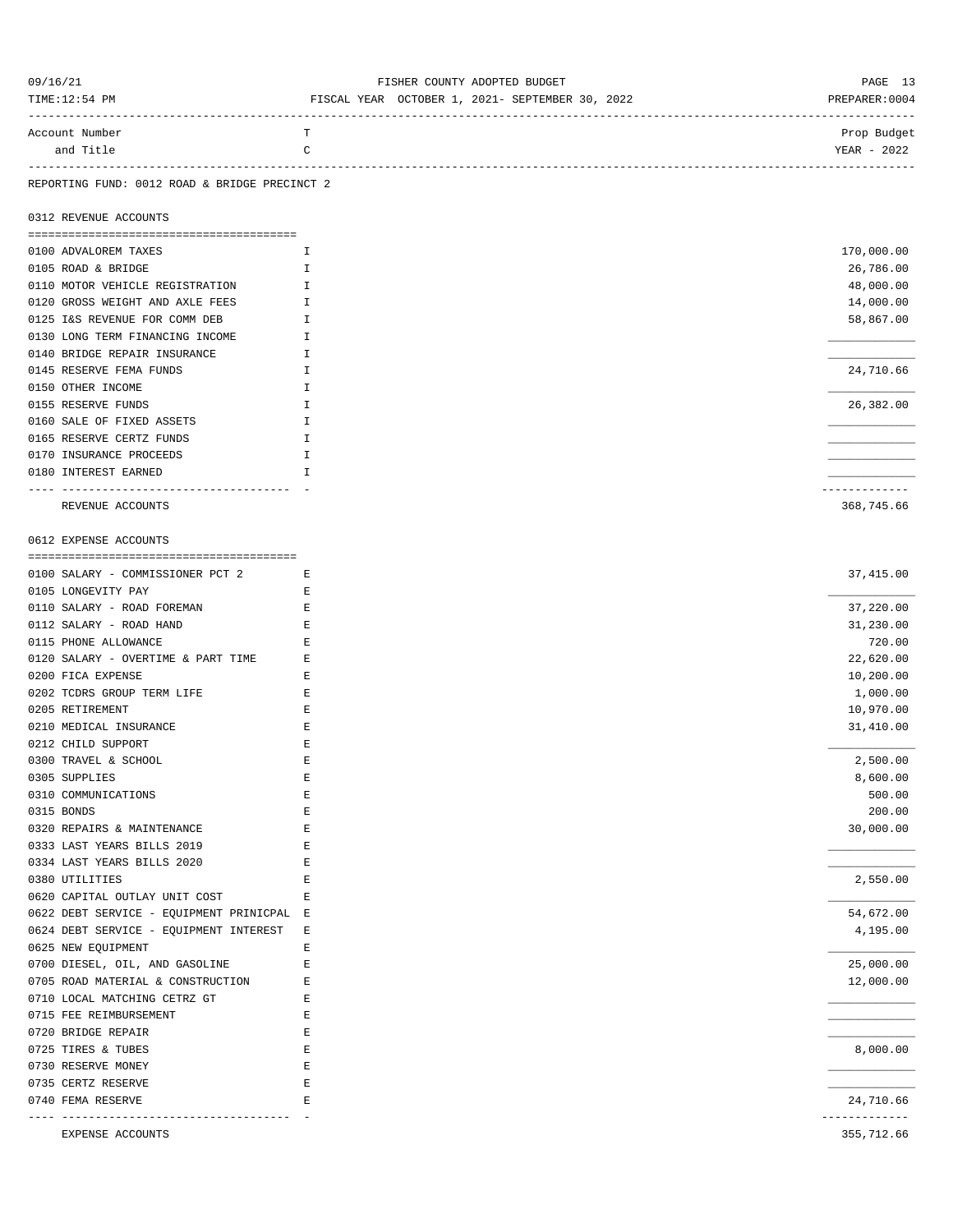REPORTING FUND: 0012 ROAD & BRIDGE PRECINCT 2

| Account Number and Title | TC | Prop Budget YEAR - 2022 |
|---|---|---|
| **0312 REVENUE ACCOUNTS** | | |
| 0100 ADVALOREM TAXES | I | 170,000.00 |
| 0105 ROAD & BRIDGE | I | 26,786.00 |
| 0110 MOTOR VEHICLE REGISTRATION | I | 48,000.00 |
| 0120 GROSS WEIGHT AND AXLE FEES | I | 14,000.00 |
| 0125 I&S REVENUE FOR COMM DEB | I | 58,867.00 |
| 0130 LONG TERM FINANCING INCOME | I | |
| 0140 BRIDGE REPAIR INSURANCE | I | |
| 0145 RESERVE FEMA FUNDS | I | 24,710.66 |
| 0150 OTHER INCOME | I | |
| 0155 RESERVE FUNDS | I | 26,382.00 |
| 0160 SALE OF FIXED ASSETS | I | |
| 0165 RESERVE CERTZ FUNDS | I | |
| 0170 INSURANCE PROCEEDS | I | |
| 0180 INTEREST EARNED | I | |
| REVENUE ACCOUNTS | | 368,745.66 |
| **0612 EXPENSE ACCOUNTS** | | |
| 0100 SALARY - COMMISSIONER PCT 2 | E | 37,415.00 |
| 0105 LONGEVITY PAY | E | |
| 0110 SALARY - ROAD FOREMAN | E | 37,220.00 |
| 0112 SALARY - ROAD HAND | E | 31,230.00 |
| 0115 PHONE ALLOWANCE | E | 720.00 |
| 0120 SALARY - OVERTIME & PART TIME | E | 22,620.00 |
| 0200 FICA EXPENSE | E | 10,200.00 |
| 0202 TCDRS GROUP TERM LIFE | E | 1,000.00 |
| 0205 RETIREMENT | E | 10,970.00 |
| 0210 MEDICAL INSURANCE | E | 31,410.00 |
| 0212 CHILD SUPPORT | E | |
| 0300 TRAVEL & SCHOOL | E | 2,500.00 |
| 0305 SUPPLIES | E | 8,600.00 |
| 0310 COMMUNICATIONS | E | 500.00 |
| 0315 BONDS | E | 200.00 |
| 0320 REPAIRS & MAINTENANCE | E | 30,000.00 |
| 0333 LAST YEARS BILLS 2019 | E | |
| 0334 LAST YEARS BILLS 2020 | E | |
| 0380 UTILITIES | E | 2,550.00 |
| 0620 CAPITAL OUTLAY UNIT COST | E | |
| 0622 DEBT SERVICE - EQUIPMENT PRINICPAL | E | 54,672.00 |
| 0624 DEBT SERVICE - EQUIPMENT INTEREST | E | 4,195.00 |
| 0625 NEW EQUIPMENT | E | |
| 0700 DIESEL, OIL, AND GASOLINE | E | 25,000.00 |
| 0705 ROAD MATERIAL & CONSTRUCTION | E | 12,000.00 |
| 0710 LOCAL MATCHING CETRZ GT | E | |
| 0715 FEE REIMBURSEMENT | E | |
| 0720 BRIDGE REPAIR | E | |
| 0725 TIRES & TUBES | E | 8,000.00 |
| 0730 RESERVE MONEY | E | |
| 0735 CERTZ RESERVE | E | |
| 0740 FEMA RESERVE | E | 24,710.66 |
| EXPENSE ACCOUNTS | | 355,712.66 |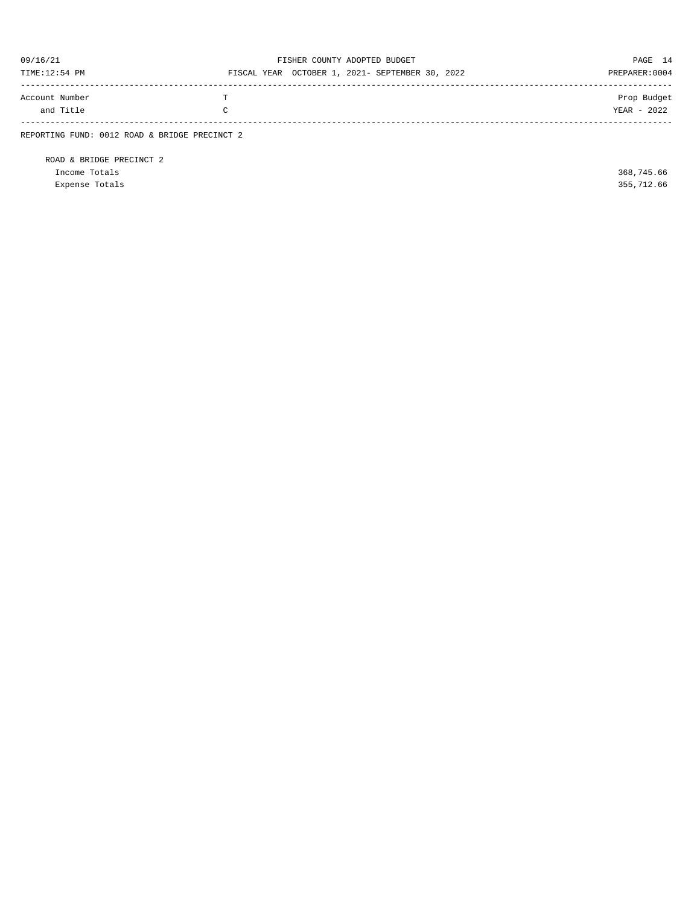| Account Number and Title | T C | Prop Budget YEAR - 2022 |
|---|---|---|
| REPORTING FUND: 0012 ROAD & BRIDGE PRECINCT 2 | | |
| ROAD & BRIDGE PRECINCT 2 | | |
| Income Totals | | 368,745.66 |
| Expense Totals | | 355,712.66 |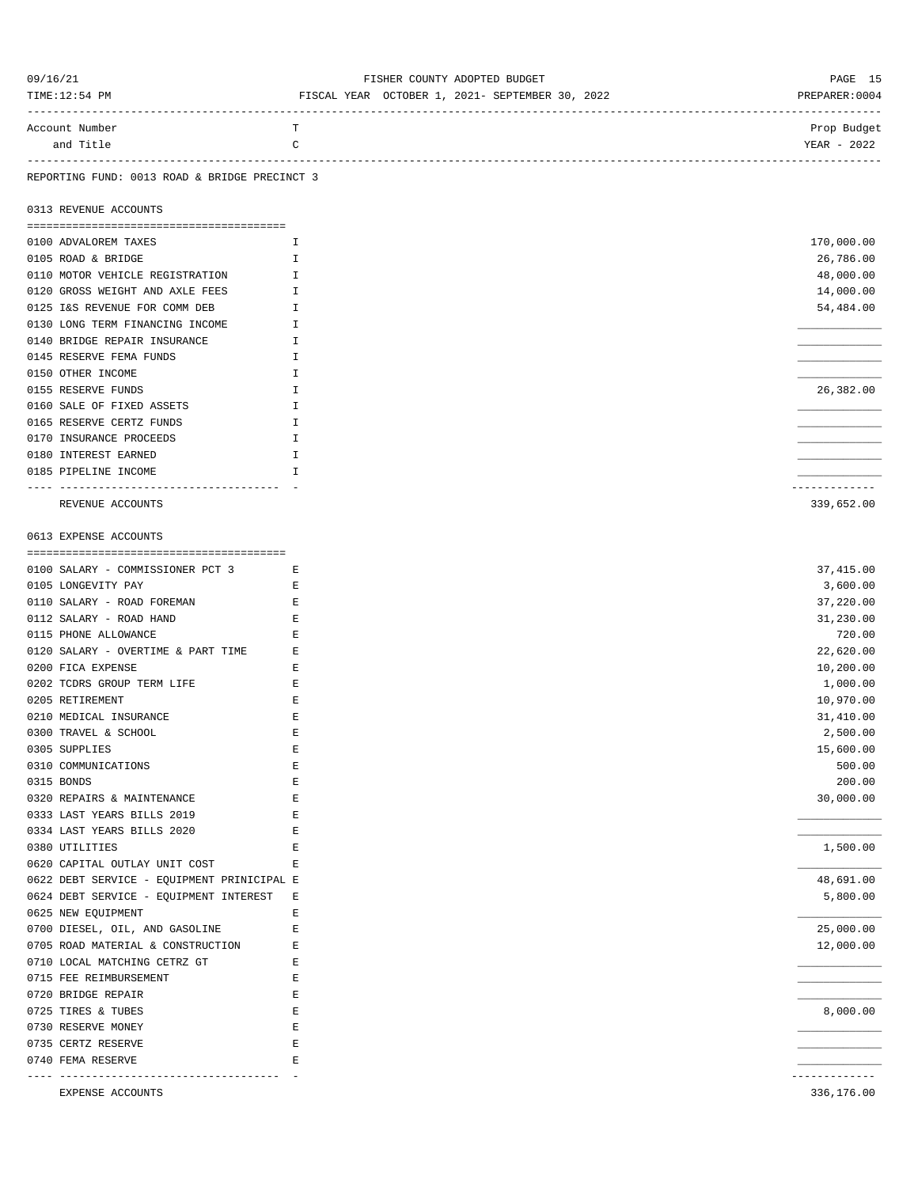FISHER COUNTY ADOPTED BUDGET

FISCAL YEAR OCTOBER 1, 2021- SEPTEMBER 30, 2022

| Account Number and Title | T C | Prop Budget YEAR - 2022 |
|---|---|---|

REPORTING FUND: 0013 ROAD & BRIDGE PRECINCT 3

## 0313 REVENUE ACCOUNTS

| Account Number and Title | T C | Prop Budget YEAR - 2022 |
|---|---|---|
| 0100 ADVALOREM TAXES | I | 170,000.00 |
| 0105 ROAD & BRIDGE | I | 26,786.00 |
| 0110 MOTOR VEHICLE REGISTRATION | I | 48,000.00 |
| 0120 GROSS WEIGHT AND AXLE FEES | I | 14,000.00 |
| 0125 I&S REVENUE FOR COMM DEB | I | 54,484.00 |
| 0130 LONG TERM FINANCING INCOME | I | |
| 0140 BRIDGE REPAIR INSURANCE | I | |
| 0145 RESERVE FEMA FUNDS | I | |
| 0150 OTHER INCOME | I | |
| 0155 RESERVE FUNDS | I | 26,382.00 |
| 0160 SALE OF FIXED ASSETS | I | |
| 0165 RESERVE CERTZ FUNDS | I | |
| 0170 INSURANCE PROCEEDS | I | |
| 0180 INTEREST EARNED | I | |
| 0185 PIPELINE INCOME | I | |
| REVENUE ACCOUNTS | | 339,652.00 |

## 0613 EXPENSE ACCOUNTS

| Account Number and Title | T C | Prop Budget YEAR - 2022 |
|---|---|---|
| 0100 SALARY - COMMISSIONER PCT 3 | E | 37,415.00 |
| 0105 LONGEVITY PAY | E | 3,600.00 |
| 0110 SALARY - ROAD FOREMAN | E | 37,220.00 |
| 0112 SALARY - ROAD HAND | E | 31,230.00 |
| 0115 PHONE ALLOWANCE | E | 720.00 |
| 0120 SALARY - OVERTIME & PART TIME | E | 22,620.00 |
| 0200 FICA EXPENSE | E | 10,200.00 |
| 0202 TCDRS GROUP TERM LIFE | E | 1,000.00 |
| 0205 RETIREMENT | E | 10,970.00 |
| 0210 MEDICAL INSURANCE | E | 31,410.00 |
| 0300 TRAVEL & SCHOOL | E | 2,500.00 |
| 0305 SUPPLIES | E | 15,600.00 |
| 0310 COMMUNICATIONS | E | 500.00 |
| 0315 BONDS | E | 200.00 |
| 0320 REPAIRS & MAINTENANCE | E | 30,000.00 |
| 0333 LAST YEARS BILLS 2019 | E | |
| 0334 LAST YEARS BILLS 2020 | E | |
| 0380 UTILITIES | E | 1,500.00 |
| 0620 CAPITAL OUTLAY UNIT COST | E | |
| 0622 DEBT SERVICE - EQUIPMENT PRINICIPAL | E | 48,691.00 |
| 0624 DEBT SERVICE - EQUIPMENT INTEREST | E | 5,800.00 |
| 0625 NEW EQUIPMENT | E | |
| 0700 DIESEL, OIL, AND GASOLINE | E | 25,000.00 |
| 0705 ROAD MATERIAL & CONSTRUCTION | E | 12,000.00 |
| 0710 LOCAL MATCHING CETRZ GT | E | |
| 0715 FEE REIMBURSEMENT | E | |
| 0720 BRIDGE REPAIR | E | |
| 0725 TIRES & TUBES | E | 8,000.00 |
| 0730 RESERVE MONEY | E | |
| 0735 CERTZ RESERVE | E | |
| 0740 FEMA RESERVE | E | |
| EXPENSE ACCOUNTS | | 336,176.00 |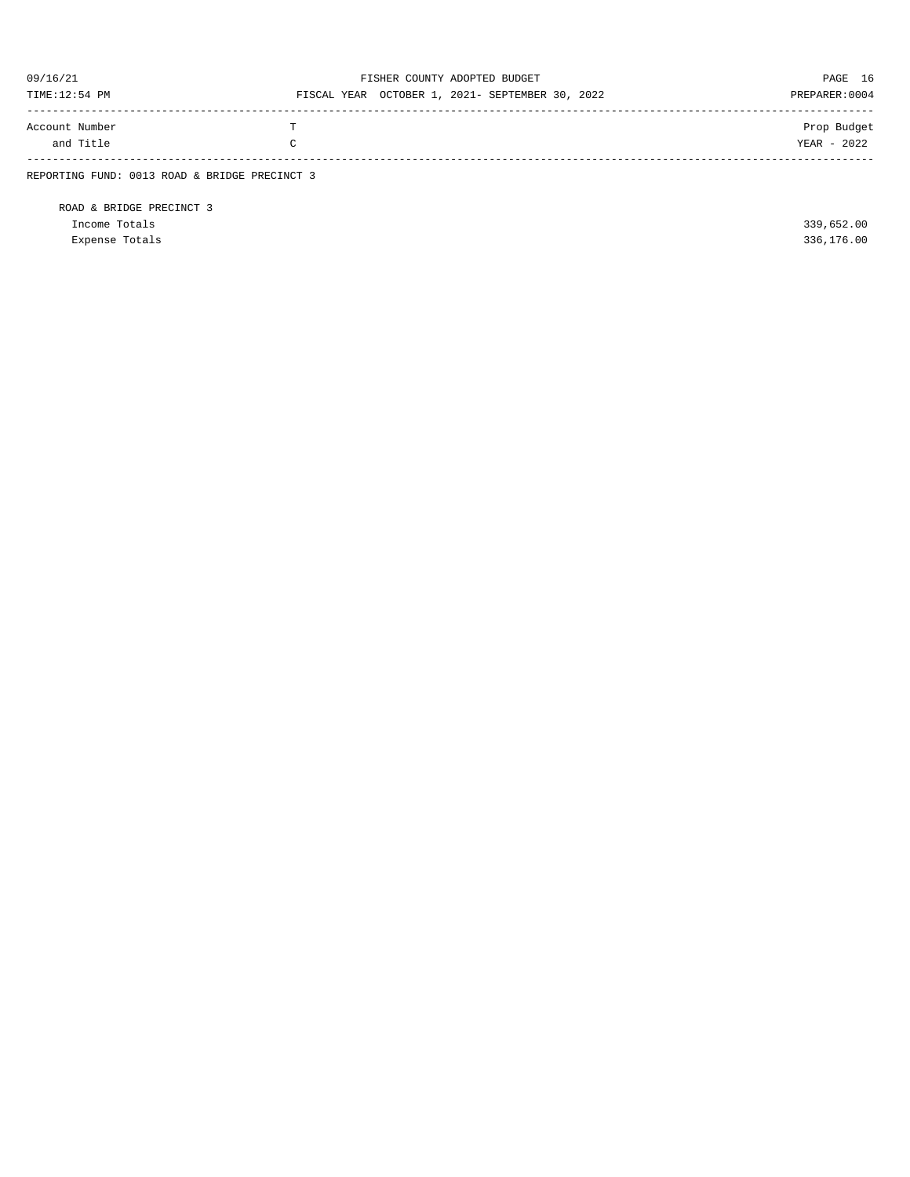| Account Number and Title | T C | Prop Budget YEAR - 2022 |
|---|---|---|
| REPORTING FUND: 0013 ROAD & BRIDGE PRECINCT 3 | | |
| ROAD & BRIDGE PRECINCT 3 | | |
| Income Totals | | 339,652.00 |
| Expense Totals | | 336,176.00 |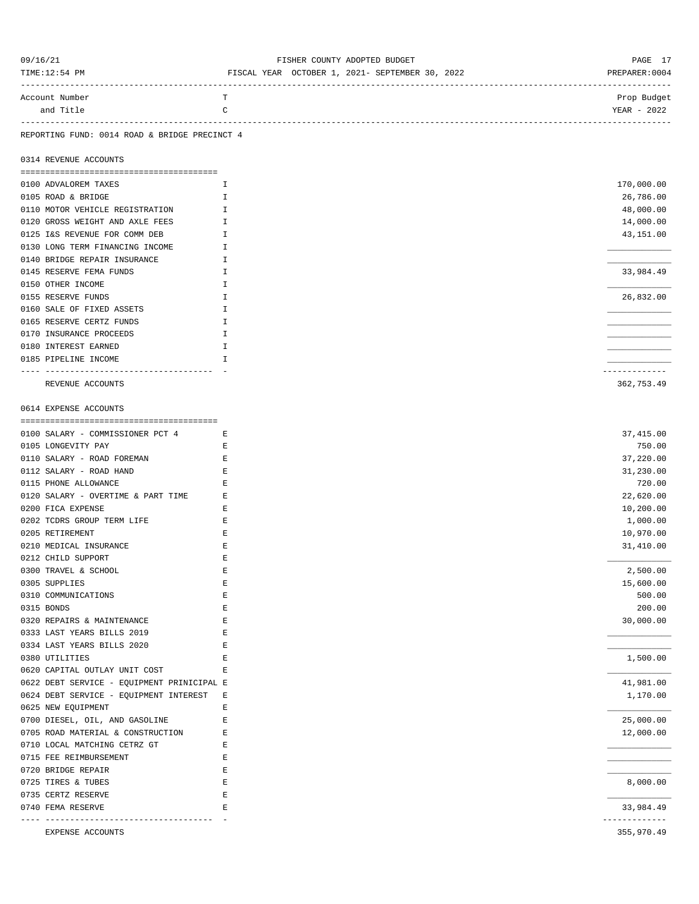FISHER COUNTY ADOPTED BUDGET

FISCAL YEAR OCTOBER 1, 2021- SEPTEMBER 30, 2022

REPORTING FUND: 0014 ROAD & BRIDGE PRECINCT 4

## 0314 REVENUE ACCOUNTS

| Account Number and Title | TC | Prop Budget YEAR - 2022 |
|---|---|---|
| 0100 ADVALOREM TAXES | I | 170,000.00 |
| 0105 ROAD & BRIDGE | I | 26,786.00 |
| 0110 MOTOR VEHICLE REGISTRATION | I | 48,000.00 |
| 0120 GROSS WEIGHT AND AXLE FEES | I | 14,000.00 |
| 0125 I&S REVENUE FOR COMM DEB | I | 43,151.00 |
| 0130 LONG TERM FINANCING INCOME | I | |
| 0140 BRIDGE REPAIR INSURANCE | I | |
| 0145 RESERVE FEMA FUNDS | I | 33,984.49 |
| 0150 OTHER INCOME | I | |
| 0155 RESERVE FUNDS | I | 26,832.00 |
| 0160 SALE OF FIXED ASSETS | I | |
| 0165 RESERVE CERTZ FUNDS | I | |
| 0170 INSURANCE PROCEEDS | I | |
| 0180 INTEREST EARNED | I | |
| 0185 PIPELINE INCOME | I | |
| REVENUE ACCOUNTS | | 362,753.49 |

## 0614 EXPENSE ACCOUNTS

| Account Number and Title | TC | Prop Budget YEAR - 2022 |
|---|---|---|
| 0100 SALARY - COMMISSIONER PCT 4 | E | 37,415.00 |
| 0105 LONGEVITY PAY | E | 750.00 |
| 0110 SALARY - ROAD FOREMAN | E | 37,220.00 |
| 0112 SALARY - ROAD HAND | E | 31,230.00 |
| 0115 PHONE ALLOWANCE | E | 720.00 |
| 0120 SALARY - OVERTIME & PART TIME | E | 22,620.00 |
| 0200 FICA EXPENSE | E | 10,200.00 |
| 0202 TCDRS GROUP TERM LIFE | E | 1,000.00 |
| 0205 RETIREMENT | E | 10,970.00 |
| 0210 MEDICAL INSURANCE | E | 31,410.00 |
| 0212 CHILD SUPPORT | E | |
| 0300 TRAVEL & SCHOOL | E | 2,500.00 |
| 0305 SUPPLIES | E | 15,600.00 |
| 0310 COMMUNICATIONS | E | 500.00 |
| 0315 BONDS | E | 200.00 |
| 0320 REPAIRS & MAINTENANCE | E | 30,000.00 |
| 0333 LAST YEARS BILLS 2019 | E | |
| 0334 LAST YEARS BILLS 2020 | E | |
| 0380 UTILITIES | E | 1,500.00 |
| 0620 CAPITAL OUTLAY UNIT COST | E | |
| 0622 DEBT SERVICE - EQUIPMENT PRINICIPAL | E | 41,981.00 |
| 0624 DEBT SERVICE - EQUIPMENT INTEREST | E | 1,170.00 |
| 0625 NEW EQUIPMENT | E | |
| 0700 DIESEL, OIL, AND GASOLINE | E | 25,000.00 |
| 0705 ROAD MATERIAL & CONSTRUCTION | E | 12,000.00 |
| 0710 LOCAL MATCHING CETRZ GT | E | |
| 0715 FEE REIMBURSEMENT | E | |
| 0720 BRIDGE REPAIR | E | |
| 0725 TIRES & TUBES | E | 8,000.00 |
| 0735 CERTZ RESERVE | E | |
| 0740 FEMA RESERVE | E | 33,984.49 |
| EXPENSE ACCOUNTS | | 355,970.49 |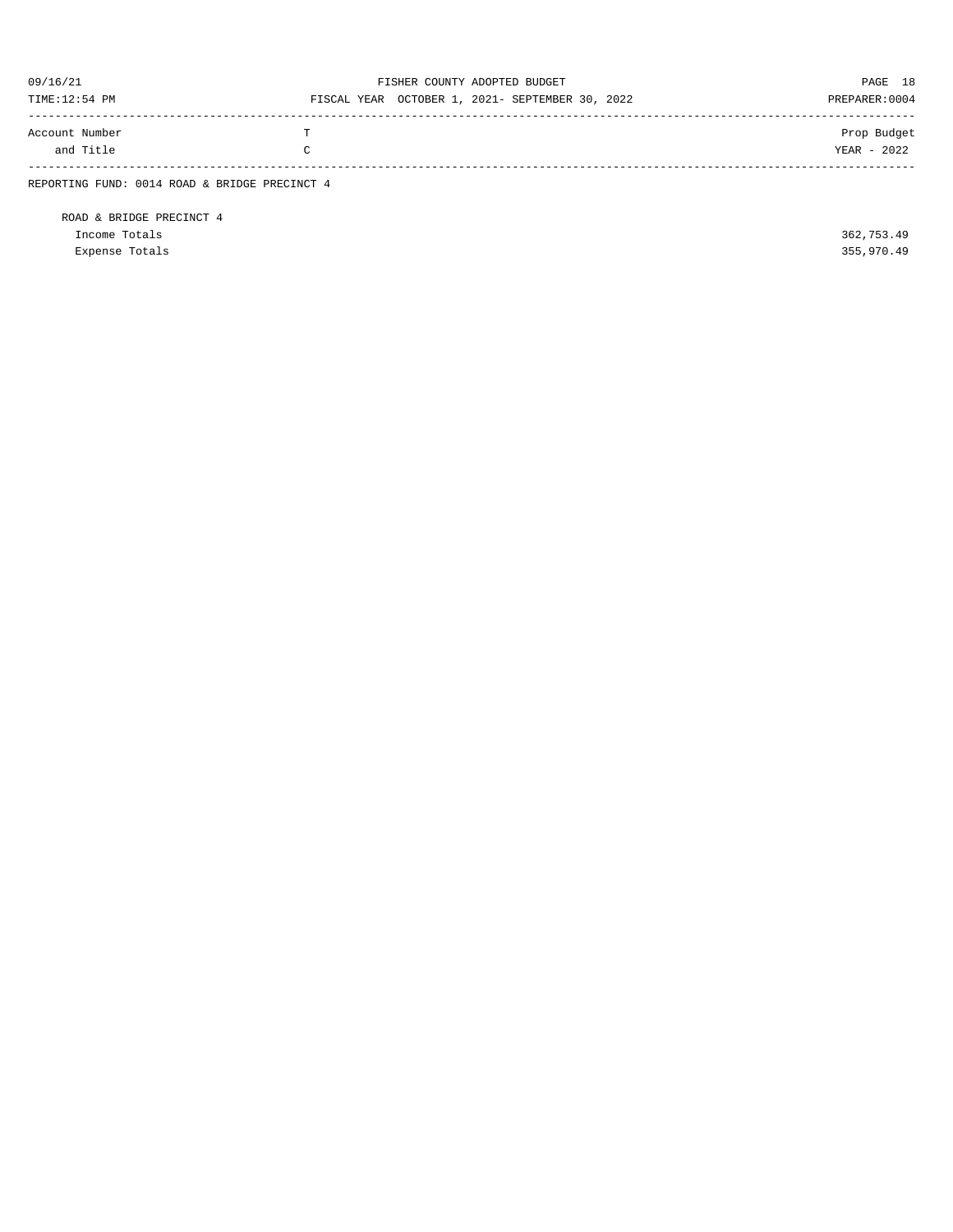| Account Number and Title | T C | Prop Budget YEAR - 2022 |
|---|---|---|
| REPORTING FUND: 0014 ROAD & BRIDGE PRECINCT 4 | | |
| ROAD & BRIDGE PRECINCT 4 | | |
| Income Totals | | 362,753.49 |
| Expense Totals | | 355,970.49 |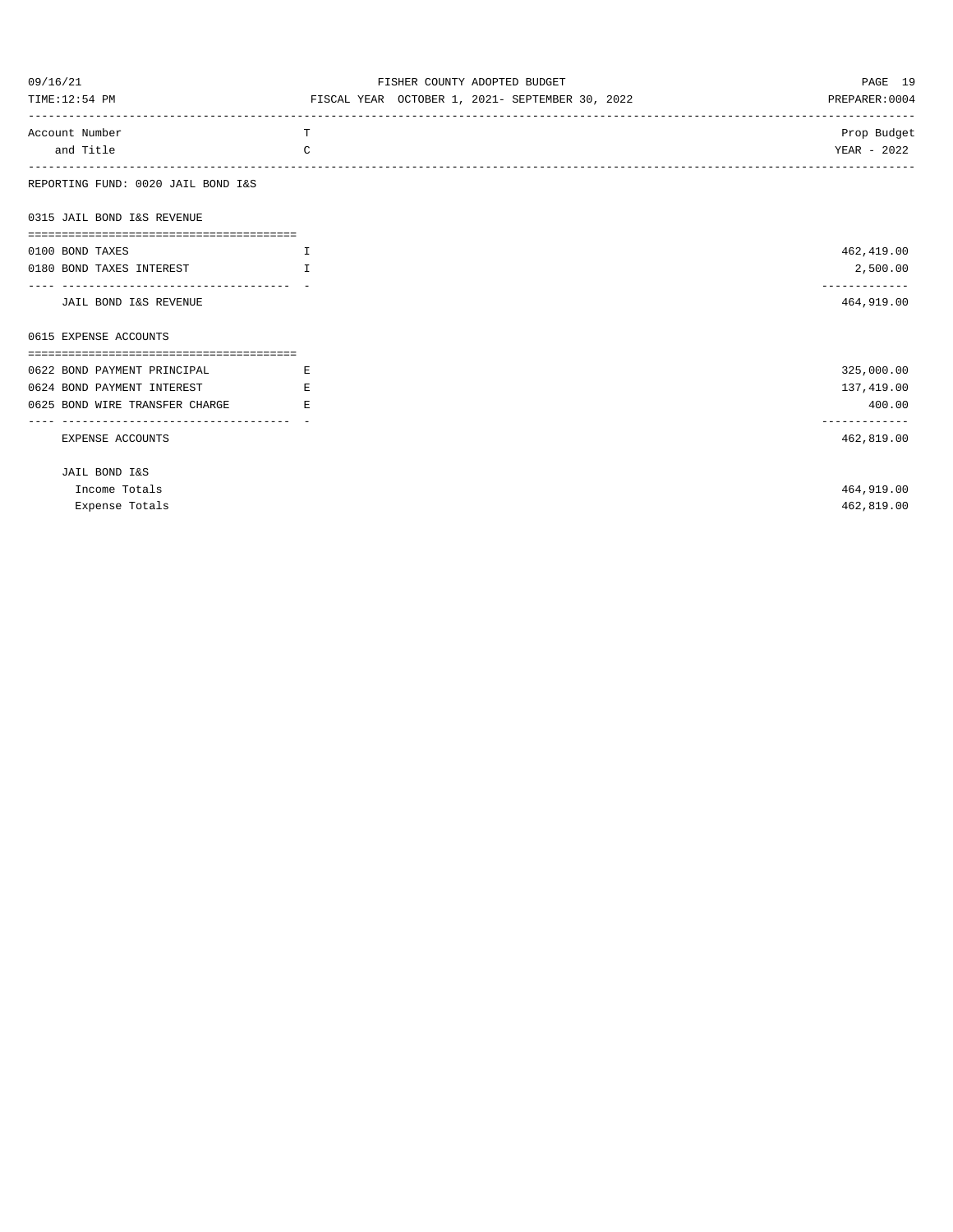FISHER COUNTY ADOPTED BUDGET

FISCAL YEAR OCTOBER 1, 2021- SEPTEMBER 30, 2022

| Account Number and Title | TC | Prop Budget YEAR - 2022 |
|---|---|---|
| **REPORTING FUND: 0020 JAIL BOND I&S** | | |
| **0315 JAIL BOND I&S REVENUE** | | |
| 0100 BOND TAXES | I | 462,419.00 |
| 0180 BOND TAXES INTEREST | I | 2,500.00 |
| JAIL BOND I&S REVENUE | | 464,919.00 |
| **0615 EXPENSE ACCOUNTS** | | |
| 0622 BOND PAYMENT PRINCIPAL | E | 325,000.00 |
| 0624 BOND PAYMENT INTEREST | E | 137,419.00 |
| 0625 BOND WIRE TRANSFER CHARGE | E | 400.00 |
| EXPENSE ACCOUNTS | | 462,819.00 |
| JAIL BOND I&S | | |
| Income Totals | | 464,919.00 |
| Expense Totals | | 462,819.00 |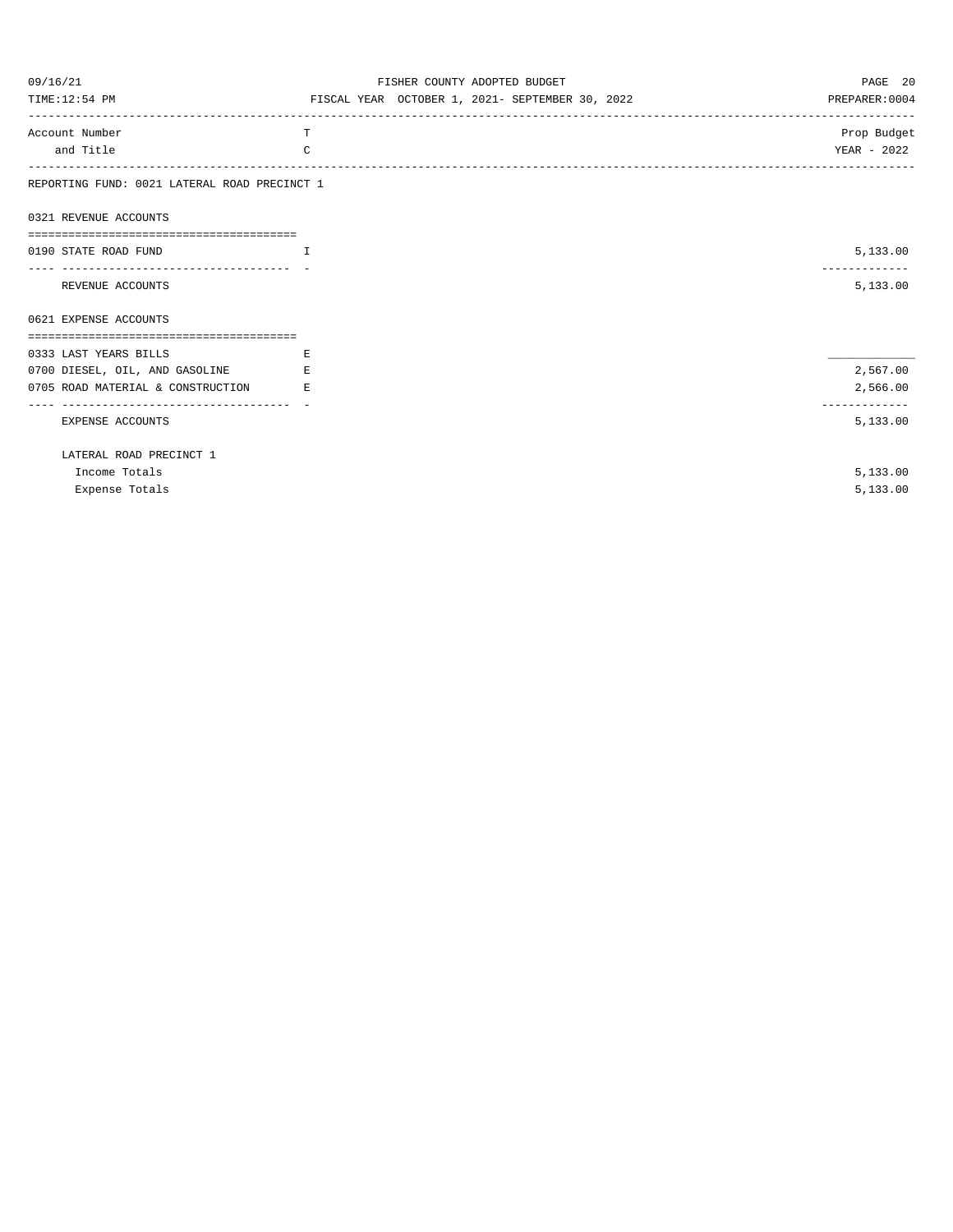FISHER COUNTY ADOPTED BUDGET

FISCAL YEAR OCTOBER 1, 2021- SEPTEMBER 30, 2022

| Account Number and Title | TC | Prop Budget YEAR - 2022 |
|---|---|---|
| **REPORTING FUND: 0021 LATERAL ROAD PRECINCT 1** | | |
| **0321 REVENUE ACCOUNTS** | | |
| 0190 STATE ROAD FUND | I | 5,133.00 |
| REVENUE ACCOUNTS | | 5,133.00 |
| **0621 EXPENSE ACCOUNTS** | | |
| 0333 LAST YEARS BILLS | E | |
| 0700 DIESEL, OIL, AND GASOLINE | E | 2,567.00 |
| 0705 ROAD MATERIAL & CONSTRUCTION | E | 2,566.00 |
| EXPENSE ACCOUNTS | | 5,133.00 |
| LATERAL ROAD PRECINCT 1 | | |
| Income Totals | | 5,133.00 |
| Expense Totals | | 5,133.00 |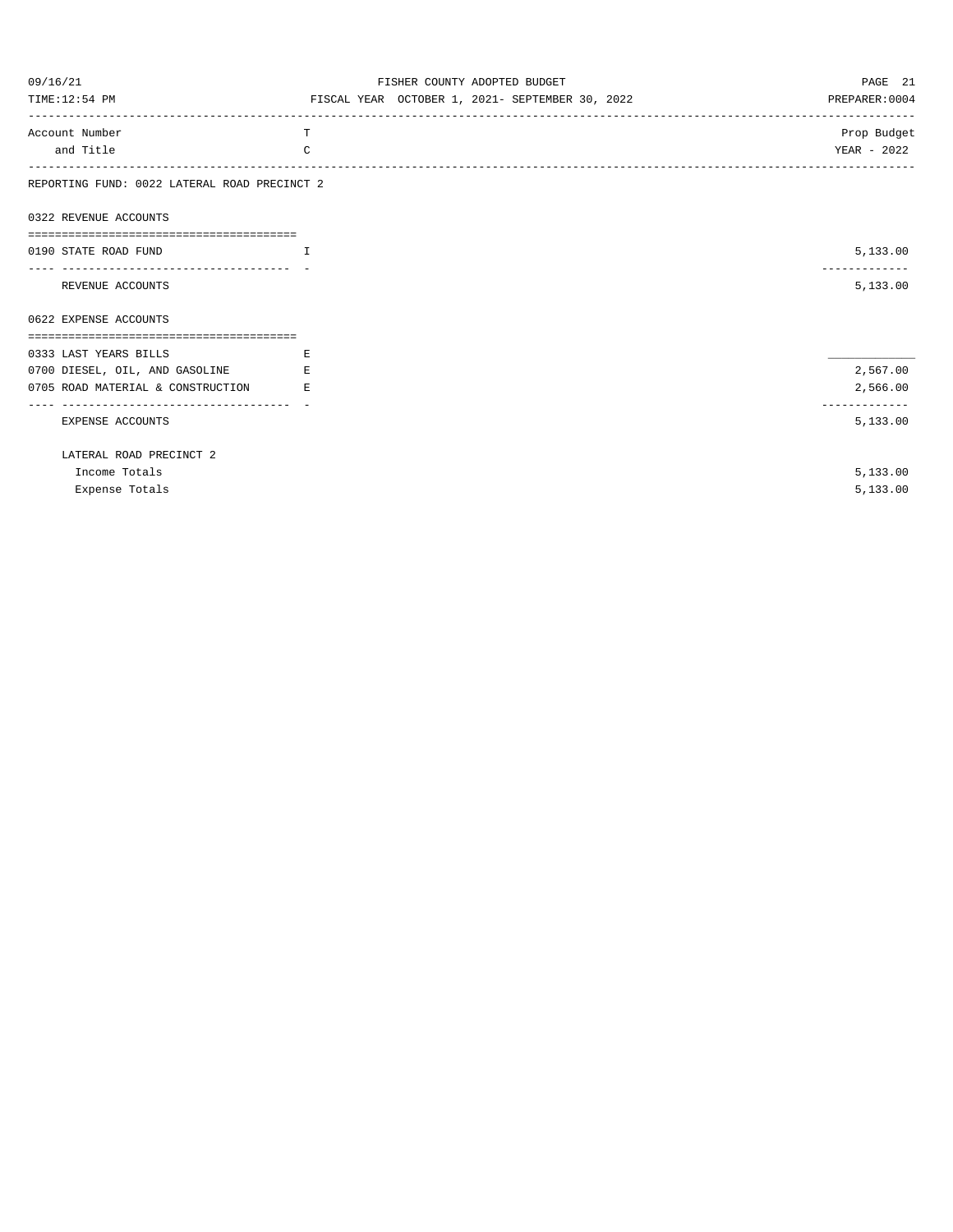FISHER COUNTY ADOPTED BUDGET

FISCAL YEAR OCTOBER 1, 2021- SEPTEMBER 30, 2022

| Account Number and Title | T C | Prop Budget YEAR - 2022 |
|---|---|---|
| **REPORTING FUND: 0022 LATERAL ROAD PRECINCT 2** | | |
| **0322 REVENUE ACCOUNTS** | | |
| 0190 STATE ROAD FUND | I | 5,133.00 |
| REVENUE ACCOUNTS | | 5,133.00 |
| **0622 EXPENSE ACCOUNTS** | | |
| 0333 LAST YEARS BILLS | E | |
| 0700 DIESEL, OIL, AND GASOLINE | E | 2,567.00 |
| 0705 ROAD MATERIAL & CONSTRUCTION | E | 2,566.00 |
| EXPENSE ACCOUNTS | | 5,133.00 |
| LATERAL ROAD PRECINCT 2 | | |
| Income Totals | | 5,133.00 |
| Expense Totals | | 5,133.00 |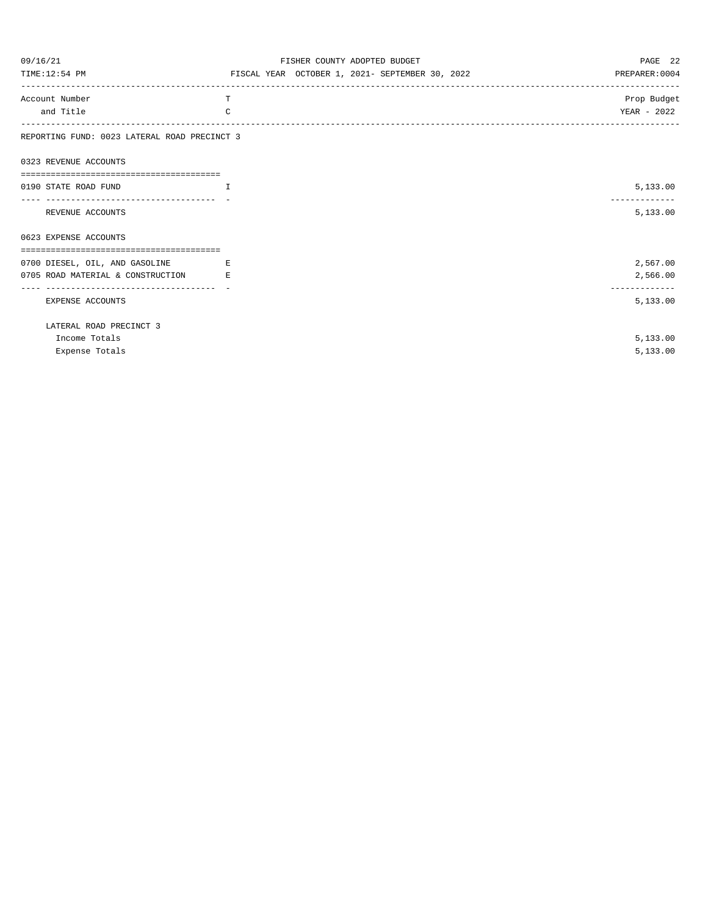FISHER COUNTY ADOPTED BUDGET

FISCAL YEAR OCTOBER 1, 2021- SEPTEMBER 30, 2022

| Account Number and Title | TC | Prop Budget YEAR - 2022 |
|---|---|---|
| **REPORTING FUND: 0023 LATERAL ROAD PRECINCT 3** | | |
| **0323 REVENUE ACCOUNTS** | | |
| 0190 STATE ROAD FUND | I | 5,133.00 |
| REVENUE ACCOUNTS | | 5,133.00 |
| **0623 EXPENSE ACCOUNTS** | | |
| 0700 DIESEL, OIL, AND GASOLINE | E | 2,567.00 |
| 0705 ROAD MATERIAL & CONSTRUCTION | E | 2,566.00 |
| EXPENSE ACCOUNTS | | 5,133.00 |
| LATERAL ROAD PRECINCT 3 | | |
| Income Totals | | 5,133.00 |
| Expense Totals | | 5,133.00 |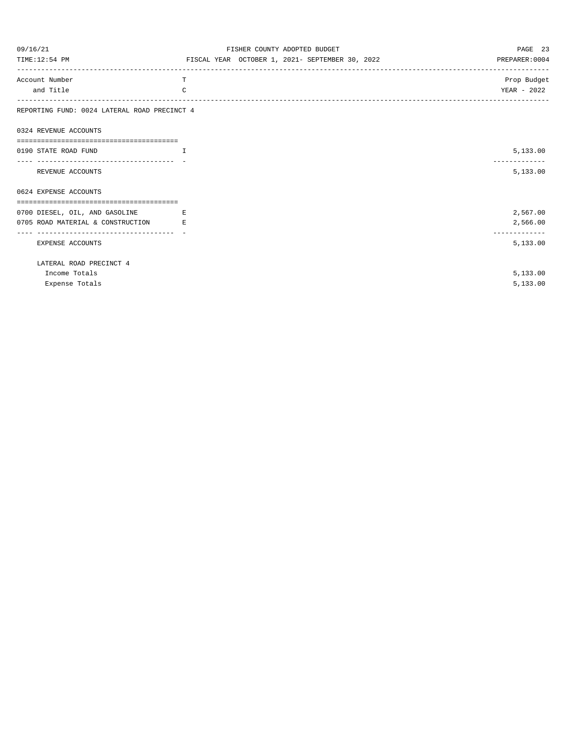FISHER COUNTY ADOPTED BUDGET

FISCAL YEAR OCTOBER 1, 2021- SEPTEMBER 30, 2022

| Account Number and Title | TC | Prop Budget YEAR - 2022 |
|---|---|---|
| **REPORTING FUND: 0024 LATERAL ROAD PRECINCT 4** | | |
| **0324 REVENUE ACCOUNTS** | | |
| 0190 STATE ROAD FUND | I | 5,133.00 |
| REVENUE ACCOUNTS | | 5,133.00 |
| **0624 EXPENSE ACCOUNTS** | | |
| 0700 DIESEL, OIL, AND GASOLINE | E | 2,567.00 |
| 0705 ROAD MATERIAL & CONSTRUCTION | E | 2,566.00 |
| EXPENSE ACCOUNTS | | 5,133.00 |
| LATERAL ROAD PRECINCT 4 | | |
| Income Totals | | 5,133.00 |
| Expense Totals | | 5,133.00 |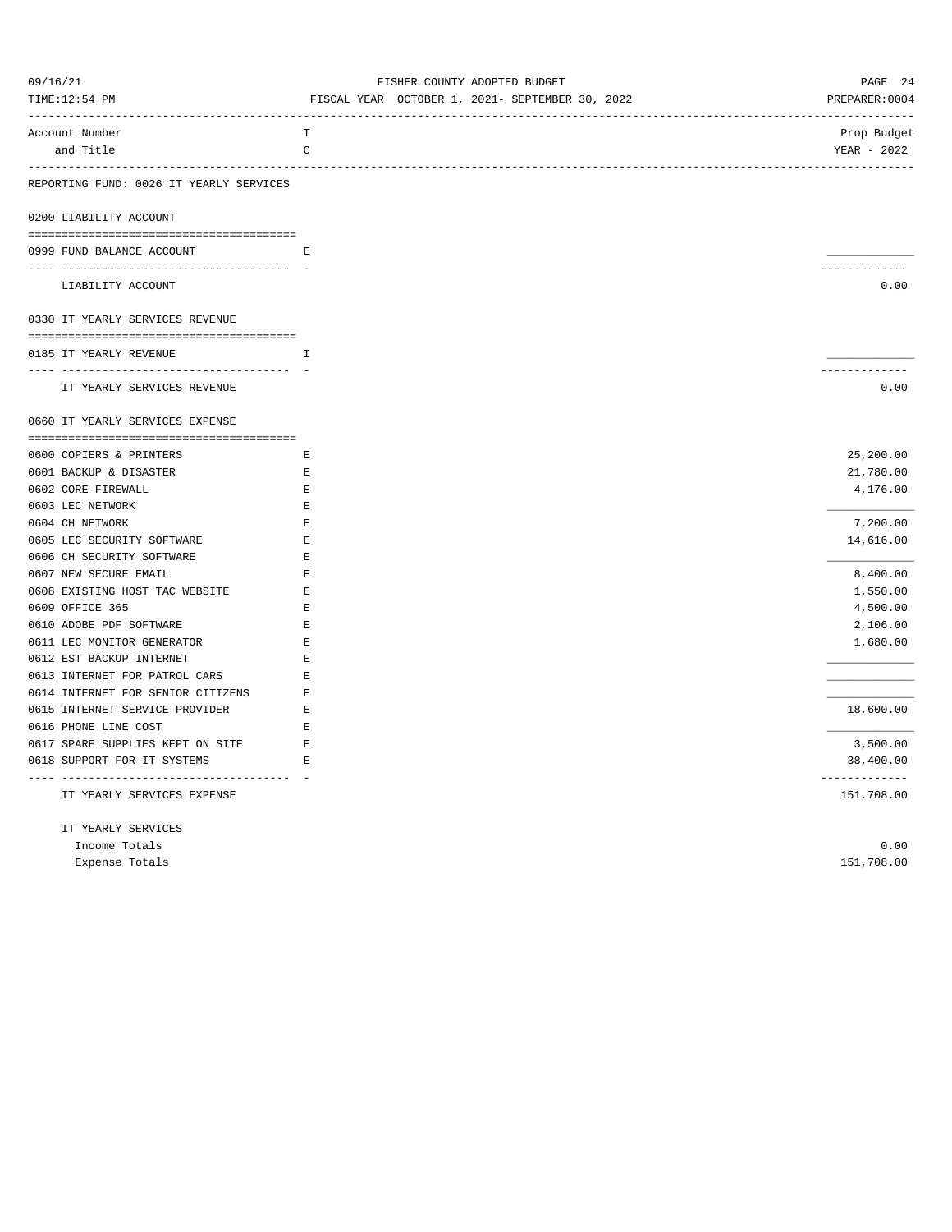FISHER COUNTY ADOPTED BUDGET

FISCAL YEAR OCTOBER 1, 2021- SEPTEMBER 30, 2022

09/16/21 TIME:12:54 PM PREPARER:0004

| Account Number and Title | T C | Prop Budget YEAR - 2022 |
|---|---|---|
| **REPORTING FUND: 0026 IT YEARLY SERVICES** | | |
| **0200 LIABILITY ACCOUNT** | | |
| 0999 FUND BALANCE ACCOUNT | E | |
| LIABILITY ACCOUNT | | 0.00 |
| **0330 IT YEARLY SERVICES REVENUE** | | |
| 0185 IT YEARLY REVENUE | I | |
| IT YEARLY SERVICES REVENUE | | 0.00 |
| **0660 IT YEARLY SERVICES EXPENSE** | | |
| 0600 COPIERS & PRINTERS | E | 25,200.00 |
| 0601 BACKUP & DISASTER | E | 21,780.00 |
| 0602 CORE FIREWALL | E | 4,176.00 |
| 0603 LEC NETWORK | E | |
| 0604 CH NETWORK | E | 7,200.00 |
| 0605 LEC SECURITY SOFTWARE | E | 14,616.00 |
| 0606 CH SECURITY SOFTWARE | E | |
| 0607 NEW SECURE EMAIL | E | 8,400.00 |
| 0608 EXISTING HOST TAC WEBSITE | E | 1,550.00 |
| 0609 OFFICE 365 | E | 4,500.00 |
| 0610 ADOBE PDF SOFTWARE | E | 2,106.00 |
| 0611 LEC MONITOR GENERATOR | E | 1,680.00 |
| 0612 EST BACKUP INTERNET | E | |
| 0613 INTERNET FOR PATROL CARS | E | |
| 0614 INTERNET FOR SENIOR CITIZENS | E | |
| 0615 INTERNET SERVICE PROVIDER | E | 18,600.00 |
| 0616 PHONE LINE COST | E | |
| 0617 SPARE SUPPLIES KEPT ON SITE | E | 3,500.00 |
| 0618 SUPPORT FOR IT SYSTEMS | E | 38,400.00 |
| IT YEARLY SERVICES EXPENSE | | 151,708.00 |
| **IT YEARLY SERVICES** | | |
| Income Totals | | 0.00 |
| Expense Totals | | 151,708.00 |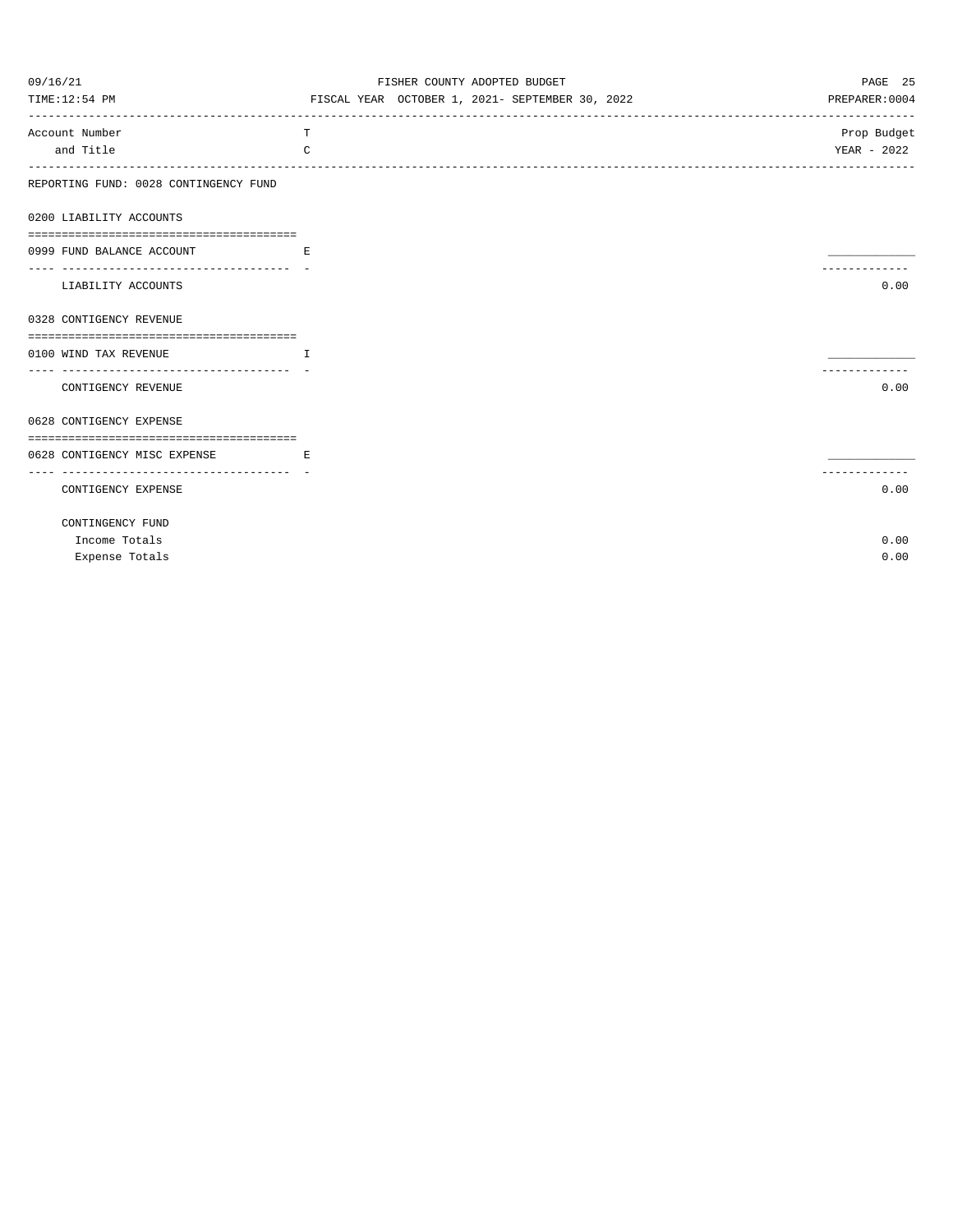FISHER COUNTY ADOPTED BUDGET

FISCAL YEAR OCTOBER 1, 2021- SEPTEMBER 30, 2022

| Account Number and Title | TC | Prop Budget YEAR - 2022 |
|---|---|---|
| **REPORTING FUND: 0028 CONTINGENCY FUND** | | |
| **0200 LIABILITY ACCOUNTS** | | |
| 0999 FUND BALANCE ACCOUNT | E | |
| LIABILITY ACCOUNTS | | 0.00 |
| **0328 CONTIGENCY REVENUE** | | |
| 0100 WIND TAX REVENUE | I | |
| CONTIGENCY REVENUE | | 0.00 |
| **0628 CONTIGENCY EXPENSE** | | |
| 0628 CONTIGENCY MISC EXPENSE | E | |
| CONTIGENCY EXPENSE | | 0.00 |
| CONTINGENCY FUND | | |
| Income Totals | | 0.00 |
| Expense Totals | | 0.00 |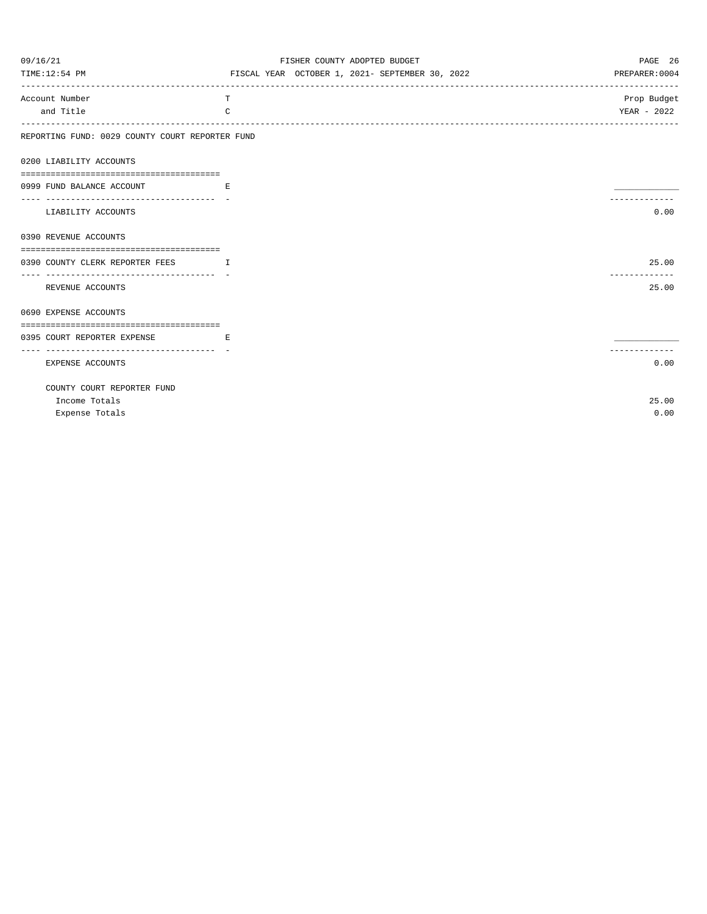FISHER COUNTY ADOPTED BUDGET

FISCAL YEAR OCTOBER 1, 2021- SEPTEMBER 30, 2022

| Account Number and Title | TC | Prop Budget YEAR - 2022 |
|---|---|---|
| **REPORTING FUND: 0029 COUNTY COURT REPORTER FUND** | | |
| **0200 LIABILITY ACCOUNTS** | | |
| 0999 FUND BALANCE ACCOUNT | E | |
| LIABILITY ACCOUNTS | | 0.00 |
| **0390 REVENUE ACCOUNTS** | | |
| 0390 COUNTY CLERK REPORTER FEES | I | 25.00 |
| REVENUE ACCOUNTS | | 25.00 |
| **0690 EXPENSE ACCOUNTS** | | |
| 0395 COURT REPORTER EXPENSE | E | |
| EXPENSE ACCOUNTS | | 0.00 |
| COUNTY COURT REPORTER FUND | | |
| Income Totals | | 25.00 |
| Expense Totals | | 0.00 |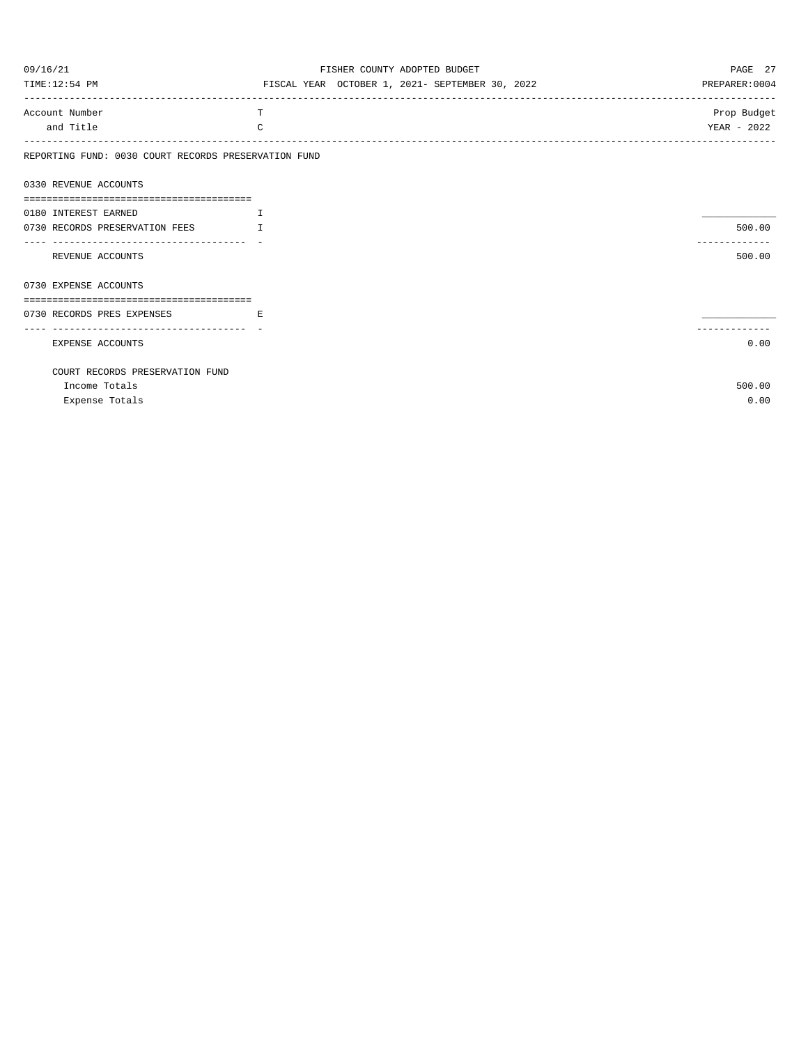FISHER COUNTY ADOPTED BUDGET

FISCAL YEAR OCTOBER 1, 2021- SEPTEMBER 30, 2022

| Account Number and Title | TC | Prop Budget YEAR - 2022 |
|---|---|---|
| **REPORTING FUND: 0030 COURT RECORDS PRESERVATION FUND** | | |
| **0330 REVENUE ACCOUNTS** | | |
| 0180 INTEREST EARNED | I | ____________ |
| 0730 RECORDS PRESERVATION FEES | I | 500.00 |
| REVENUE ACCOUNTS | | 500.00 |
| **0730 EXPENSE ACCOUNTS** | | |
| 0730 RECORDS PRES EXPENSES | E | ____________ |
| EXPENSE ACCOUNTS | | 0.00 |
| COURT RECORDS PRESERVATION FUND | | |
| Income Totals | | 500.00 |
| Expense Totals | | 0.00 |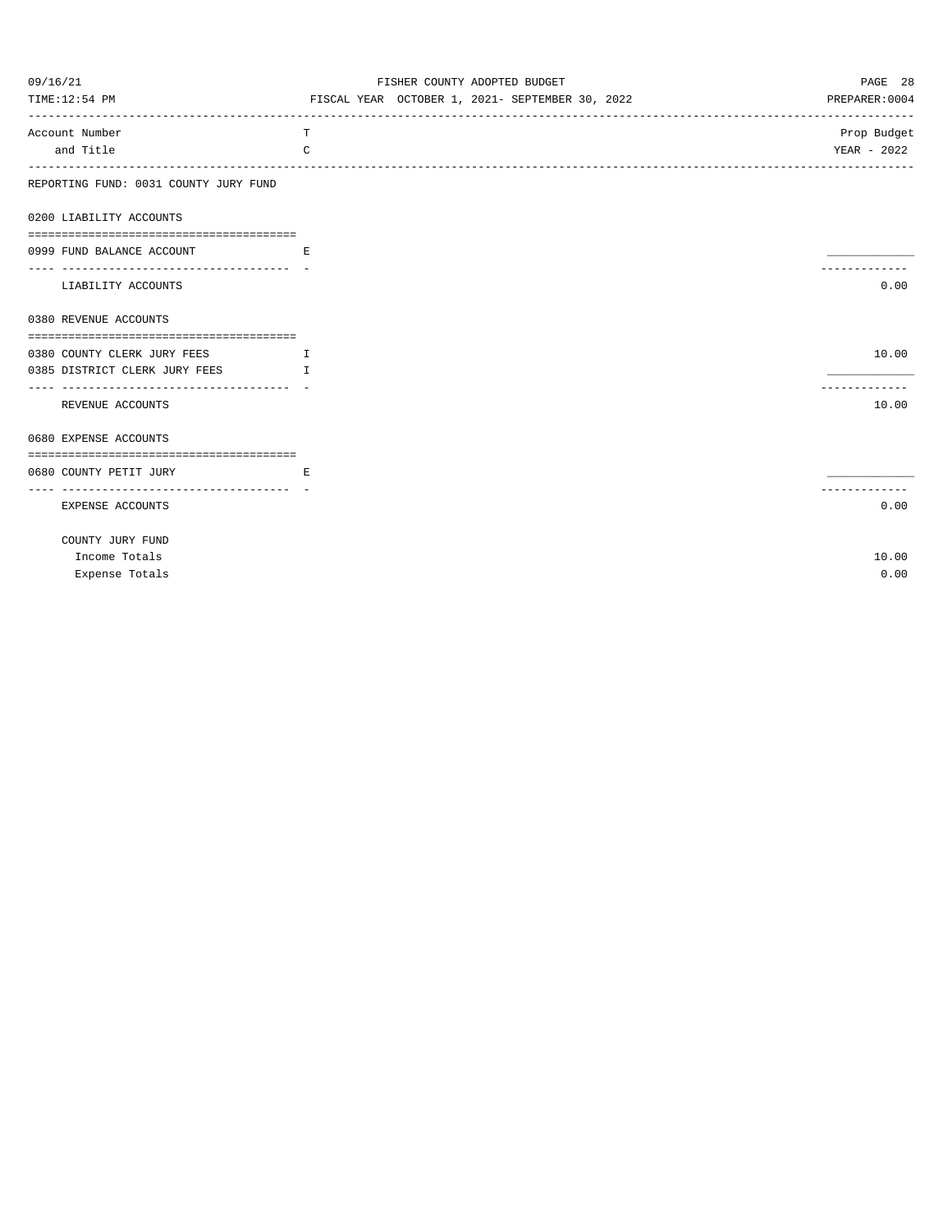| Account Number and Title | T C | Prop Budget YEAR - 2022 |
|---|---|---|
| **REPORTING FUND: 0031 COUNTY JURY FUND** | | |
| **0200 LIABILITY ACCOUNTS** | | |
| 0999 FUND BALANCE ACCOUNT | E | |
| LIABILITY ACCOUNTS | | 0.00 |
| **0380 REVENUE ACCOUNTS** | | |
| 0380 COUNTY CLERK JURY FEES | I | 10.00 |
| 0385 DISTRICT CLERK JURY FEES | I | |
| REVENUE ACCOUNTS | | 10.00 |
| **0680 EXPENSE ACCOUNTS** | | |
| 0680 COUNTY PETIT JURY | E | |
| EXPENSE ACCOUNTS | | 0.00 |
| **COUNTY JURY FUND** | | |
| Income Totals | | 10.00 |
| Expense Totals | | 0.00 |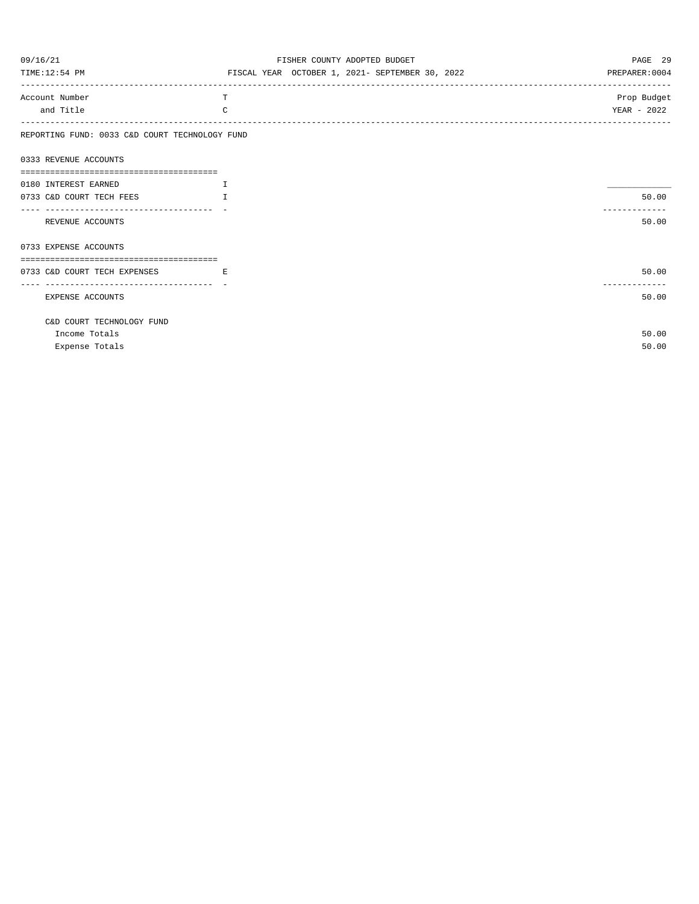FISHER COUNTY ADOPTED BUDGET

FISCAL YEAR OCTOBER 1, 2021- SEPTEMBER 30, 2022

| Account Number and Title | T C | Prop Budget YEAR - 2022 |
|---|---|---|
| **REPORTING FUND: 0033 C&D COURT TECHNOLOGY FUND** | | |
| **0333 REVENUE ACCOUNTS** | | |
| 0180 INTEREST EARNED | I | |
| 0733 C&D COURT TECH FEES | I | 50.00 |
| REVENUE ACCOUNTS | | 50.00 |
| **0733 EXPENSE ACCOUNTS** | | |
| 0733 C&D COURT TECH EXPENSES | E | 50.00 |
| EXPENSE ACCOUNTS | | 50.00 |
| **C&D COURT TECHNOLOGY FUND** | | |
| Income Totals | | 50.00 |
| Expense Totals | | 50.00 |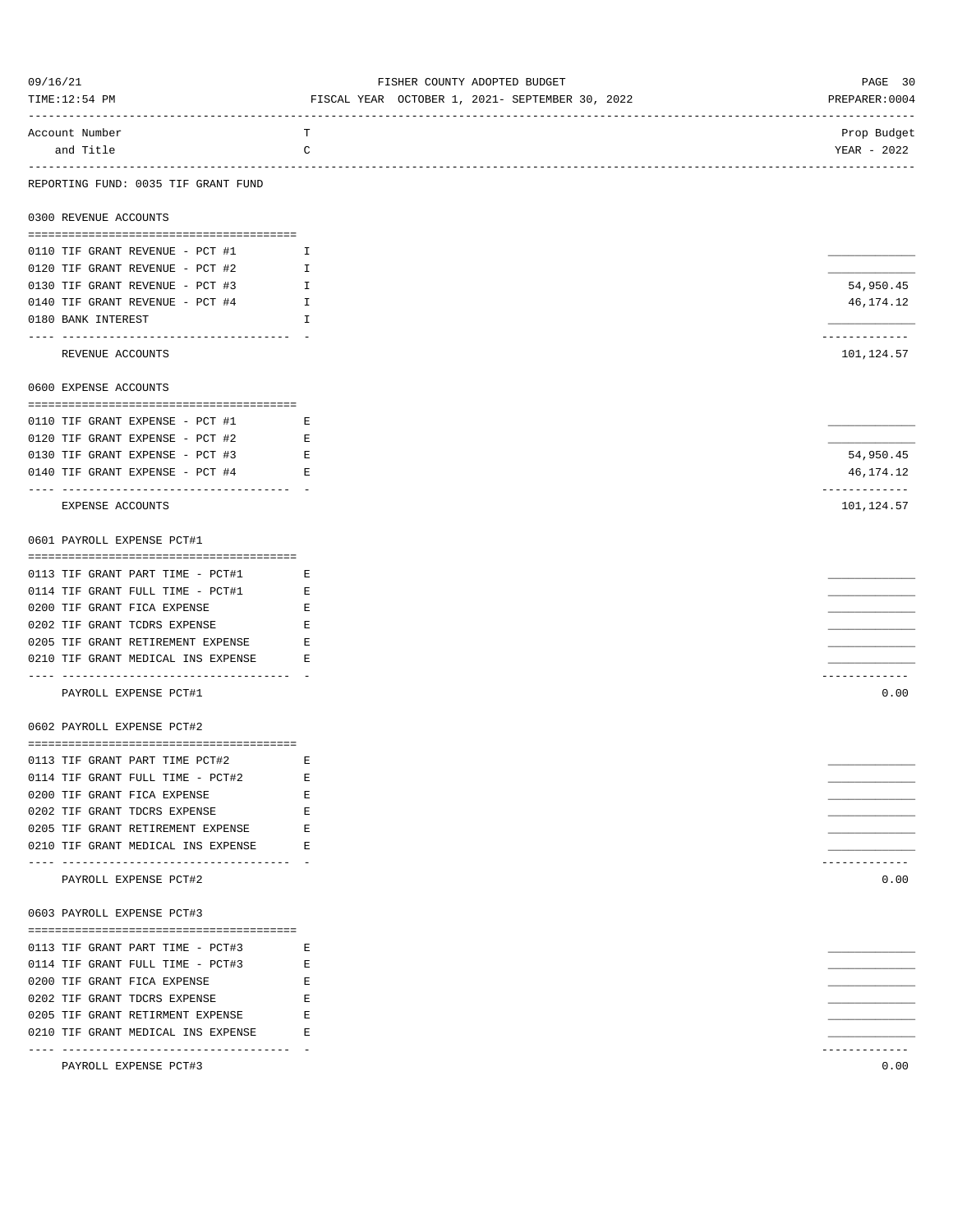FISHER COUNTY ADOPTED BUDGET

FISCAL YEAR OCTOBER 1, 2021- SEPTEMBER 30, 2022

| Account Number and Title | TC | Prop Budget YEAR - 2022 |
|---|---|---|
| **REPORTING FUND: 0035 TIF GRANT FUND** | | |
| **0300 REVENUE ACCOUNTS** | | |
| 0110 TIF GRANT REVENUE - PCT #1 | I | |
| 0120 TIF GRANT REVENUE - PCT #2 | I | |
| 0130 TIF GRANT REVENUE - PCT #3 | I | 54,950.45 |
| 0140 TIF GRANT REVENUE - PCT #4 | I | 46,174.12 |
| 0180 BANK INTEREST | I | |
| REVENUE ACCOUNTS | | 101,124.57 |
| **0600 EXPENSE ACCOUNTS** | | |
| 0110 TIF GRANT EXPENSE - PCT #1 | E | |
| 0120 TIF GRANT EXPENSE - PCT #2 | E | |
| 0130 TIF GRANT EXPENSE - PCT #3 | E | 54,950.45 |
| 0140 TIF GRANT EXPENSE - PCT #4 | E | 46,174.12 |
| EXPENSE ACCOUNTS | | 101,124.57 |
| **0601 PAYROLL EXPENSE PCT#1** | | |
| 0113 TIF GRANT PART TIME - PCT#1 | E | |
| 0114 TIF GRANT FULL TIME - PCT#1 | E | |
| 0200 TIF GRANT FICA EXPENSE | E | |
| 0202 TIF GRANT TCDRS EXPENSE | E | |
| 0205 TIF GRANT RETIREMENT EXPENSE | E | |
| 0210 TIF GRANT MEDICAL INS EXPENSE | E | |
| PAYROLL EXPENSE PCT#1 | | 0.00 |
| **0602 PAYROLL EXPENSE PCT#2** | | |
| 0113 TIF GRANT PART TIME PCT#2 | E | |
| 0114 TIF GRANT FULL TIME - PCT#2 | E | |
| 0200 TIF GRANT FICA EXPENSE | E | |
| 0202 TIF GRANT TDCRS EXPENSE | E | |
| 0205 TIF GRANT RETIREMENT EXPENSE | E | |
| 0210 TIF GRANT MEDICAL INS EXPENSE | E | |
| PAYROLL EXPENSE PCT#2 | | 0.00 |
| **0603 PAYROLL EXPENSE PCT#3** | | |
| 0113 TIF GRANT PART TIME - PCT#3 | E | |
| 0114 TIF GRANT FULL TIME - PCT#3 | E | |
| 0200 TIF GRANT FICA EXPENSE | E | |
| 0202 TIF GRANT TDCRS EXPENSE | E | |
| 0205 TIF GRANT RETIRMENT EXPENSE | E | |
| 0210 TIF GRANT MEDICAL INS EXPENSE | E | |
| PAYROLL EXPENSE PCT#3 | | 0.00 |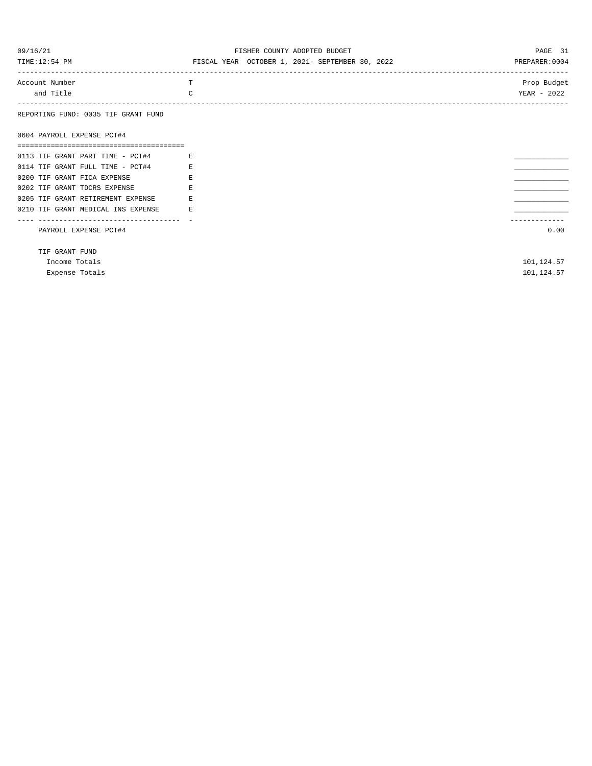| Account Number and Title | TC | Prop Budget YEAR - 2022 |
|---|---|---|
| **REPORTING FUND: 0035 TIF GRANT FUND** | | |
| **0604 PAYROLL EXPENSE PCT#4** | | |
| 0113 TIF GRANT PART TIME - PCT#4 | E | ____________ |
| 0114 TIF GRANT FULL TIME - PCT#4 | E | ____________ |
| 0200 TIF GRANT FICA EXPENSE | E | ____________ |
| 0202 TIF GRANT TDCRS EXPENSE | E | ____________ |
| 0205 TIF GRANT RETIREMENT EXPENSE | E | ____________ |
| 0210 TIF GRANT MEDICAL INS EXPENSE | E | ____________ |
| PAYROLL EXPENSE PCT#4 | | 0.00 |
| TIF GRANT FUND | | |
| Income Totals | | 101,124.57 |
| Expense Totals | | 101,124.57 |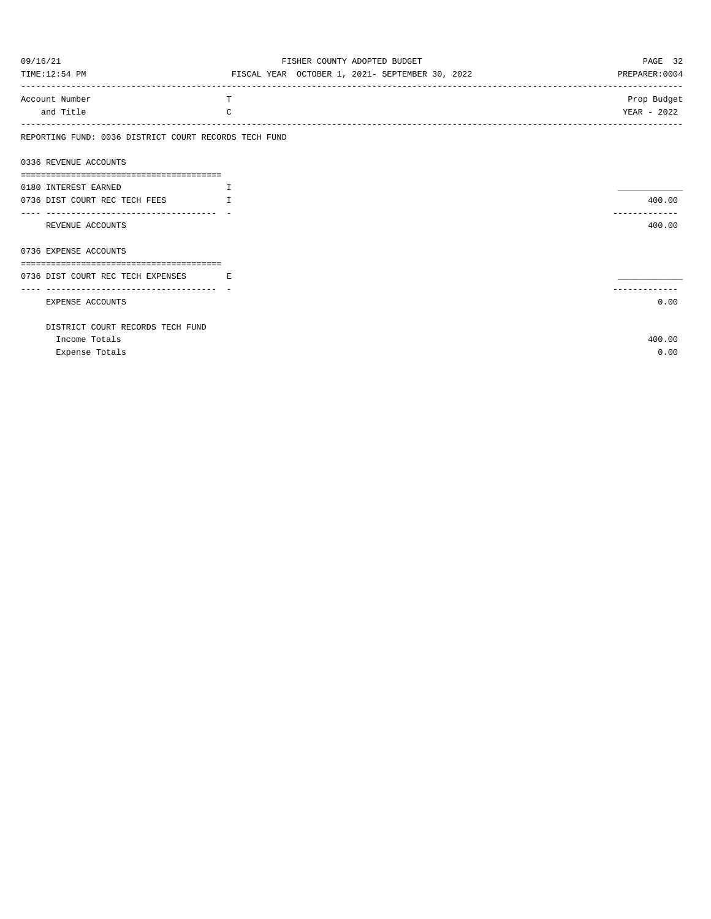FISHER COUNTY ADOPTED BUDGET

FISCAL YEAR OCTOBER 1, 2021- SEPTEMBER 30, 2022

| Account Number and Title | T C | Prop Budget YEAR - 2022 |
|---|---|---|
| **REPORTING FUND: 0036 DISTRICT COURT RECORDS TECH FUND** | | |
| **0336 REVENUE ACCOUNTS** | | |
| 0180 INTEREST EARNED | I | |
| 0736 DIST COURT REC TECH FEES | I | 400.00 |
| REVENUE ACCOUNTS | | 400.00 |
| **0736 EXPENSE ACCOUNTS** | | |
| 0736 DIST COURT REC TECH EXPENSES | E | |
| EXPENSE ACCOUNTS | | 0.00 |
| DISTRICT COURT RECORDS TECH FUND | | |
| Income Totals | | 400.00 |
| Expense Totals | | 0.00 |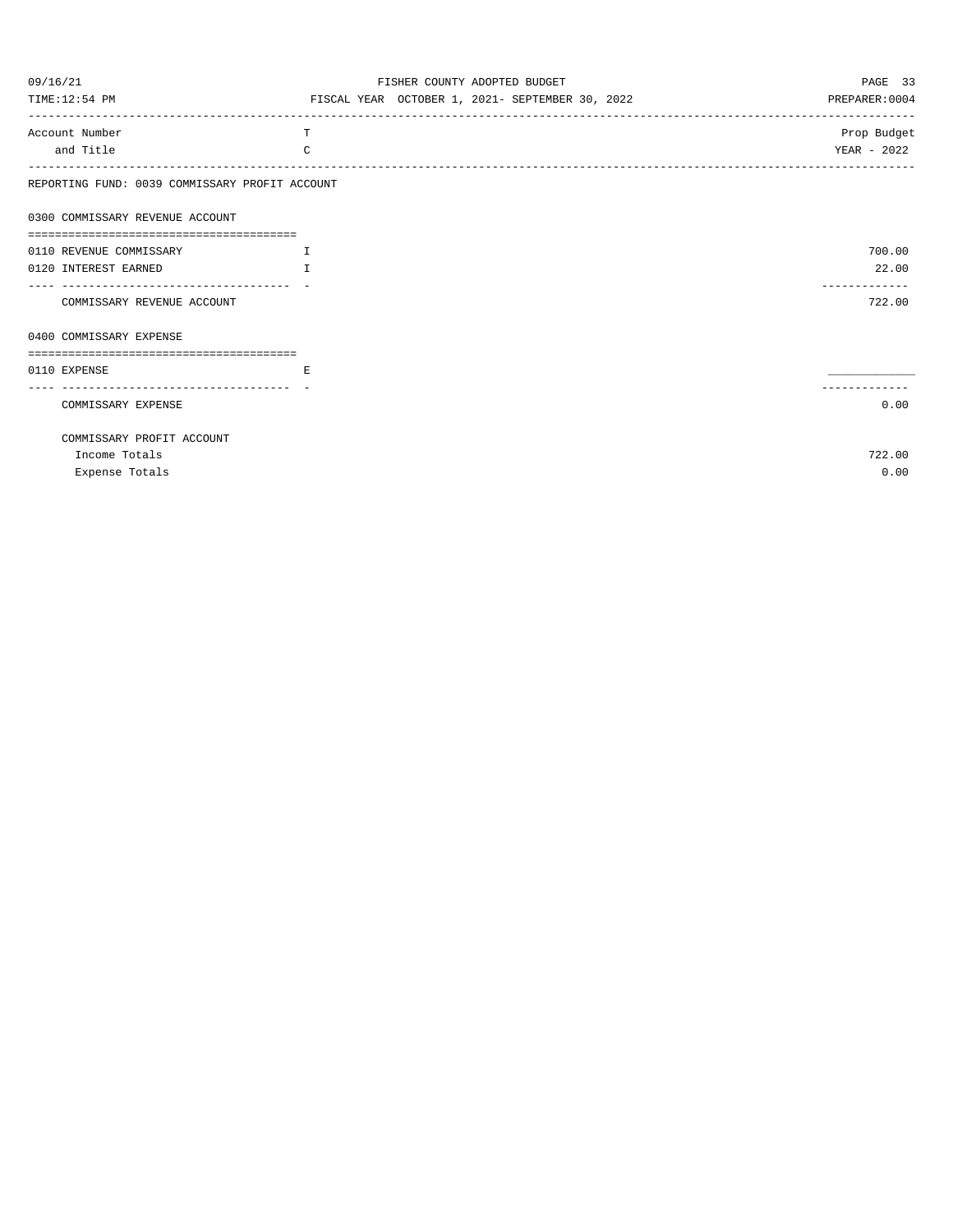| Account Number and Title | TC | Prop Budget YEAR - 2022 |
| --- | --- | --- |
| **REPORTING FUND: 0039 COMMISSARY PROFIT ACCOUNT** | | |
| **0300 COMMISSARY REVENUE ACCOUNT** | | |
| 0110 REVENUE COMMISSARY | I | 700.00 |
| 0120 INTEREST EARNED | I | 22.00 |
| COMMISSARY REVENUE ACCOUNT | | 722.00 |
| **0400 COMMISSARY EXPENSE** | | |
| 0110 EXPENSE | E | |
| COMMISSARY EXPENSE | | 0.00 |
| COMMISSARY PROFIT ACCOUNT | | |
| Income Totals | | 722.00 |
| Expense Totals | | 0.00 |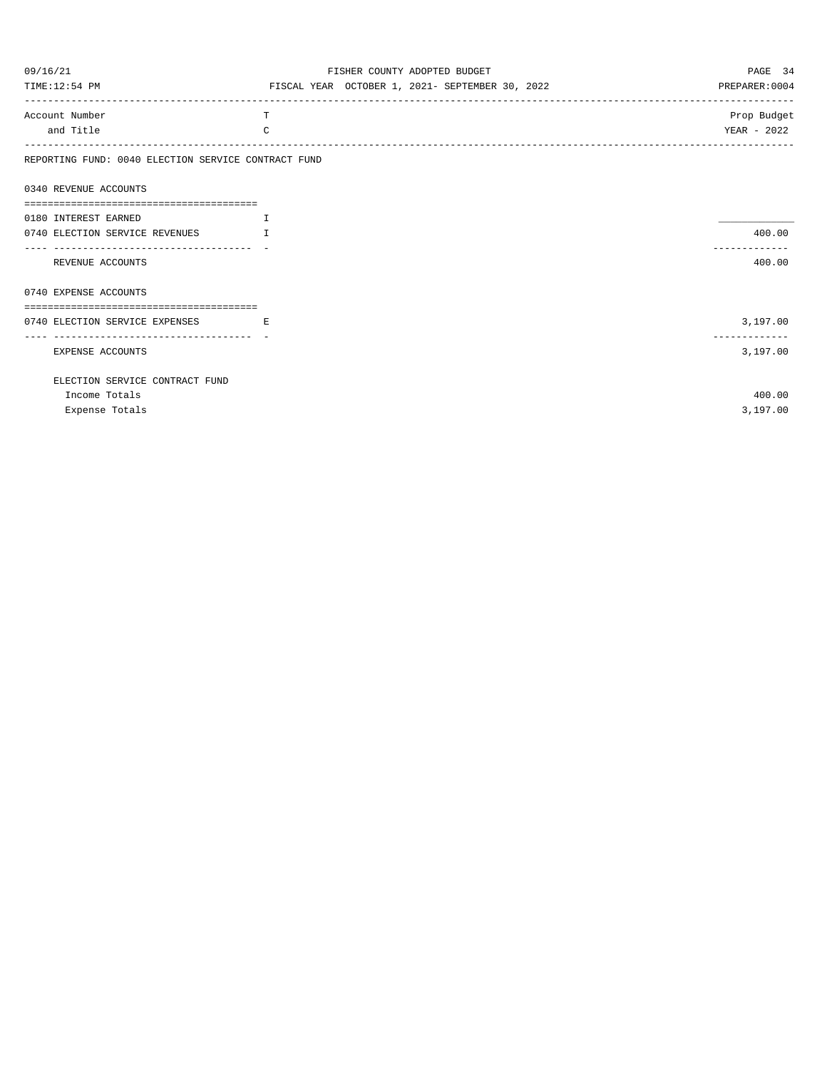# FISHER COUNTY ADOPTED BUDGET

FISCAL YEAR OCTOBER 1, 2021- SEPTEMBER 30, 2022

| Account Number and Title | T C | Prop Budget YEAR - 2022 |
|---|---|---|
| **REPORTING FUND: 0040 ELECTION SERVICE CONTRACT FUND** | | |
| **0340 REVENUE ACCOUNTS** | | |
| 0180 INTEREST EARNED | I | |
| 0740 ELECTION SERVICE REVENUES | I | 400.00 |
| REVENUE ACCOUNTS | | 400.00 |
| **0740 EXPENSE ACCOUNTS** | | |
| 0740 ELECTION SERVICE EXPENSES | E | 3,197.00 |
| EXPENSE ACCOUNTS | | 3,197.00 |
| **ELECTION SERVICE CONTRACT FUND** | | |
| Income Totals | | 400.00 |
| Expense Totals | | 3,197.00 |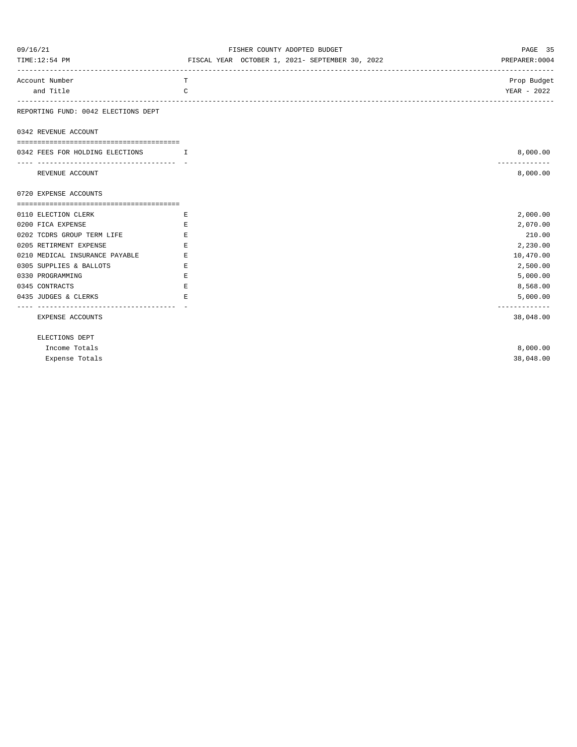FISHER COUNTY ADOPTED BUDGET

FISCAL YEAR OCTOBER 1, 2021- SEPTEMBER 30, 2022

| Account Number and Title | T C | Prop Budget YEAR - 2022 |
|---|---|---|
| **REPORTING FUND: 0042 ELECTIONS DEPT** | | |
| **0342 REVENUE ACCOUNT** | | |
| 0342 FEES FOR HOLDING ELECTIONS | I | 8,000.00 |
| REVENUE ACCOUNT | | 8,000.00 |
| **0720 EXPENSE ACCOUNTS** | | |
| 0110 ELECTION CLERK | E | 2,000.00 |
| 0200 FICA EXPENSE | E | 2,070.00 |
| 0202 TCDRS GROUP TERM LIFE | E | 210.00 |
| 0205 RETIRMENT EXPENSE | E | 2,230.00 |
| 0210 MEDICAL INSURANCE PAYABLE | E | 10,470.00 |
| 0305 SUPPLIES & BALLOTS | E | 2,500.00 |
| 0330 PROGRAMMING | E | 5,000.00 |
| 0345 CONTRACTS | E | 8,568.00 |
| 0435 JUDGES & CLERKS | E | 5,000.00 |
| EXPENSE ACCOUNTS | | 38,048.00 |
| **ELECTIONS DEPT** | | |
| Income Totals | | 8,000.00 |
| Expense Totals | | 38,048.00 |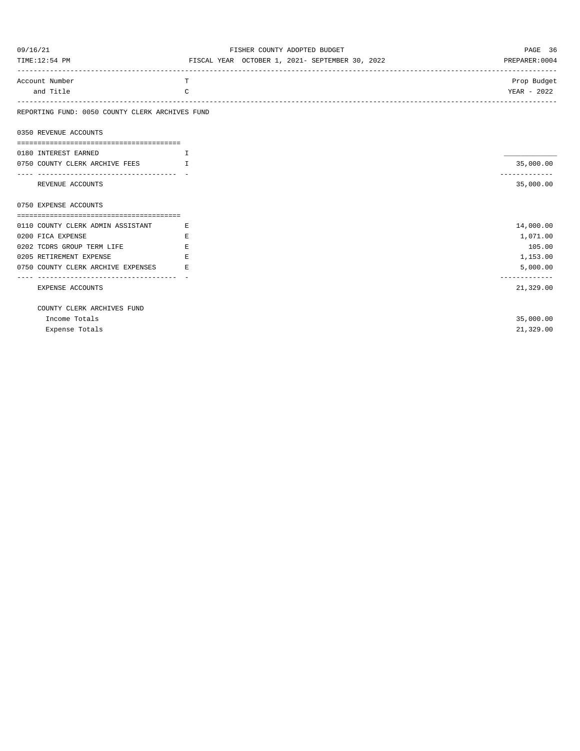FISHER COUNTY ADOPTED BUDGET

FISCAL YEAR OCTOBER 1, 2021- SEPTEMBER 30, 2022

| Account Number and Title | T C | Prop Budget YEAR - 2022 |
|---|---|---|
| **REPORTING FUND: 0050 COUNTY CLERK ARCHIVES FUND** | | |
| **0350 REVENUE ACCOUNTS** | | |
| 0180 INTEREST EARNED | I | |
| 0750 COUNTY CLERK ARCHIVE FEES | I | 35,000.00 |
| REVENUE ACCOUNTS | | 35,000.00 |
| **0750 EXPENSE ACCOUNTS** | | |
| 0110 COUNTY CLERK ADMIN ASSISTANT | E | 14,000.00 |
| 0200 FICA EXPENSE | E | 1,071.00 |
| 0202 TCDRS GROUP TERM LIFE | E | 105.00 |
| 0205 RETIREMENT EXPENSE | E | 1,153.00 |
| 0750 COUNTY CLERK ARCHIVE EXPENSES | E | 5,000.00 |
| EXPENSE ACCOUNTS | | 21,329.00 |
| **COUNTY CLERK ARCHIVES FUND** | | |
| Income Totals | | 35,000.00 |
| Expense Totals | | 21,329.00 |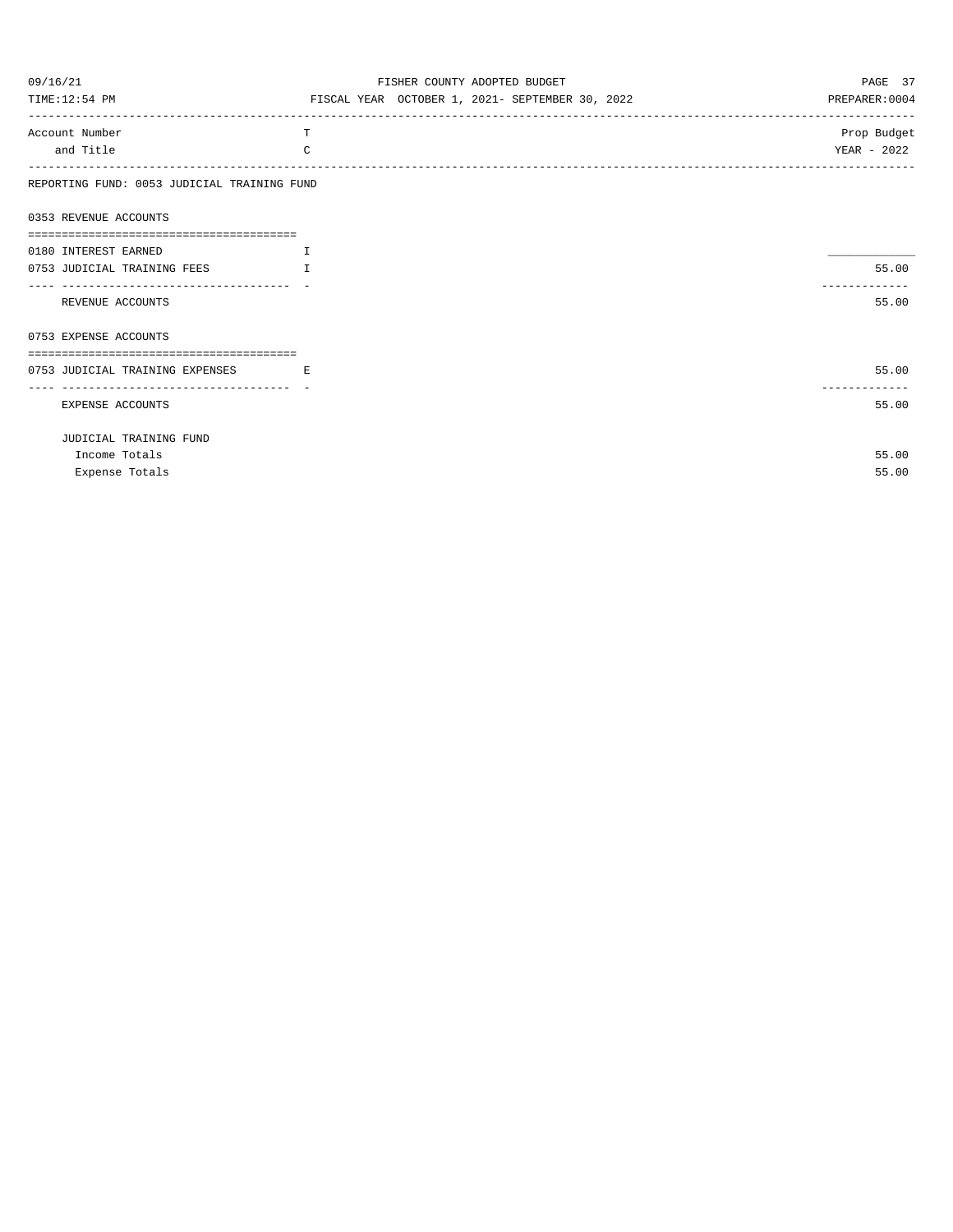REPORTING FUND: 0053 JUDICIAL TRAINING FUND

| Account Number and Title | T C | Prop Budget YEAR - 2022 |
|---|---|---|
| **0353 REVENUE ACCOUNTS** | | |
| 0180 INTEREST EARNED | I | |
| 0753 JUDICIAL TRAINING FEES | I | 55.00 |
| REVENUE ACCOUNTS | | 55.00 |
| **0753 EXPENSE ACCOUNTS** | | |
| 0753 JUDICIAL TRAINING EXPENSES | E | 55.00 |
| EXPENSE ACCOUNTS | | 55.00 |
| JUDICIAL TRAINING FUND | | |
| Income Totals | | 55.00 |
| Expense Totals | | 55.00 |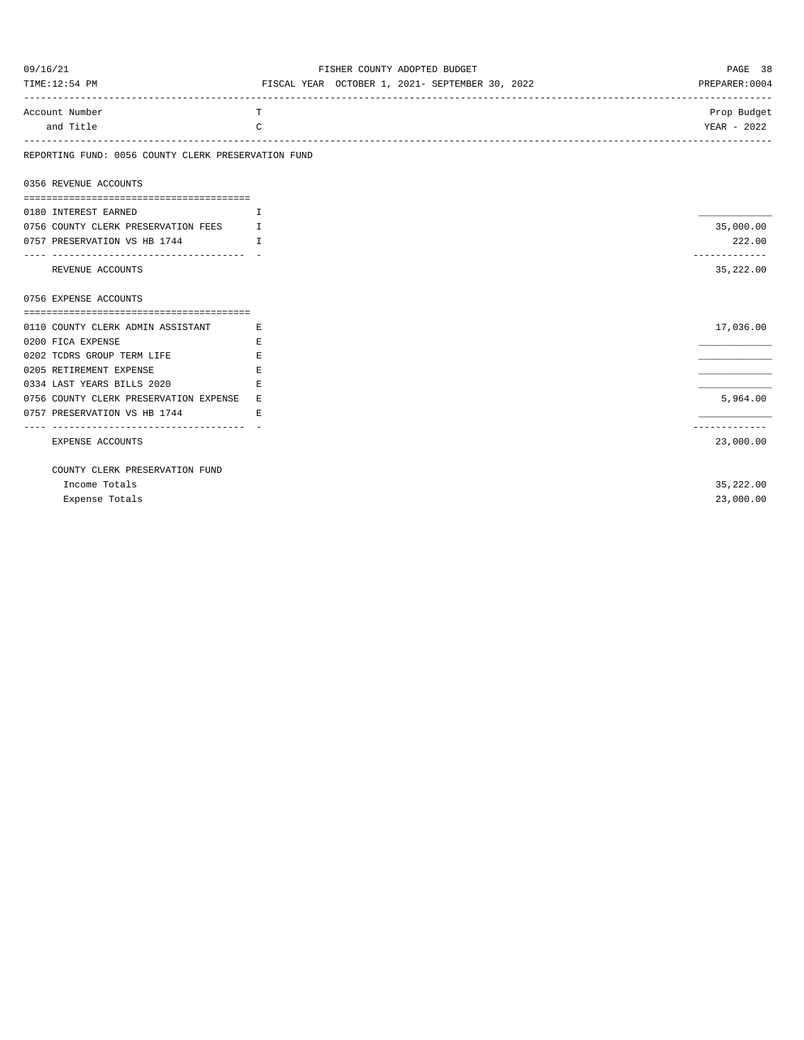FISHER COUNTY ADOPTED BUDGET

FISCAL YEAR OCTOBER 1, 2021- SEPTEMBER 30, 2022

| Account Number and Title | T C | Prop Budget YEAR - 2022 |
|---|---|---|
| **REPORTING FUND: 0056 COUNTY CLERK PRESERVATION FUND** | | |
| **0356 REVENUE ACCOUNTS** | | |
| 0180 INTEREST EARNED | I | ____________ |
| 0756 COUNTY CLERK PRESERVATION FEES | I | 35,000.00 |
| 0757 PRESERVATION VS HB 1744 | I | 222.00 |
| REVENUE ACCOUNTS | | 35,222.00 |
| **0756 EXPENSE ACCOUNTS** | | |
| 0110 COUNTY CLERK ADMIN ASSISTANT | E | 17,036.00 |
| 0200 FICA EXPENSE | E | ____________ |
| 0202 TCDRS GROUP TERM LIFE | E | ____________ |
| 0205 RETIREMENT EXPENSE | E | ____________ |
| 0334 LAST YEARS BILLS 2020 | E | ____________ |
| 0756 COUNTY CLERK PRESERVATION EXPENSE | E | 5,964.00 |
| 0757 PRESERVATION VS HB 1744 | E | ____________ |
| EXPENSE ACCOUNTS | | 23,000.00 |
| **COUNTY CLERK PRESERVATION FUND** | | |
| Income Totals | | 35,222.00 |
| Expense Totals | | 23,000.00 |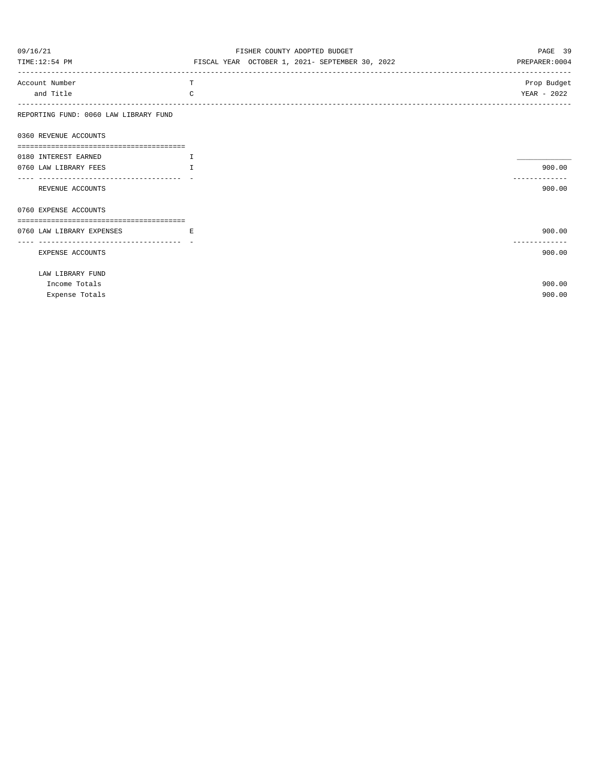FISHER COUNTY ADOPTED BUDGET

FISCAL YEAR OCTOBER 1, 2021- SEPTEMBER 30, 2022

| Account Number and Title | TC | Prop Budget YEAR - 2022 |
|---|---|---|
| REPORTING FUND: 0060 LAW LIBRARY FUND | | |
| 0360 REVENUE ACCOUNTS | | |
| 0180 INTEREST EARNED | I | |
| 0760 LAW LIBRARY FEES | I | 900.00 |
| REVENUE ACCOUNTS | | 900.00 |
| 0760 EXPENSE ACCOUNTS | | |
| 0760 LAW LIBRARY EXPENSES | E | 900.00 |
| EXPENSE ACCOUNTS | | 900.00 |
| LAW LIBRARY FUND | | |
| Income Totals | | 900.00 |
| Expense Totals | | 900.00 |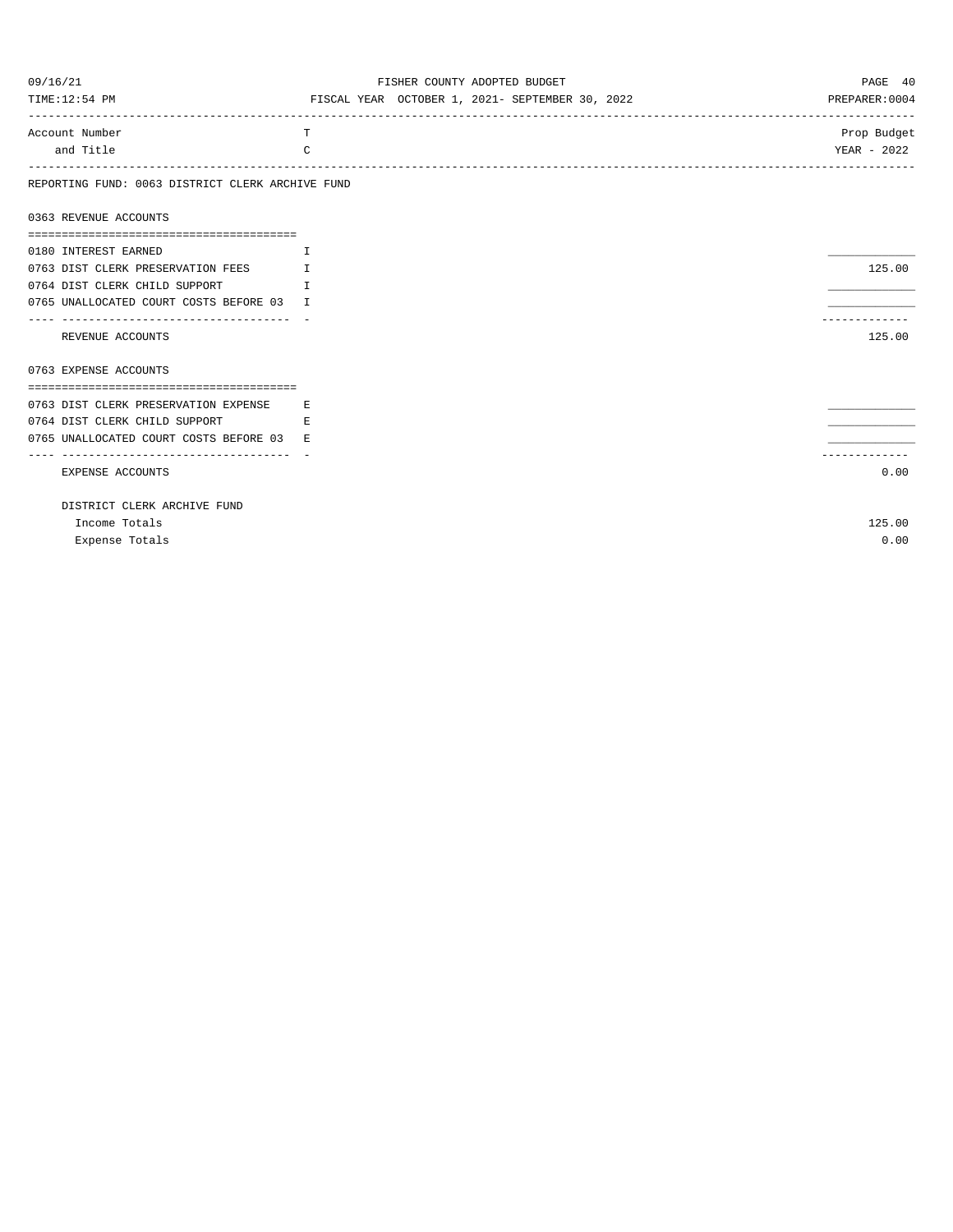FISHER COUNTY ADOPTED BUDGET

FISCAL YEAR OCTOBER 1, 2021- SEPTEMBER 30, 2022

| Account Number and Title | TC | Prop Budget YEAR - 2022 |
|---|---|---|
| **REPORTING FUND: 0063 DISTRICT CLERK ARCHIVE FUND** | | |
| **0363 REVENUE ACCOUNTS** | | |
| 0180 INTEREST EARNED | I | ____________ |
| 0763 DIST CLERK PRESERVATION FEES | I | 125.00 |
| 0764 DIST CLERK CHILD SUPPORT | I | ____________ |
| 0765 UNALLOCATED COURT COSTS BEFORE 03 | I | ____________ |
| REVENUE ACCOUNTS | | 125.00 |
| **0763 EXPENSE ACCOUNTS** | | |
| 0763 DIST CLERK PRESERVATION EXPENSE | E | ____________ |
| 0764 DIST CLERK CHILD SUPPORT | E | ____________ |
| 0765 UNALLOCATED COURT COSTS BEFORE 03 | E | ____________ |
| EXPENSE ACCOUNTS | | 0.00 |
| **DISTRICT CLERK ARCHIVE FUND** | | |
| Income Totals | | 125.00 |
| Expense Totals | | 0.00 |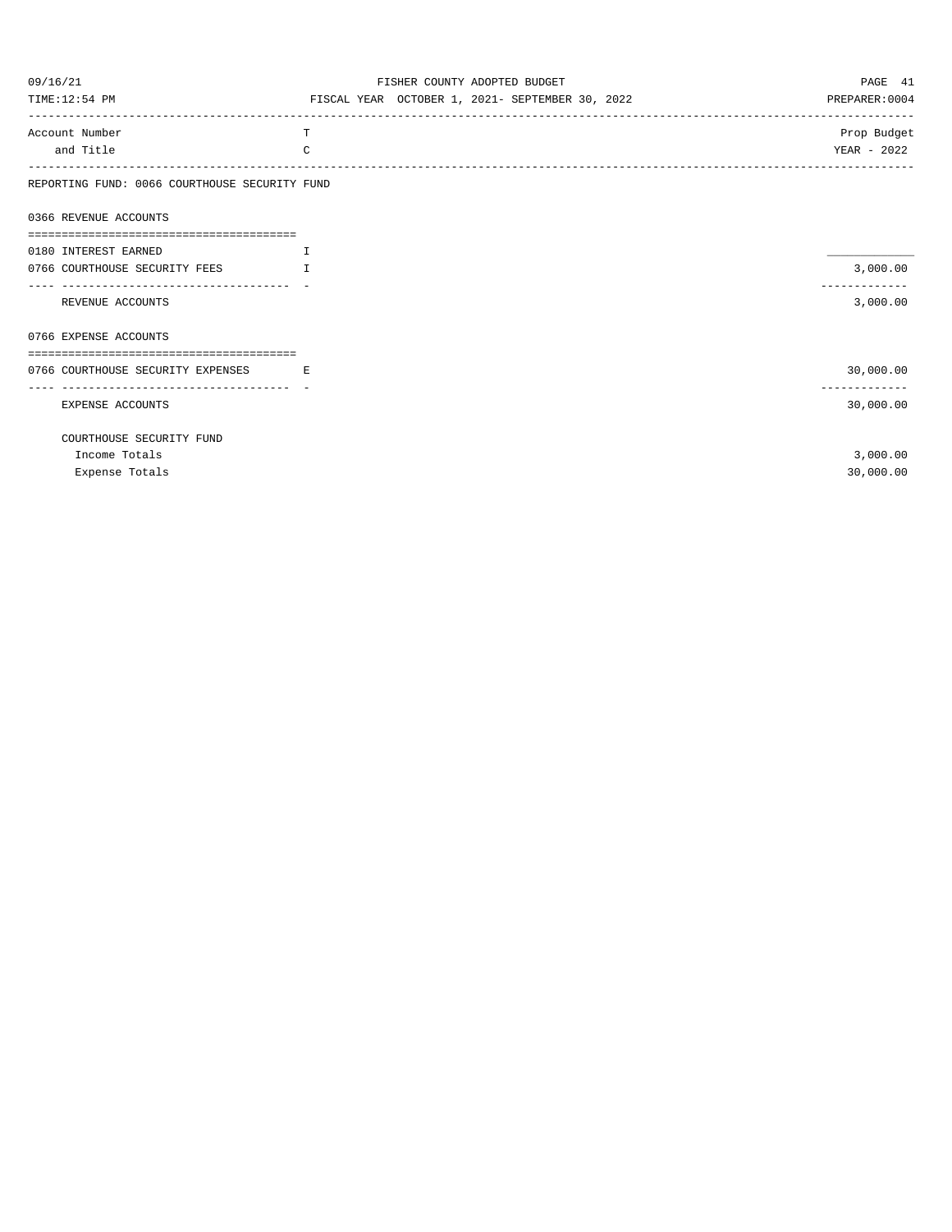FISHER COUNTY ADOPTED BUDGET

FISCAL YEAR OCTOBER 1, 2021- SEPTEMBER 30, 2022

| Account Number and Title | TC | Prop Budget YEAR - 2022 |
|---|---|---|
| **REPORTING FUND: 0066 COURTHOUSE SECURITY FUND** | | |
| **0366 REVENUE ACCOUNTS** | | |
| 0180 INTEREST EARNED | I | |
| 0766 COURTHOUSE SECURITY FEES | I | 3,000.00 |
| REVENUE ACCOUNTS | | 3,000.00 |
| **0766 EXPENSE ACCOUNTS** | | |
| 0766 COURTHOUSE SECURITY EXPENSES | E | 30,000.00 |
| EXPENSE ACCOUNTS | | 30,000.00 |
| **COURTHOUSE SECURITY FUND** | | |
| Income Totals | | 3,000.00 |
| Expense Totals | | 30,000.00 |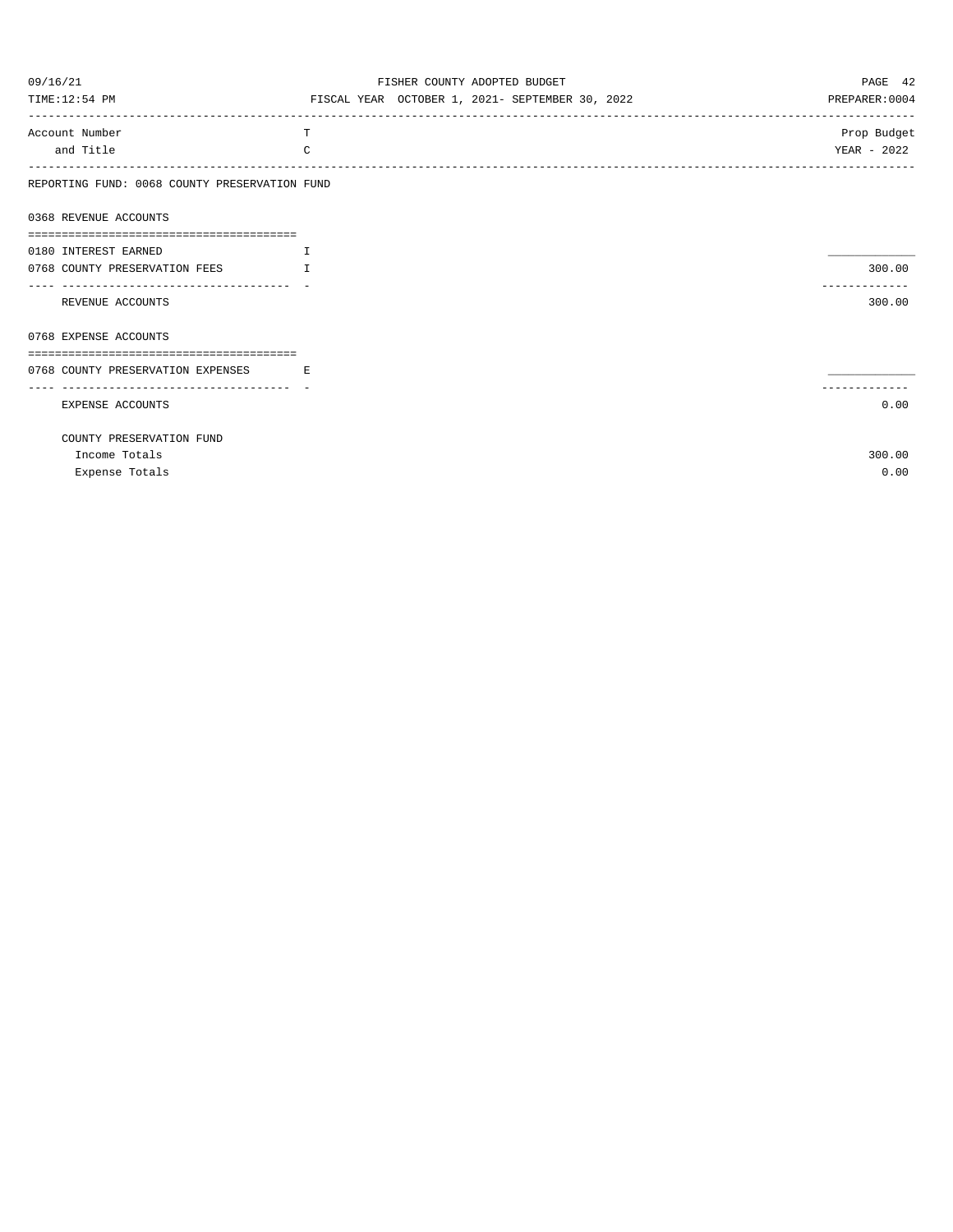## REPORTING FUND: 0068 COUNTY PRESERVATION FUND

| Account Number and Title | TC | Prop Budget YEAR - 2022 |
|---|---|---|
| **0368 REVENUE ACCOUNTS** | | |
| 0180 INTEREST EARNED | I | |
| 0768 COUNTY PRESERVATION FEES | I | 300.00 |
| REVENUE ACCOUNTS | | 300.00 |
| **0768 EXPENSE ACCOUNTS** | | |
| 0768 COUNTY PRESERVATION EXPENSES | E | |
| EXPENSE ACCOUNTS | | 0.00 |
| **COUNTY PRESERVATION FUND** | | |
| Income Totals | | 300.00 |
| Expense Totals | | 0.00 |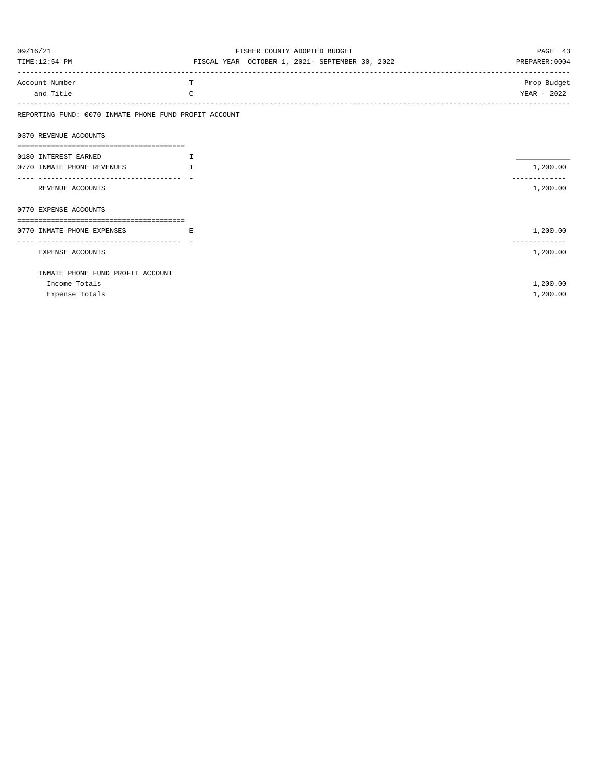FISHER COUNTY ADOPTED BUDGET

FISCAL YEAR OCTOBER 1, 2021- SEPTEMBER 30, 2022

| Account Number and Title | TC | Prop Budget YEAR - 2022 |
|---|---|---|
| **REPORTING FUND: 0070 INMATE PHONE FUND PROFIT ACCOUNT** | | |
| **0370 REVENUE ACCOUNTS** | | |
| 0180 INTEREST EARNED | I | |
| 0770 INMATE PHONE REVENUES | I | 1,200.00 |
| REVENUE ACCOUNTS | | 1,200.00 |
| **0770 EXPENSE ACCOUNTS** | | |
| 0770 INMATE PHONE EXPENSES | E | 1,200.00 |
| EXPENSE ACCOUNTS | | 1,200.00 |
| **INMATE PHONE FUND PROFIT ACCOUNT** | | |
| Income Totals | | 1,200.00 |
| Expense Totals | | 1,200.00 |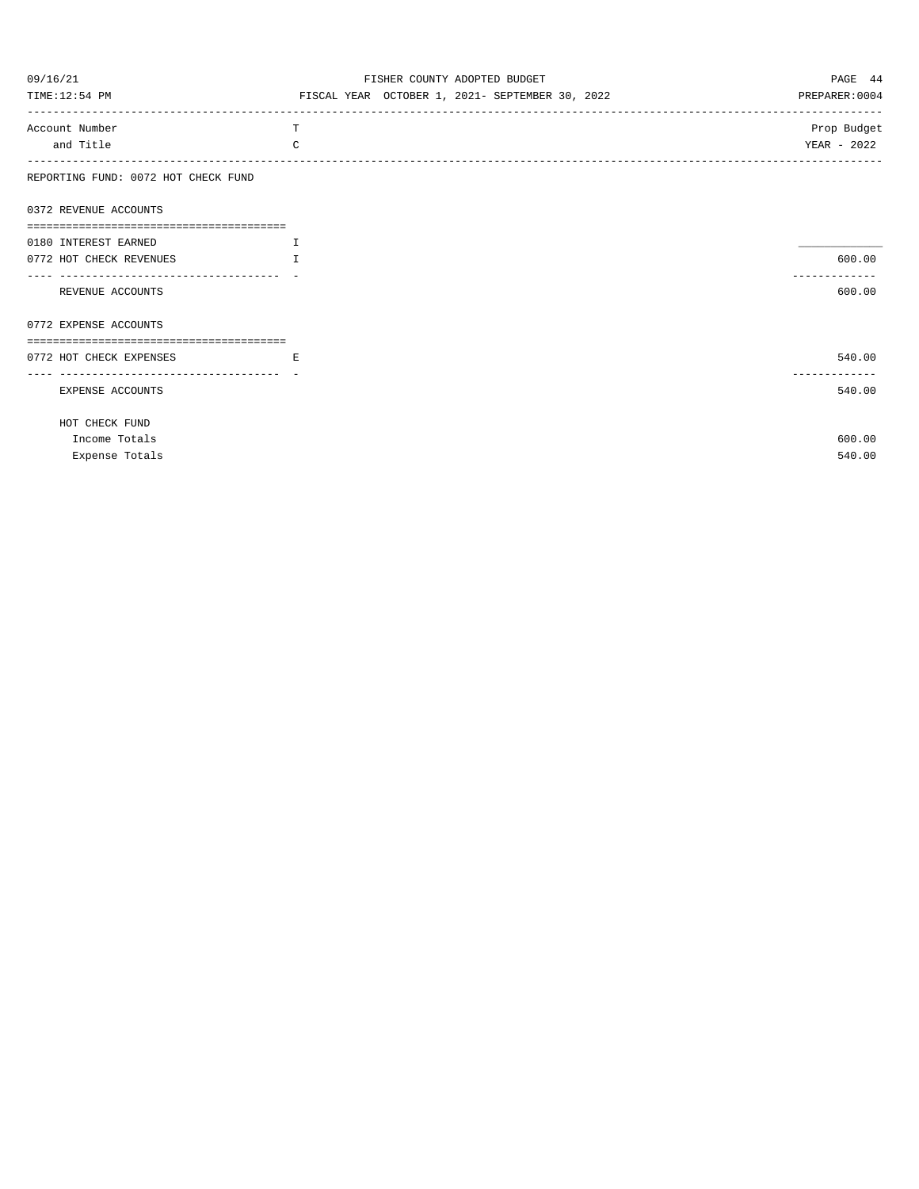# FISHER COUNTY ADOPTED BUDGET

FISCAL YEAR OCTOBER 1, 2021- SEPTEMBER 30, 2022

| Account Number and Title | TC | Prop Budget YEAR - 2022 |
|---|---|---|
| **REPORTING FUND: 0072 HOT CHECK FUND** | | |
| **0372 REVENUE ACCOUNTS** | | |
| 0180 INTEREST EARNED | I | ____________ |
| 0772 HOT CHECK REVENUES | I | 600.00 |
| REVENUE ACCOUNTS | | 600.00 |
| **0772 EXPENSE ACCOUNTS** | | |
| 0772 HOT CHECK EXPENSES | E | 540.00 |
| EXPENSE ACCOUNTS | | 540.00 |
| **HOT CHECK FUND** | | |
| Income Totals | | 600.00 |
| Expense Totals | | 540.00 |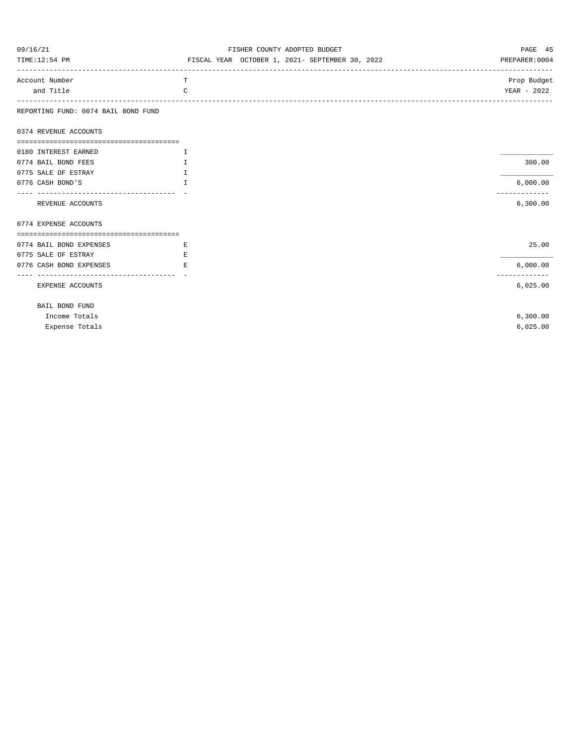REPORTING FUND: 0074 BAIL BOND FUND

| Account Number and Title | TC | Prop Budget YEAR - 2022 |
|---|---|---|
| **0374 REVENUE ACCOUNTS** | | |
| 0180 INTEREST EARNED | I | ____________ |
| 0774 BAIL BOND FEES | I | 300.00 |
| 0775 SALE OF ESTRAY | I | ____________ |
| 0776 CASH BOND'S | I | 6,000.00 |
| REVENUE ACCOUNTS | | 6,300.00 |
| **0774 EXPENSE ACCOUNTS** | | |
| 0774 BAIL BOND EXPENSES | E | 25.00 |
| 0775 SALE OF ESTRAY | E | ____________ |
| 0776 CASH BOND EXPENSES | E | 6,000.00 |
| EXPENSE ACCOUNTS | | 6,025.00 |
| **BAIL BOND FUND** | | |
| Income Totals | | 6,300.00 |
| Expense Totals | | 6,025.00 |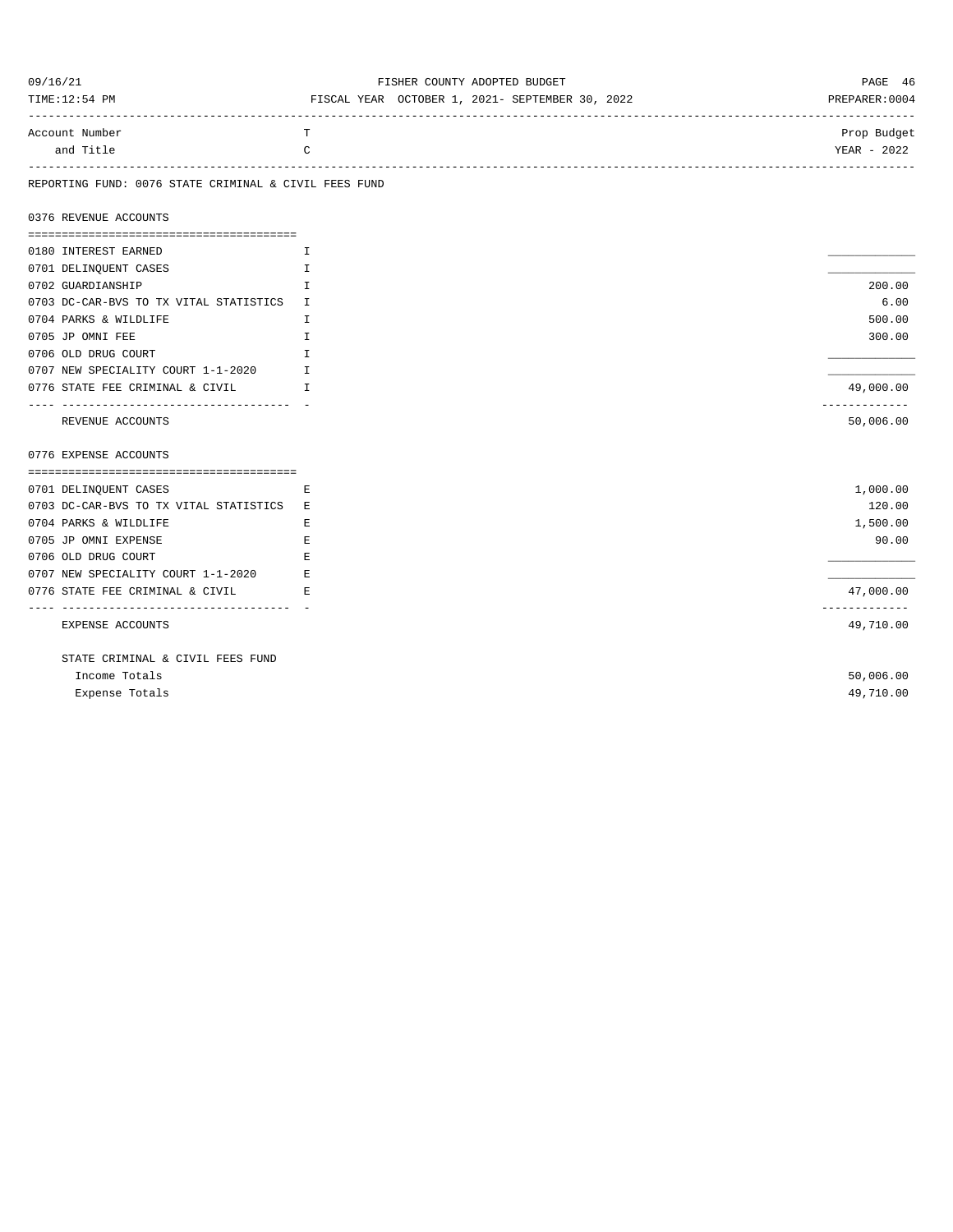FISHER COUNTY ADOPTED BUDGET

FISCAL YEAR OCTOBER 1, 2021- SEPTEMBER 30, 2022

09/16/21
TIME:12:54 PM
PREPARER:0004

| Account Number and Title | T C | Prop Budget YEAR - 2022 |
|---|---|---|

REPORTING FUND: 0076 STATE CRIMINAL & CIVIL FEES FUND

## 0376 REVENUE ACCOUNTS

| Account Number and Title | T C | Prop Budget YEAR - 2022 |
|---|---|---|
| 0180 INTEREST EARNED | I | |
| 0701 DELINQUENT CASES | I | |
| 0702 GUARDIANSHIP | I | 200.00 |
| 0703 DC-CAR-BVS TO TX VITAL STATISTICS | I | 6.00 |
| 0704 PARKS & WILDLIFE | I | 500.00 |
| 0705 JP OMNI FEE | I | 300.00 |
| 0706 OLD DRUG COURT | I | |
| 0707 NEW SPECIALITY COURT 1-1-2020 | I | |
| 0776 STATE FEE CRIMINAL & CIVIL | I | 49,000.00 |
| REVENUE ACCOUNTS | | 50,006.00 |

## 0776 EXPENSE ACCOUNTS

| Account Number and Title | T C | Prop Budget YEAR - 2022 |
|---|---|---|
| 0701 DELINQUENT CASES | E | 1,000.00 |
| 0703 DC-CAR-BVS TO TX VITAL STATISTICS | E | 120.00 |
| 0704 PARKS & WILDLIFE | E | 1,500.00 |
| 0705 JP OMNI EXPENSE | E | 90.00 |
| 0706 OLD DRUG COURT | E | |
| 0707 NEW SPECIALITY COURT 1-1-2020 | E | |
| 0776 STATE FEE CRIMINAL & CIVIL | E | 47,000.00 |
| EXPENSE ACCOUNTS | | 49,710.00 |

STATE CRIMINAL & CIVIL FEES FUND

| | |
|---|---|
| Income Totals | 50,006.00 |
| Expense Totals | 49,710.00 |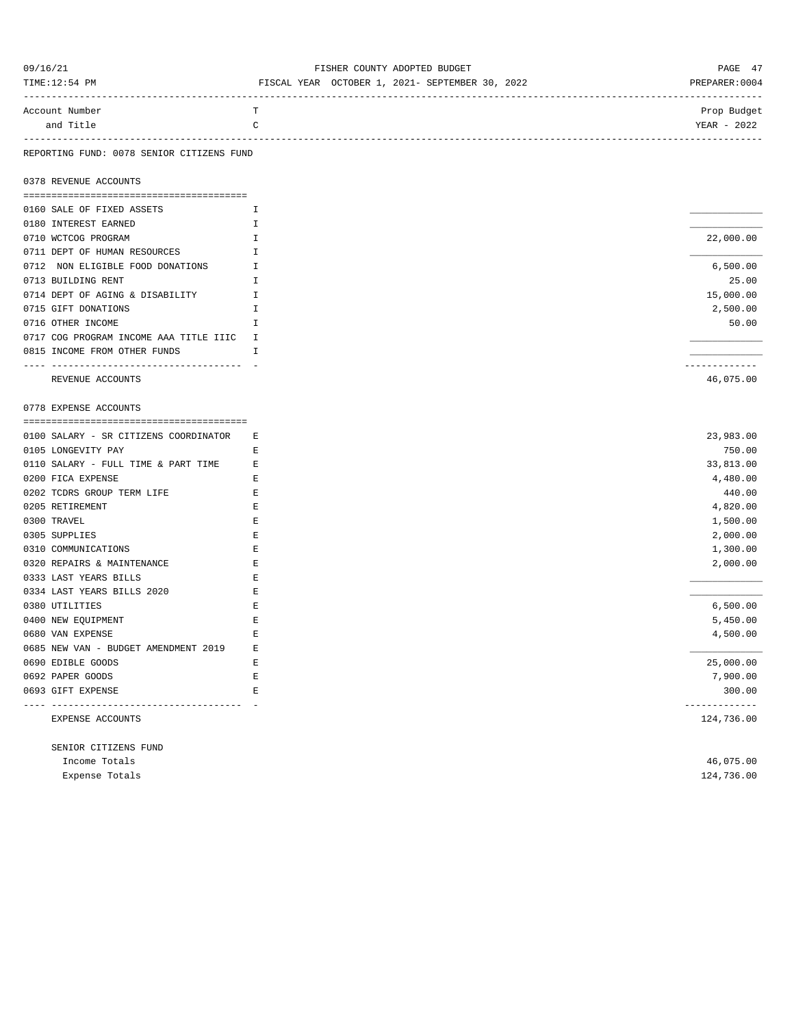FISHER COUNTY ADOPTED BUDGET

FISCAL YEAR OCTOBER 1, 2021- SEPTEMBER 30, 2022

| Account Number and Title | TC | Prop Budget YEAR - 2022 |
|---|---|---|

REPORTING FUND: 0078 SENIOR CITIZENS FUND

## 0378 REVENUE ACCOUNTS

| Account Number and Title | TC | Prop Budget YEAR - 2022 |
|---|---|---|
| 0160 SALE OF FIXED ASSETS | I | |
| 0180 INTEREST EARNED | I | |
| 0710 WCTCOG PROGRAM | I | 22,000.00 |
| 0711 DEPT OF HUMAN RESOURCES | I | |
| 0712 NON ELIGIBLE FOOD DONATIONS | I | 6,500.00 |
| 0713 BUILDING RENT | I | 25.00 |
| 0714 DEPT OF AGING & DISABILITY | I | 15,000.00 |
| 0715 GIFT DONATIONS | I | 2,500.00 |
| 0716 OTHER INCOME | I | 50.00 |
| 0717 COG PROGRAM INCOME AAA TITLE IIIC | I | |
| 0815 INCOME FROM OTHER FUNDS | I | |
| REVENUE ACCOUNTS | | 46,075.00 |

## 0778 EXPENSE ACCOUNTS

| Account Number and Title | TC | Prop Budget YEAR - 2022 |
|---|---|---|
| 0100 SALARY - SR CITIZENS COORDINATOR | E | 23,983.00 |
| 0105 LONGEVITY PAY | E | 750.00 |
| 0110 SALARY - FULL TIME & PART TIME | E | 33,813.00 |
| 0200 FICA EXPENSE | E | 4,480.00 |
| 0202 TCDRS GROUP TERM LIFE | E | 440.00 |
| 0205 RETIREMENT | E | 4,820.00 |
| 0300 TRAVEL | E | 1,500.00 |
| 0305 SUPPLIES | E | 2,000.00 |
| 0310 COMMUNICATIONS | E | 1,300.00 |
| 0320 REPAIRS & MAINTENANCE | E | 2,000.00 |
| 0333 LAST YEARS BILLS | E | |
| 0334 LAST YEARS BILLS 2020 | E | |
| 0380 UTILITIES | E | 6,500.00 |
| 0400 NEW EQUIPMENT | E | 5,450.00 |
| 0680 VAN EXPENSE | E | 4,500.00 |
| 0685 NEW VAN - BUDGET AMENDMENT 2019 | E | |
| 0690 EDIBLE GOODS | E | 25,000.00 |
| 0692 PAPER GOODS | E | 7,900.00 |
| 0693 GIFT EXPENSE | E | 300.00 |
| EXPENSE ACCOUNTS | | 124,736.00 |

| SENIOR CITIZENS FUND | | |
|---|---|---|
| Income Totals | | 46,075.00 |
| Expense Totals | | 124,736.00 |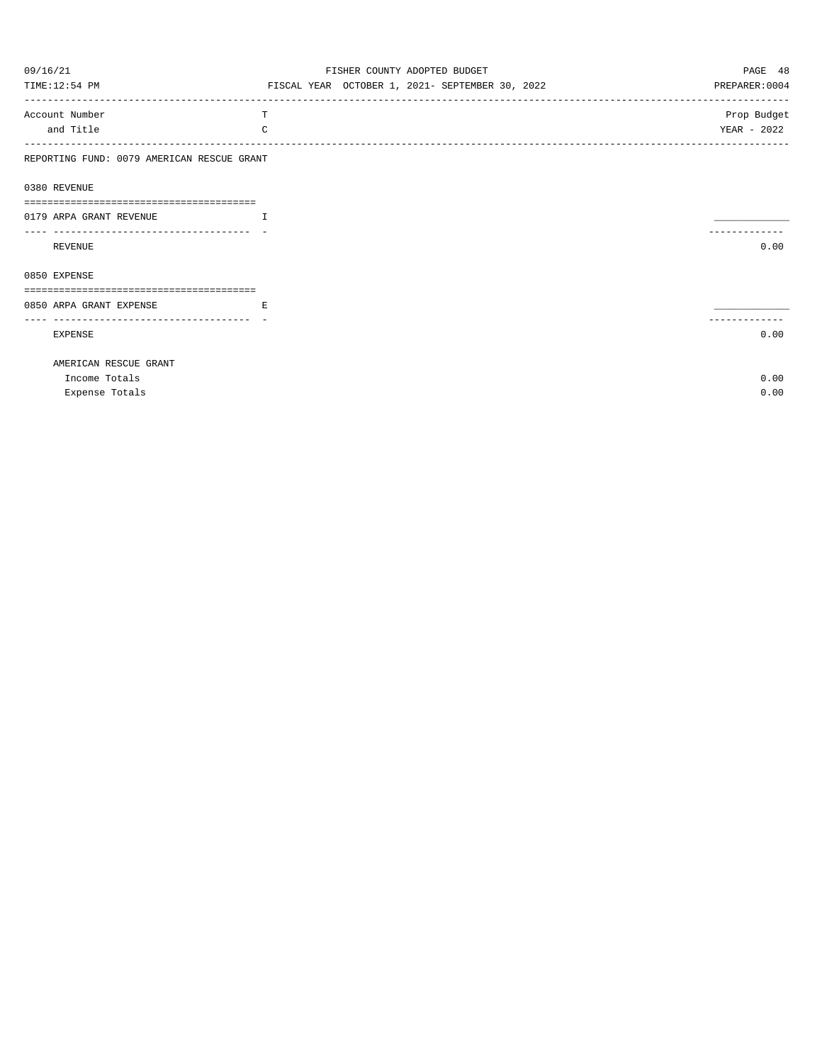REPORTING FUND: 0079 AMERICAN RESCUE GRANT

| Account Number and Title | TC | Prop Budget YEAR - 2022 |
|---|---|---|
| **0380 REVENUE** | | |
| 0179 ARPA GRANT REVENUE | I | ____________ |
| REVENUE | | 0.00 |
| **0850 EXPENSE** | | |
| 0850 ARPA GRANT EXPENSE | E | ____________ |
| EXPENSE | | 0.00 |

AMERICAN RESCUE GRANT

| | |
|---|---|
| Income Totals | 0.00 |
| Expense Totals | 0.00 |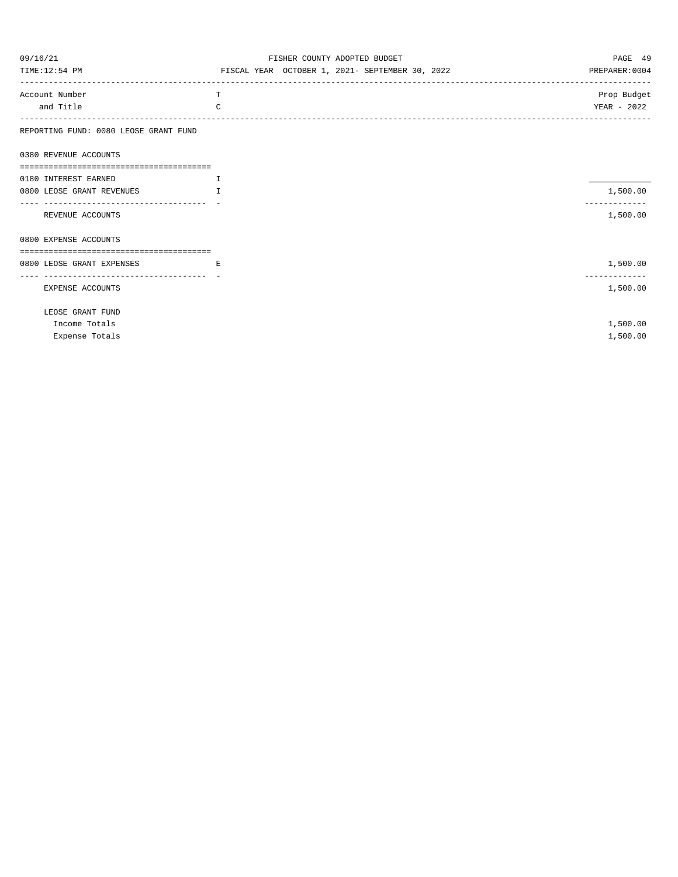FISHER COUNTY ADOPTED BUDGET

FISCAL YEAR OCTOBER 1, 2021- SEPTEMBER 30, 2022

| Account Number and Title | T C | Prop Budget YEAR - 2022 |
|---|---|---|
| REPORTING FUND: 0080 LEOSE GRANT FUND | | |
| 0380 REVENUE ACCOUNTS | | |
| 0180 INTEREST EARNED | I | |
| 0800 LEOSE GRANT REVENUES | I | 1,500.00 |
| REVENUE ACCOUNTS | | 1,500.00 |
| 0800 EXPENSE ACCOUNTS | | |
| 0800 LEOSE GRANT EXPENSES | E | 1,500.00 |
| EXPENSE ACCOUNTS | | 1,500.00 |
| LEOSE GRANT FUND | | |
| Income Totals | | 1,500.00 |
| Expense Totals | | 1,500.00 |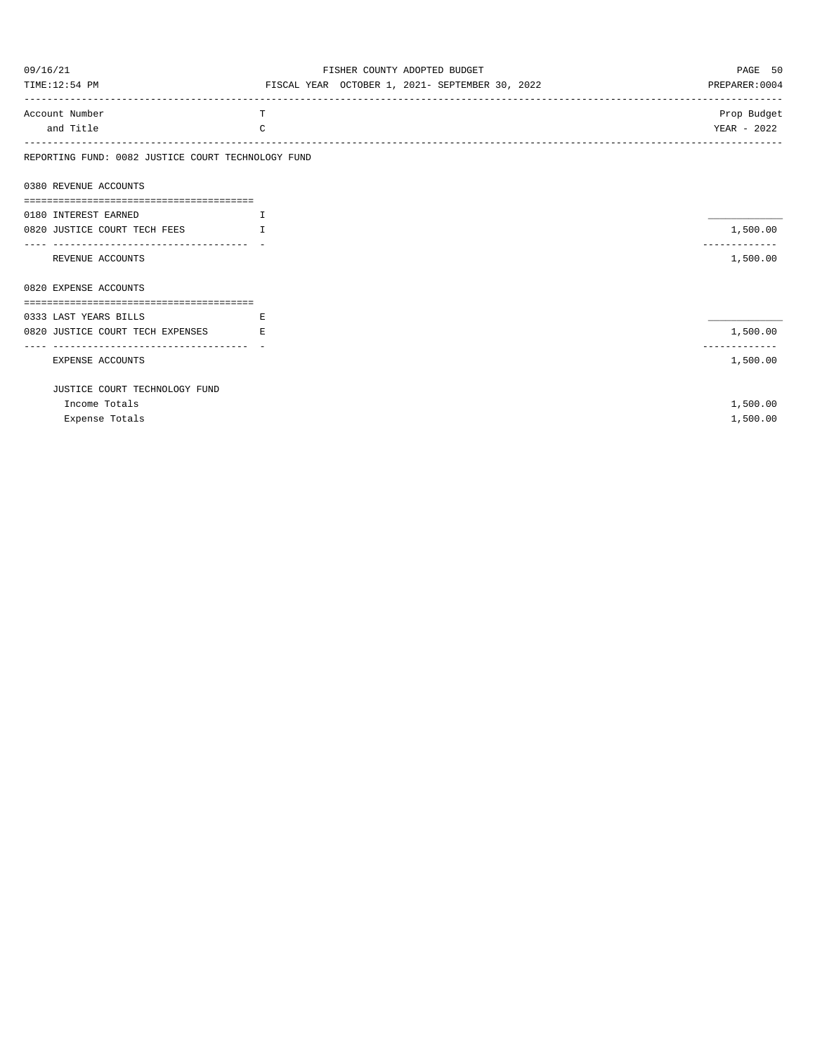FISHER COUNTY ADOPTED BUDGET

FISCAL YEAR OCTOBER 1, 2021- SEPTEMBER 30, 2022

| Account Number and Title | TC | Prop Budget YEAR - 2022 |
|---|---|---|
| **REPORTING FUND: 0082 JUSTICE COURT TECHNOLOGY FUND** | | |
| **0380 REVENUE ACCOUNTS** | | |
| 0180 INTEREST EARNED | I | |
| 0820 JUSTICE COURT TECH FEES | I | 1,500.00 |
| REVENUE ACCOUNTS | | 1,500.00 |
| **0820 EXPENSE ACCOUNTS** | | |
| 0333 LAST YEARS BILLS | E | |
| 0820 JUSTICE COURT TECH EXPENSES | E | 1,500.00 |
| EXPENSE ACCOUNTS | | 1,500.00 |
| **JUSTICE COURT TECHNOLOGY FUND** | | |
| Income Totals | | 1,500.00 |
| Expense Totals | | 1,500.00 |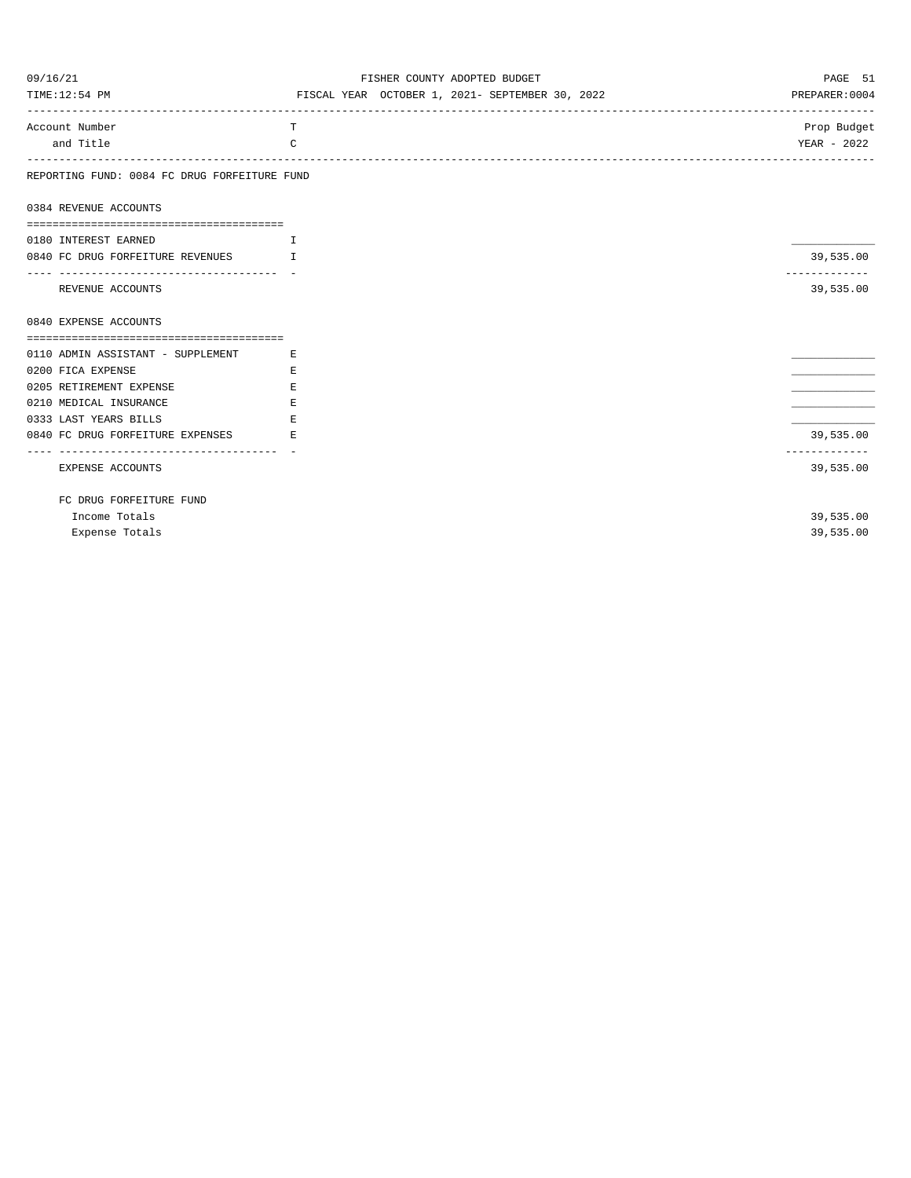| Account Number and Title | TC | Prop Budget YEAR - 2022 |
|---|---|---|

REPORTING FUND: 0084 FC DRUG FORFEITURE FUND

**0384 REVENUE ACCOUNTS**

| Account Number and Title | TC | Prop Budget YEAR - 2022 |
|---|---|---|
| 0180 INTEREST EARNED | I | |
| 0840 FC DRUG FORFEITURE REVENUES | I | 39,535.00 |
| REVENUE ACCOUNTS | | 39,535.00 |

**0840 EXPENSE ACCOUNTS**

| Account Number and Title | TC | Prop Budget YEAR - 2022 |
|---|---|---|
| 0110 ADMIN ASSISTANT - SUPPLEMENT | E | |
| 0200 FICA EXPENSE | E | |
| 0205 RETIREMENT EXPENSE | E | |
| 0210 MEDICAL INSURANCE | E | |
| 0333 LAST YEARS BILLS | E | |
| 0840 FC DRUG FORFEITURE EXPENSES | E | 39,535.00 |
| EXPENSE ACCOUNTS | | 39,535.00 |

**FC DRUG FORFEITURE FUND**

| | Prop Budget YEAR - 2022 |
|---|---|
| Income Totals | 39,535.00 |
| Expense Totals | 39,535.00 |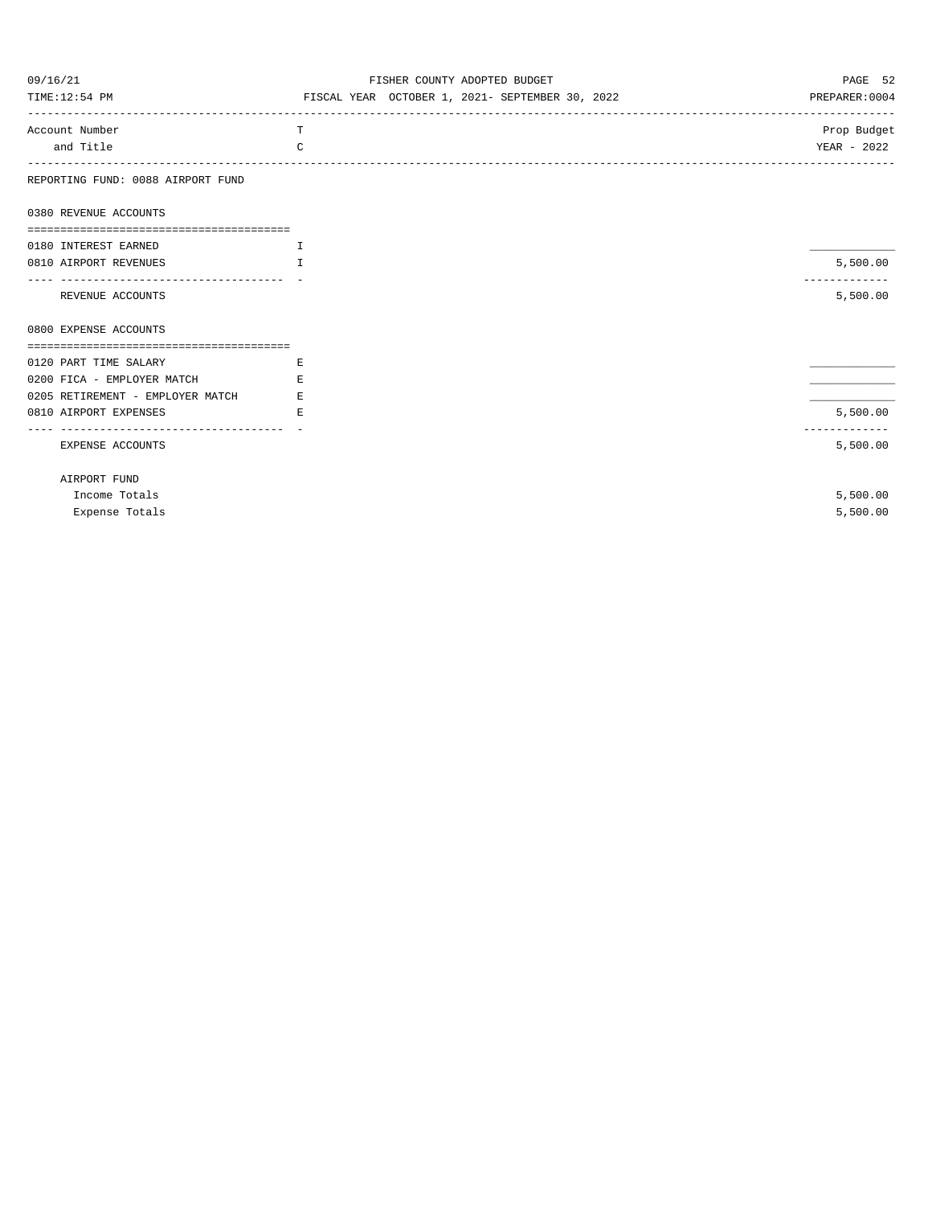FISHER COUNTY ADOPTED BUDGET

FISCAL YEAR OCTOBER 1, 2021- SEPTEMBER 30, 2022

| Account Number and Title | T C | Prop Budget YEAR - 2022 |
|---|---|---|
| **REPORTING FUND: 0088 AIRPORT FUND** | | |
| **0380 REVENUE ACCOUNTS** | | |
| 0180 INTEREST EARNED | I | ____________ |
| 0810 AIRPORT REVENUES | I | 5,500.00 |
| REVENUE ACCOUNTS | | 5,500.00 |
| **0800 EXPENSE ACCOUNTS** | | |
| 0120 PART TIME SALARY | E | ____________ |
| 0200 FICA - EMPLOYER MATCH | E | ____________ |
| 0205 RETIREMENT - EMPLOYER MATCH | E | ____________ |
| 0810 AIRPORT EXPENSES | E | 5,500.00 |
| EXPENSE ACCOUNTS | | 5,500.00 |
| AIRPORT FUND | | |
| Income Totals | | 5,500.00 |
| Expense Totals | | 5,500.00 |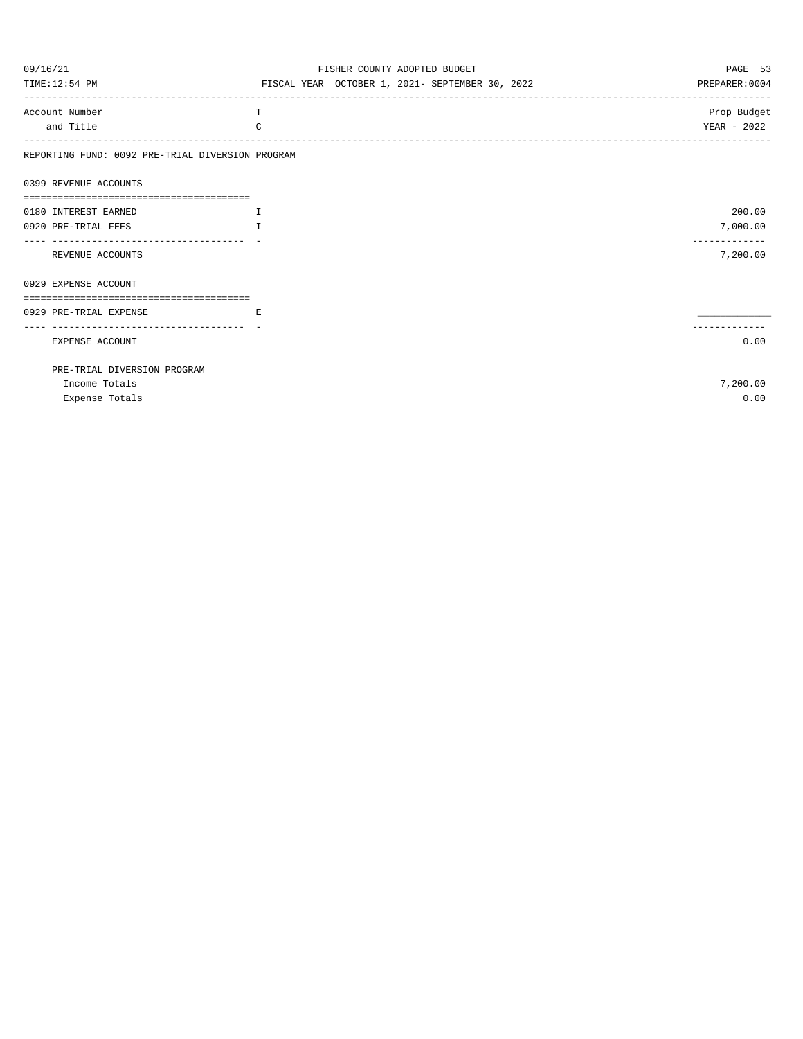| Account Number and Title | T C | Prop Budget YEAR - 2022 |
|---|---|---|
| **REPORTING FUND: 0092 PRE-TRIAL DIVERSION PROGRAM** | | |
| **0399 REVENUE ACCOUNTS** | | |
| 0180 INTEREST EARNED | I | 200.00 |
| 0920 PRE-TRIAL FEES | I | 7,000.00 |
| REVENUE ACCOUNTS | | 7,200.00 |
| **0929 EXPENSE ACCOUNT** | | |
| 0929 PRE-TRIAL EXPENSE | E | |
| EXPENSE ACCOUNT | | 0.00 |
| PRE-TRIAL DIVERSION PROGRAM | | |
| Income Totals | | 7,200.00 |
| Expense Totals | | 0.00 |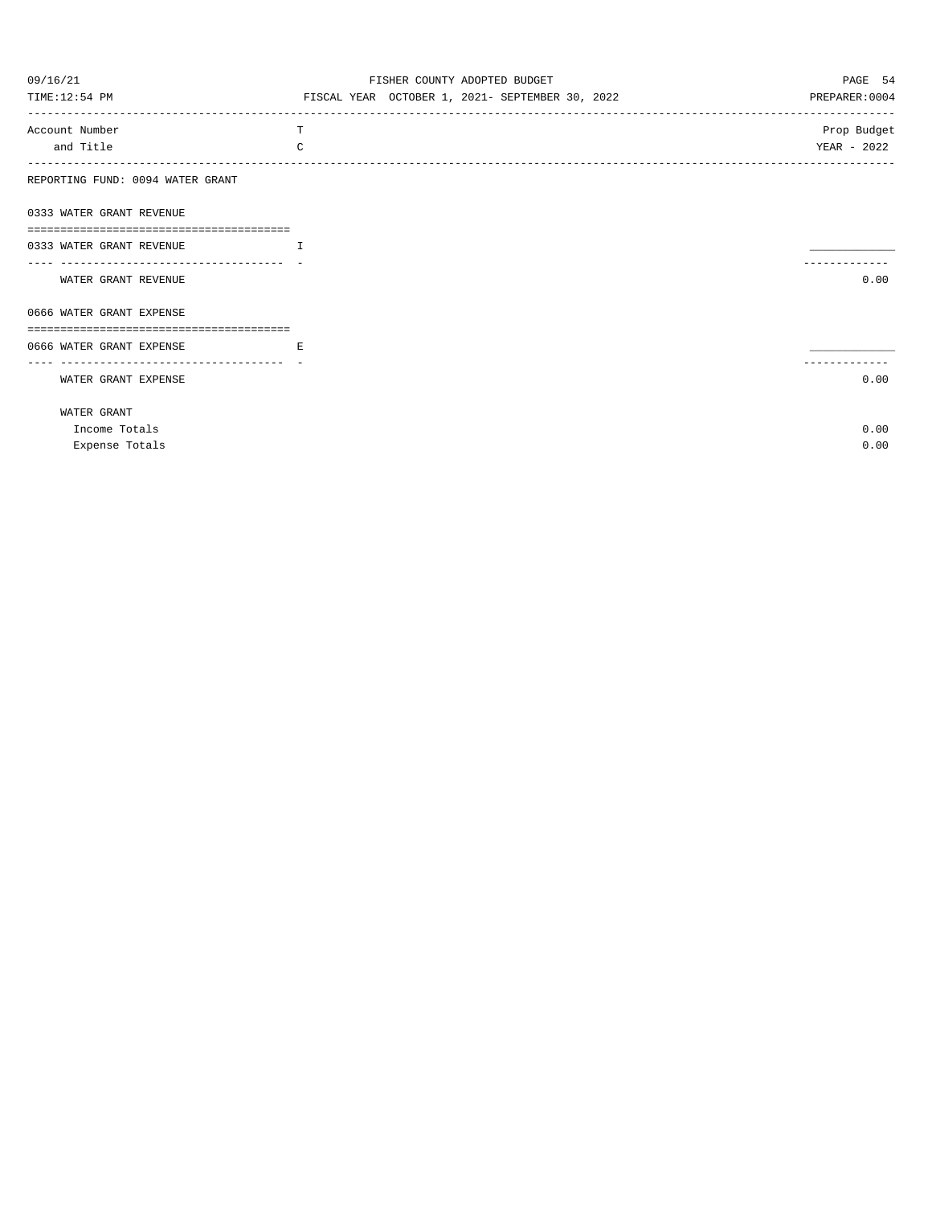| Account Number and Title | TC | Prop Budget YEAR - 2022 |
|---|---|---|
| **REPORTING FUND: 0094 WATER GRANT** | | |
| **0333 WATER GRANT REVENUE** | | |
| 0333 WATER GRANT REVENUE | I | |
| WATER GRANT REVENUE | | 0.00 |
| **0666 WATER GRANT EXPENSE** | | |
| 0666 WATER GRANT EXPENSE | E | |
| WATER GRANT EXPENSE | | 0.00 |
| WATER GRANT | | |
| Income Totals | | 0.00 |
| Expense Totals | | 0.00 |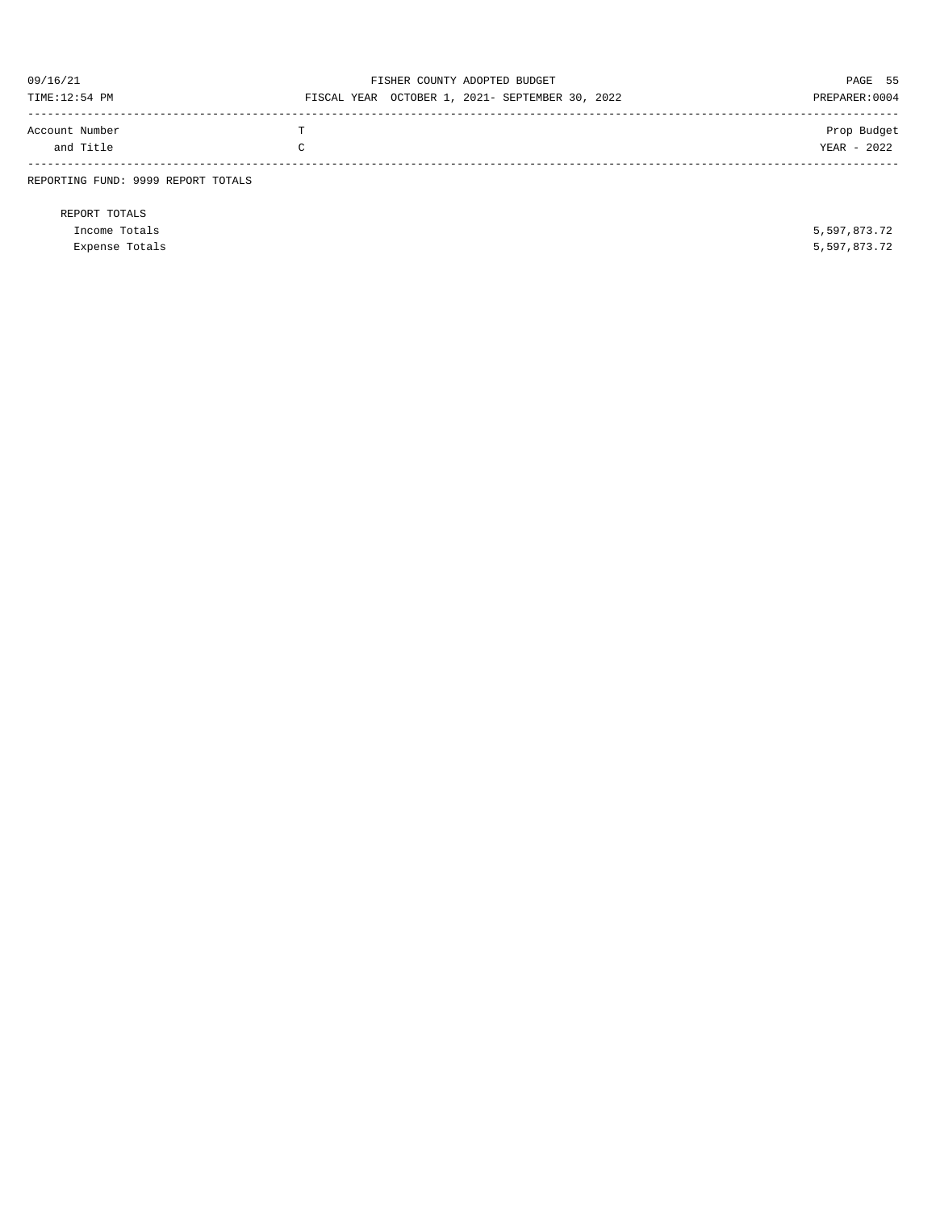| Account Number and Title | T C | Prop Budget YEAR - 2022 |
|---|---|---|
| REPORTING FUND: 9999 REPORT TOTALS | | |
| REPORT TOTALS | | |
| Income Totals | | 5,597,873.72 |
| Expense Totals | | 5,597,873.72 |